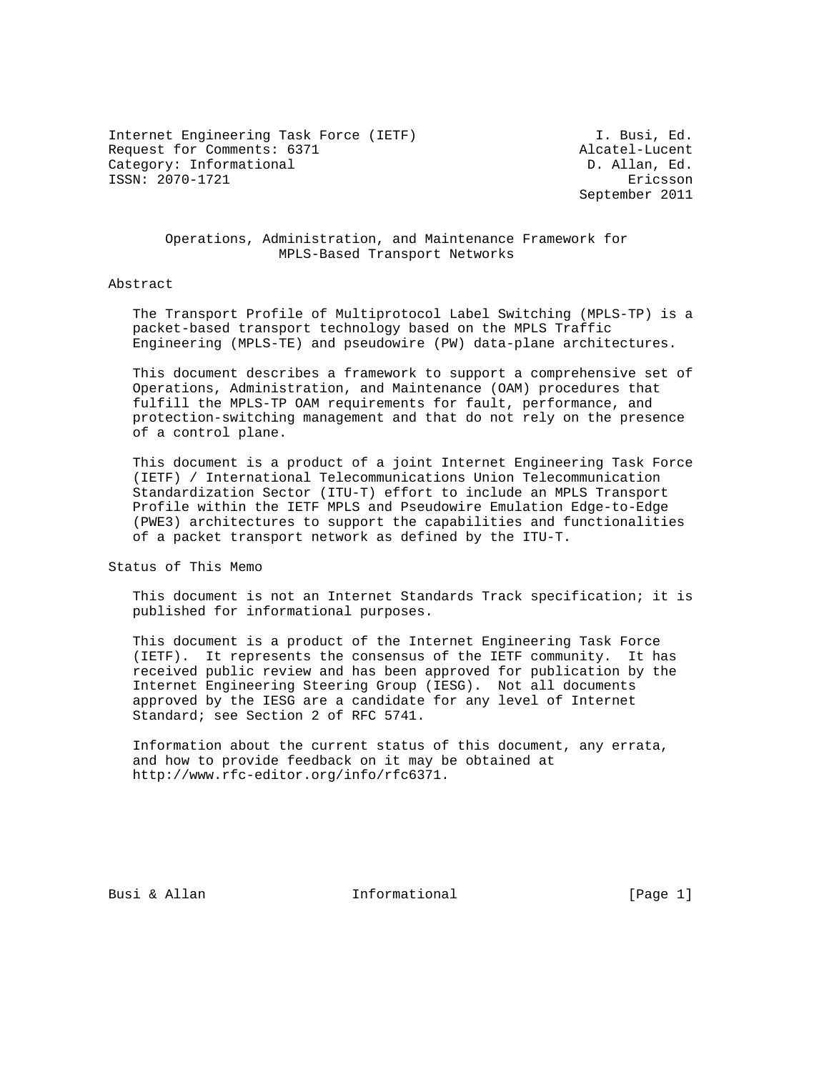Internet Engineering Task Force (IETF)                      I. Busi, Ed.
Request for Comments: 6371                                Alcatel-Lucent
Category: Informational                                    D. Allan, Ed.
ISSN: 2070-1721                                                 Ericsson
                                                          September 2011

# Operations, Administration, and Maintenance Framework for MPLS-Based Transport Networks

## Abstract

The Transport Profile of Multiprotocol Label Switching (MPLS-TP) is a packet-based transport technology based on the MPLS Traffic Engineering (MPLS-TE) and pseudowire (PW) data-plane architectures.

This document describes a framework to support a comprehensive set of Operations, Administration, and Maintenance (OAM) procedures that fulfill the MPLS-TP OAM requirements for fault, performance, and protection-switching management and that do not rely on the presence of a control plane.

This document is a product of a joint Internet Engineering Task Force (IETF) / International Telecommunications Union Telecommunication Standardization Sector (ITU-T) effort to include an MPLS Transport Profile within the IETF MPLS and Pseudowire Emulation Edge-to-Edge (PWE3) architectures to support the capabilities and functionalities of a packet transport network as defined by the ITU-T.

## Status of This Memo

This document is not an Internet Standards Track specification; it is published for informational purposes.

This document is a product of the Internet Engineering Task Force (IETF). It represents the consensus of the IETF community. It has received public review and has been approved for publication by the Internet Engineering Steering Group (IESG). Not all documents approved by the IESG are a candidate for any level of Internet Standard; see Section 2 of RFC 5741.

Information about the current status of this document, any errata, and how to provide feedback on it may be obtained at http://www.rfc-editor.org/info/rfc6371.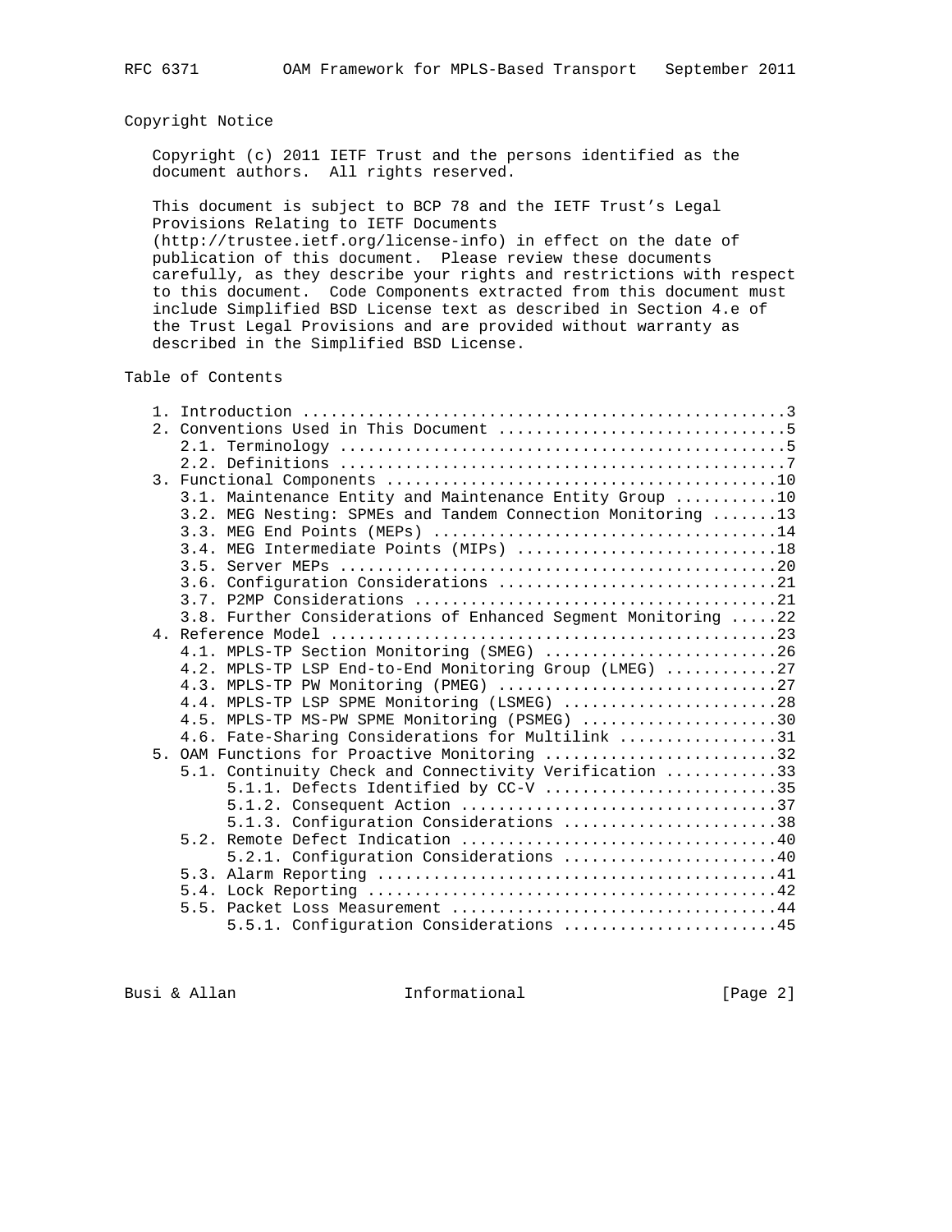## Copyright Notice

Copyright (c) 2011 IETF Trust and the persons identified as the document authors. All rights reserved.

This document is subject to BCP 78 and the IETF Trust's Legal Provisions Relating to IETF Documents (http://trustee.ietf.org/license-info) in effect on the date of publication of this document. Please review these documents carefully, as they describe your rights and restrictions with respect to this document. Code Components extracted from this document must include Simplified BSD License text as described in Section 4.e of the Trust Legal Provisions and are provided without warranty as described in the Simplified BSD License.

## Table of Contents

```
   1. Introduction ....................................................3
   2. Conventions Used in This Document ...............................5
      2.1. Terminology ................................................5
      2.2. Definitions ................................................7
   3. Functional Components ..........................................10
      3.1. Maintenance Entity and Maintenance Entity Group ...........10
      3.2. MEG Nesting: SPMEs and Tandem Connection Monitoring .......13
      3.3. MEG End Points (MEPs) .....................................14
      3.4. MEG Intermediate Points (MIPs) ............................18
      3.5. Server MEPs ...............................................20
      3.6. Configuration Considerations ..............................21
      3.7. P2MP Considerations .......................................21
      3.8. Further Considerations of Enhanced Segment Monitoring .....22
   4. Reference Model ................................................23
      4.1. MPLS-TP Section Monitoring (SMEG) .........................26
      4.2. MPLS-TP LSP End-to-End Monitoring Group (LMEG) ............27
      4.3. MPLS-TP PW Monitoring (PMEG) ..............................27
      4.4. MPLS-TP LSP SPME Monitoring (LSMEG) .......................28
      4.5. MPLS-TP MS-PW SPME Monitoring (PSMEG) .....................30
      4.6. Fate-Sharing Considerations for Multilink .................31
   5. OAM Functions for Proactive Monitoring .........................32
      5.1. Continuity Check and Connectivity Verification ............33
           5.1.1. Defects Identified by CC-V .........................35
           5.1.2. Consequent Action ..................................37
           5.1.3. Configuration Considerations .......................38
      5.2. Remote Defect Indication ..................................40
           5.2.1. Configuration Considerations .......................40
      5.3. Alarm Reporting ...........................................41
      5.4. Lock Reporting ............................................42
      5.5. Packet Loss Measurement ...................................44
           5.5.1. Configuration Considerations .......................45
```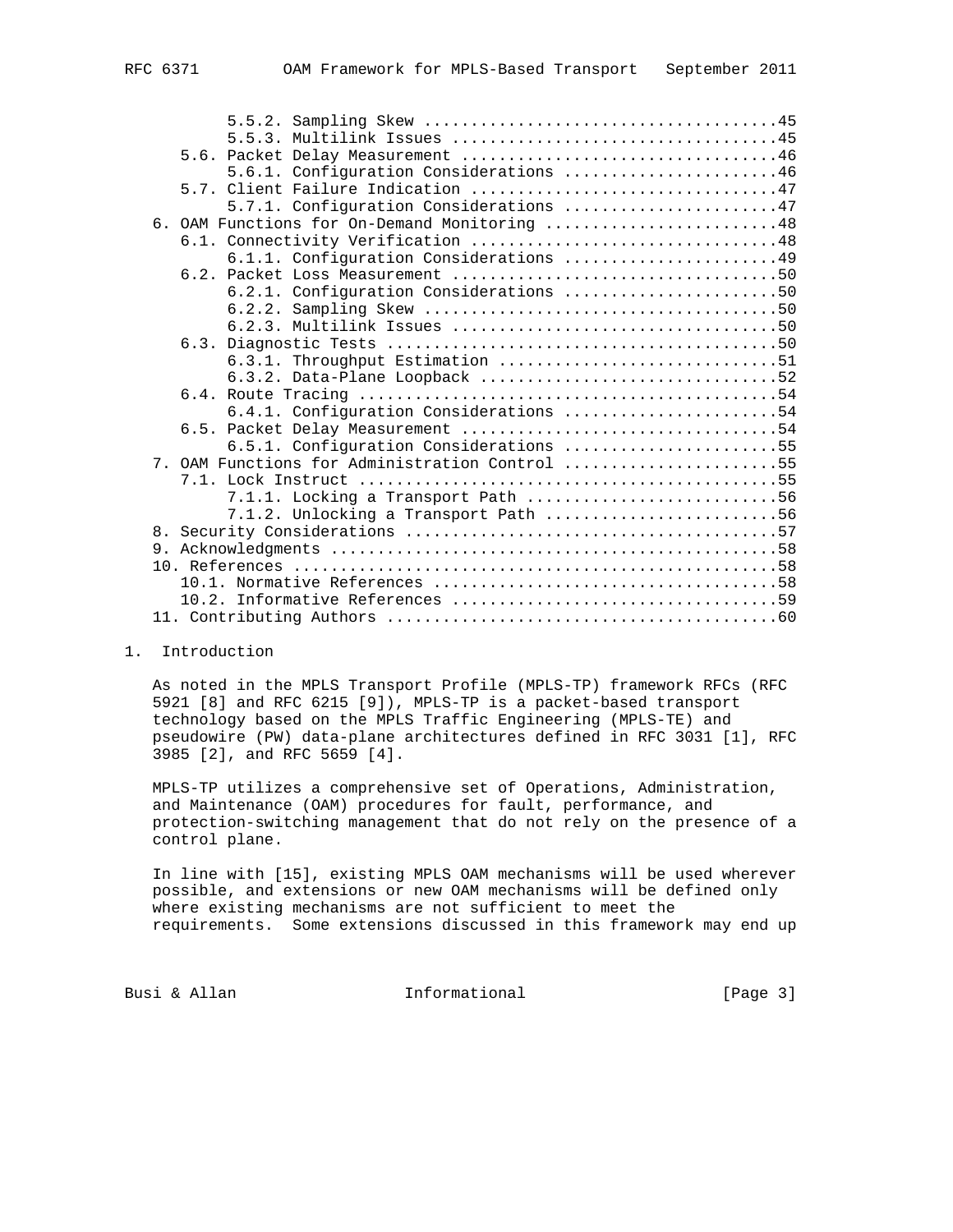5.5.2. Sampling Skew .....................................45
5.5.3. Multilink Issues ..................................45
5.6. Packet Delay Measurement .................................46
5.6.1. Configuration Considerations .......................46
5.7. Client Failure Indication ................................47
5.7.1. Configuration Considerations .......................47
6. OAM Functions for On-Demand Monitoring .........................48
6.1. Connectivity Verification ................................48
6.1.1. Configuration Considerations .......................49
6.2. Packet Loss Measurement ..................................50
6.2.1. Configuration Considerations .......................50
6.2.2. Sampling Skew .....................................50
6.2.3. Multilink Issues ..................................50
6.3. Diagnostic Tests .........................................50
6.3.1. Throughput Estimation .............................51
6.3.2. Data-Plane Loopback ...............................52
6.4. Route Tracing ............................................54
6.4.1. Configuration Considerations .......................54
6.5. Packet Delay Measurement .................................54
6.5.1. Configuration Considerations .......................55
7. OAM Functions for Administration Control .......................55
7.1. Lock Instruct ............................................55
7.1.1. Locking a Transport Path ..........................56
7.1.2. Unlocking a Transport Path ........................56
8. Security Considerations ........................................57
9. Acknowledgments ................................................58
10. References ....................................................58
10.1. Normative References ....................................58
10.2. Informative References ..................................59
11. Contributing Authors ..........................................60

# 1. Introduction

As noted in the MPLS Transport Profile (MPLS-TP) framework RFCs (RFC 5921 [8] and RFC 6215 [9]), MPLS-TP is a packet-based transport technology based on the MPLS Traffic Engineering (MPLS-TE) and pseudowire (PW) data-plane architectures defined in RFC 3031 [1], RFC 3985 [2], and RFC 5659 [4].

MPLS-TP utilizes a comprehensive set of Operations, Administration, and Maintenance (OAM) procedures for fault, performance, and protection-switching management that do not rely on the presence of a control plane.

In line with [15], existing MPLS OAM mechanisms will be used wherever possible, and extensions or new OAM mechanisms will be defined only where existing mechanisms are not sufficient to meet the requirements. Some extensions discussed in this framework may end up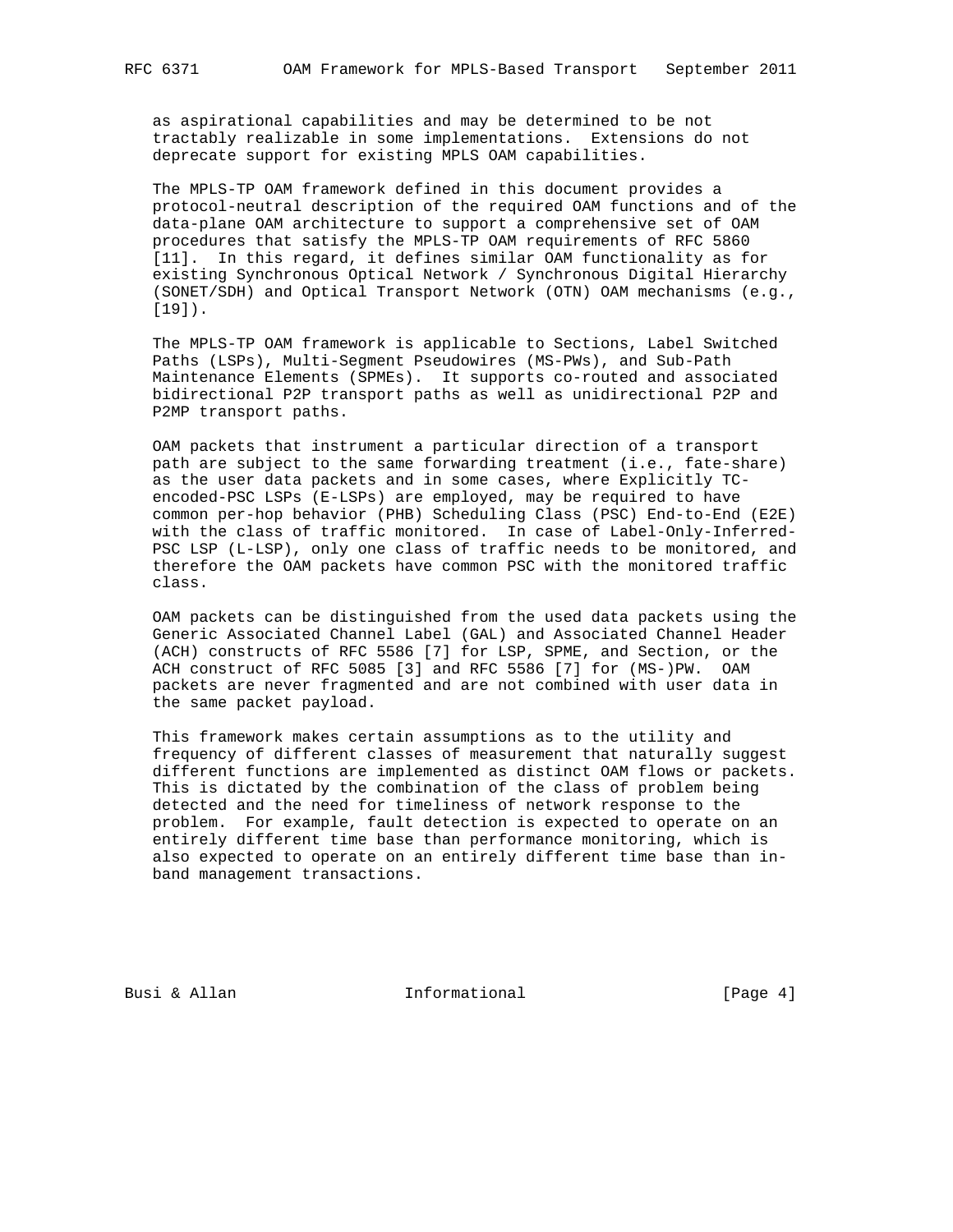as aspirational capabilities and may be determined to be not tractably realizable in some implementations. Extensions do not deprecate support for existing MPLS OAM capabilities.

The MPLS-TP OAM framework defined in this document provides a protocol-neutral description of the required OAM functions and of the data-plane OAM architecture to support a comprehensive set of OAM procedures that satisfy the MPLS-TP OAM requirements of RFC 5860 [11]. In this regard, it defines similar OAM functionality as for existing Synchronous Optical Network / Synchronous Digital Hierarchy (SONET/SDH) and Optical Transport Network (OTN) OAM mechanisms (e.g., [19]).

The MPLS-TP OAM framework is applicable to Sections, Label Switched Paths (LSPs), Multi-Segment Pseudowires (MS-PWs), and Sub-Path Maintenance Elements (SPMEs). It supports co-routed and associated bidirectional P2P transport paths as well as unidirectional P2P and P2MP transport paths.

OAM packets that instrument a particular direction of a transport path are subject to the same forwarding treatment (i.e., fate-share) as the user data packets and in some cases, where Explicitly TC-encoded-PSC LSPs (E-LSPs) are employed, may be required to have common per-hop behavior (PHB) Scheduling Class (PSC) End-to-End (E2E) with the class of traffic monitored. In case of Label-Only-Inferred-PSC LSP (L-LSP), only one class of traffic needs to be monitored, and therefore the OAM packets have common PSC with the monitored traffic class.

OAM packets can be distinguished from the used data packets using the Generic Associated Channel Label (GAL) and Associated Channel Header (ACH) constructs of RFC 5586 [7] for LSP, SPME, and Section, or the ACH construct of RFC 5085 [3] and RFC 5586 [7] for (MS-)PW. OAM packets are never fragmented and are not combined with user data in the same packet payload.

This framework makes certain assumptions as to the utility and frequency of different classes of measurement that naturally suggest different functions are implemented as distinct OAM flows or packets. This is dictated by the combination of the class of problem being detected and the need for timeliness of network response to the problem. For example, fault detection is expected to operate on an entirely different time base than performance monitoring, which is also expected to operate on an entirely different time base than in-band management transactions.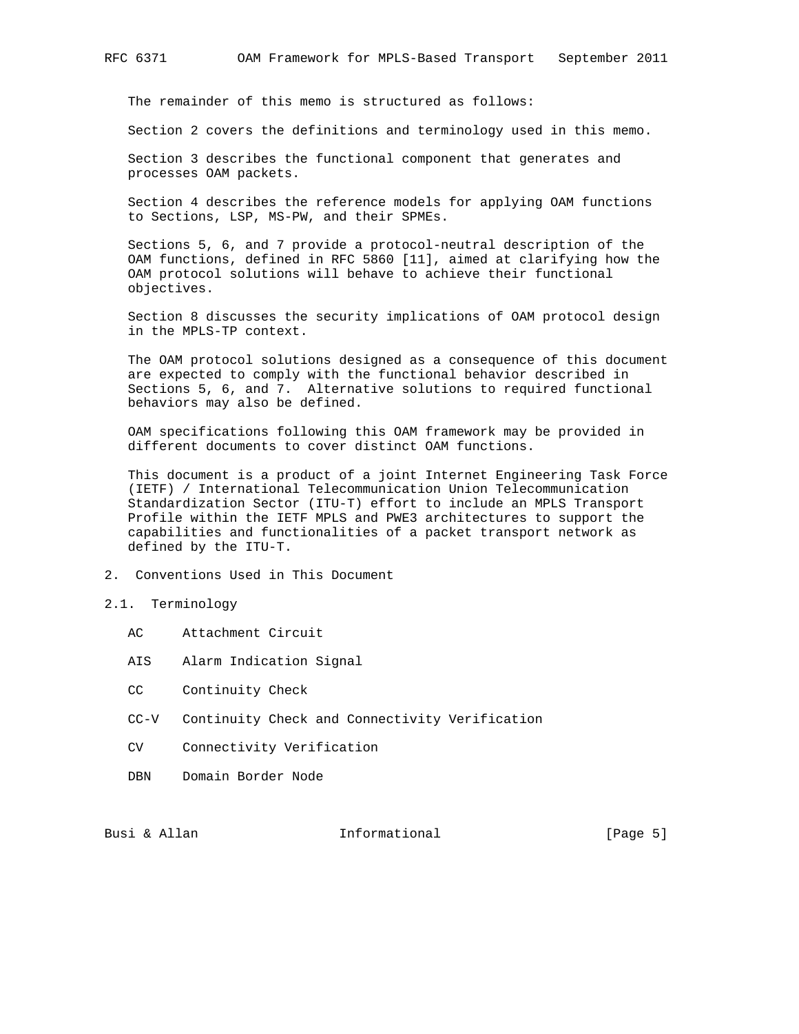The remainder of this memo is structured as follows:

Section 2 covers the definitions and terminology used in this memo.

Section 3 describes the functional component that generates and processes OAM packets.

Section 4 describes the reference models for applying OAM functions to Sections, LSP, MS-PW, and their SPMEs.

Sections 5, 6, and 7 provide a protocol-neutral description of the OAM functions, defined in RFC 5860 [11], aimed at clarifying how the OAM protocol solutions will behave to achieve their functional objectives.

Section 8 discusses the security implications of OAM protocol design in the MPLS-TP context.

The OAM protocol solutions designed as a consequence of this document are expected to comply with the functional behavior described in Sections 5, 6, and 7. Alternative solutions to required functional behaviors may also be defined.

OAM specifications following this OAM framework may be provided in different documents to cover distinct OAM functions.

This document is a product of a joint Internet Engineering Task Force (IETF) / International Telecommunication Union Telecommunication Standardization Sector (ITU-T) effort to include an MPLS Transport Profile within the IETF MPLS and PWE3 architectures to support the capabilities and functionalities of a packet transport network as defined by the ITU-T.

## 2. Conventions Used in This Document

### 2.1. Terminology

AC      Attachment Circuit

AIS     Alarm Indication Signal

CC      Continuity Check

CC-V    Continuity Check and Connectivity Verification

CV      Connectivity Verification

DBN     Domain Border Node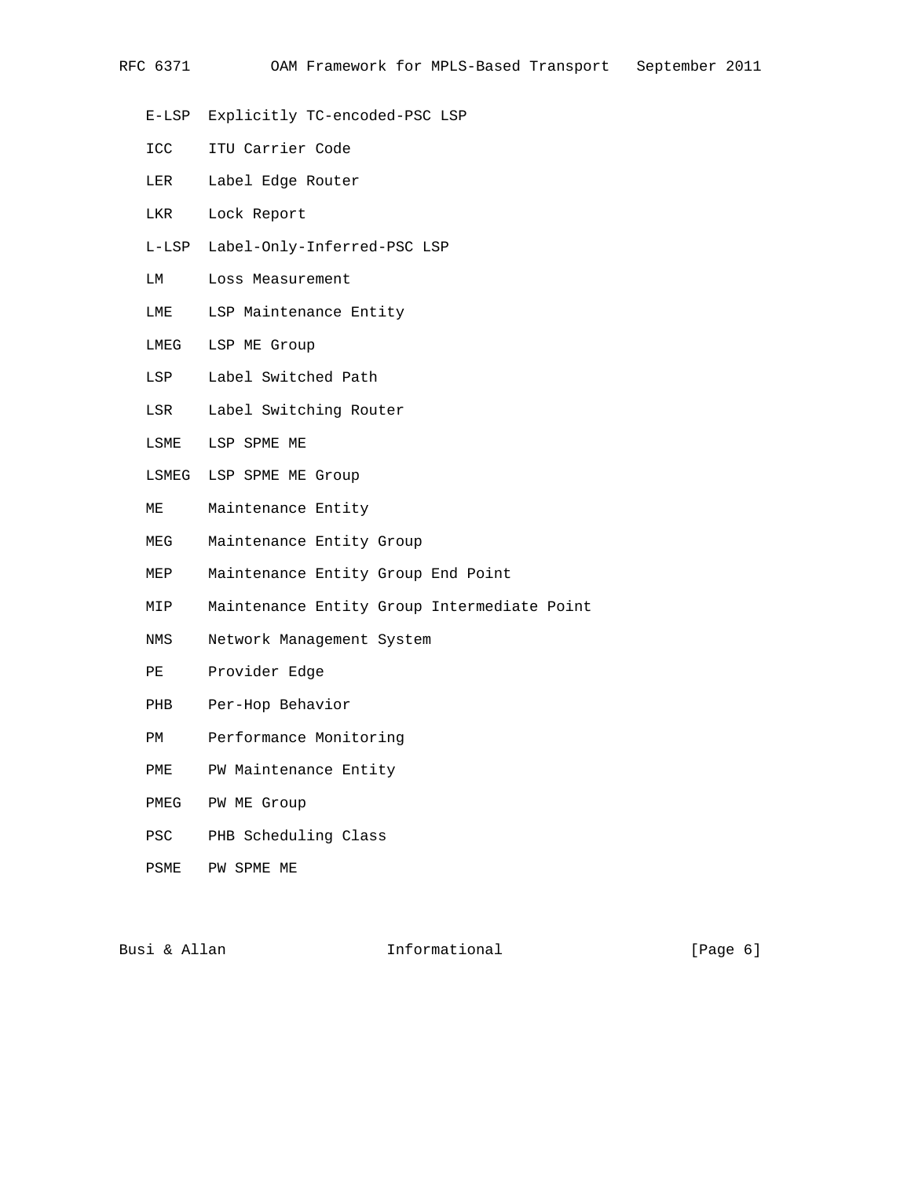| | |
|---|---|
| E-LSP | Explicitly TC-encoded-PSC LSP |
| ICC | ITU Carrier Code |
| LER | Label Edge Router |
| LKR | Lock Report |
| L-LSP | Label-Only-Inferred-PSC LSP |
| LM | Loss Measurement |
| LME | LSP Maintenance Entity |
| LMEG | LSP ME Group |
| LSP | Label Switched Path |
| LSR | Label Switching Router |
| LSME | LSP SPME ME |
| LSMEG | LSP SPME ME Group |
| ME | Maintenance Entity |
| MEG | Maintenance Entity Group |
| MEP | Maintenance Entity Group End Point |
| MIP | Maintenance Entity Group Intermediate Point |
| NMS | Network Management System |
| PE | Provider Edge |
| PHB | Per-Hop Behavior |
| PM | Performance Monitoring |
| PME | PW Maintenance Entity |
| PMEG | PW ME Group |
| PSC | PHB Scheduling Class |
| PSME | PW SPME ME |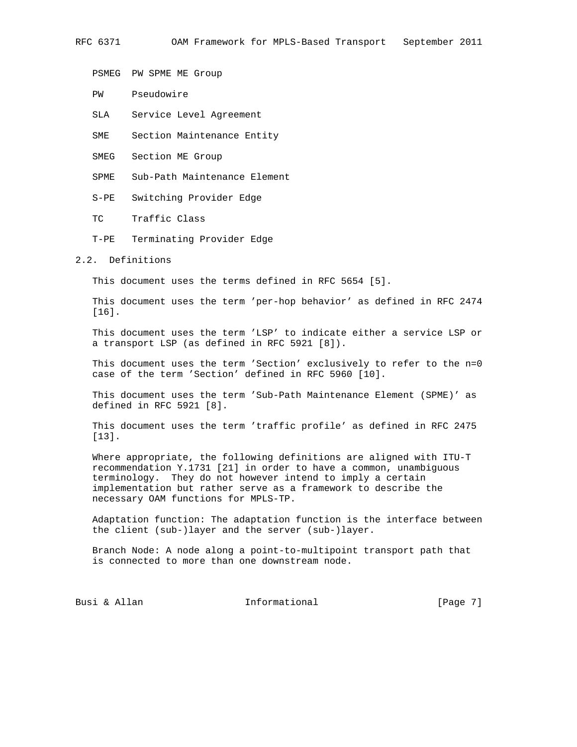PSMEG PW SPME ME Group

PW Pseudowire

SLA Service Level Agreement

SME Section Maintenance Entity

SMEG Section ME Group

SPME Sub-Path Maintenance Element

S-PE Switching Provider Edge

TC Traffic Class

T-PE Terminating Provider Edge

## 2.2. Definitions

This document uses the terms defined in RFC 5654 [5].

This document uses the term 'per-hop behavior' as defined in RFC 2474 [16].

This document uses the term 'LSP' to indicate either a service LSP or a transport LSP (as defined in RFC 5921 [8]).

This document uses the term 'Section' exclusively to refer to the n=0 case of the term 'Section' defined in RFC 5960 [10].

This document uses the term 'Sub-Path Maintenance Element (SPME)' as defined in RFC 5921 [8].

This document uses the term 'traffic profile' as defined in RFC 2475 [13].

Where appropriate, the following definitions are aligned with ITU-T recommendation Y.1731 [21] in order to have a common, unambiguous terminology. They do not however intend to imply a certain implementation but rather serve as a framework to describe the necessary OAM functions for MPLS-TP.

Adaptation function: The adaptation function is the interface between the client (sub-)layer and the server (sub-)layer.

Branch Node: A node along a point-to-multipoint transport path that is connected to more than one downstream node.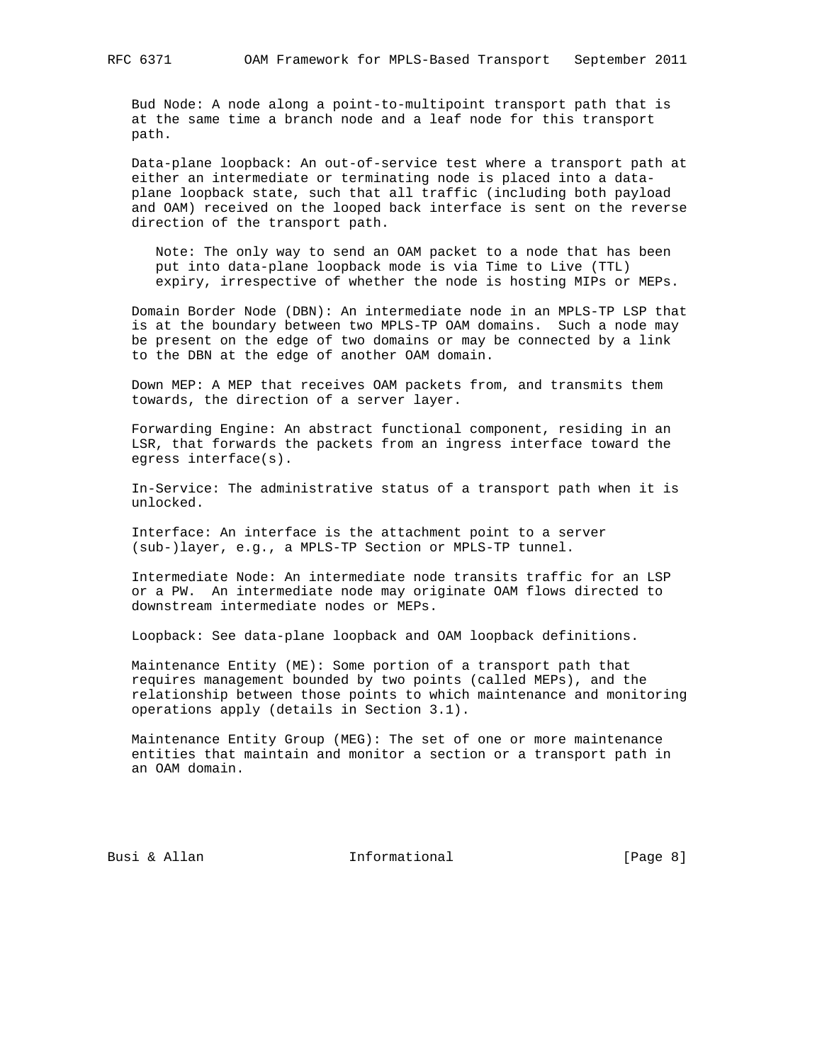Bud Node: A node along a point-to-multipoint transport path that is at the same time a branch node and a leaf node for this transport path.

Data-plane loopback: An out-of-service test where a transport path at either an intermediate or terminating node is placed into a data-plane loopback state, such that all traffic (including both payload and OAM) received on the looped back interface is sent on the reverse direction of the transport path.

> Note: The only way to send an OAM packet to a node that has been put into data-plane loopback mode is via Time to Live (TTL) expiry, irrespective of whether the node is hosting MIPs or MEPs.

Domain Border Node (DBN): An intermediate node in an MPLS-TP LSP that is at the boundary between two MPLS-TP OAM domains. Such a node may be present on the edge of two domains or may be connected by a link to the DBN at the edge of another OAM domain.

Down MEP: A MEP that receives OAM packets from, and transmits them towards, the direction of a server layer.

Forwarding Engine: An abstract functional component, residing in an LSR, that forwards the packets from an ingress interface toward the egress interface(s).

In-Service: The administrative status of a transport path when it is unlocked.

Interface: An interface is the attachment point to a server (sub-)layer, e.g., a MPLS-TP Section or MPLS-TP tunnel.

Intermediate Node: An intermediate node transits traffic for an LSP or a PW. An intermediate node may originate OAM flows directed to downstream intermediate nodes or MEPs.

Loopback: See data-plane loopback and OAM loopback definitions.

Maintenance Entity (ME): Some portion of a transport path that requires management bounded by two points (called MEPs), and the relationship between those points to which maintenance and monitoring operations apply (details in Section 3.1).

Maintenance Entity Group (MEG): The set of one or more maintenance entities that maintain and monitor a section or a transport path in an OAM domain.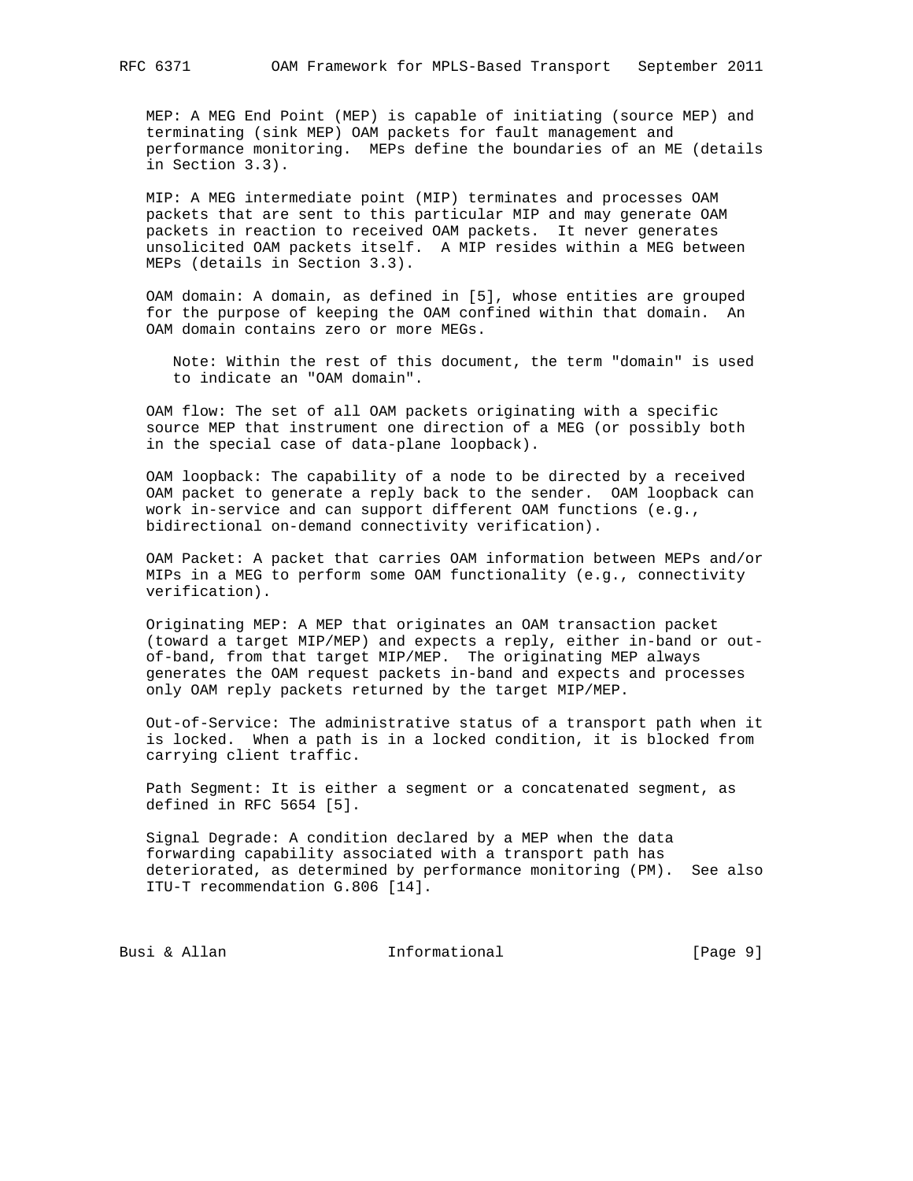MEP: A MEG End Point (MEP) is capable of initiating (source MEP) and terminating (sink MEP) OAM packets for fault management and performance monitoring. MEPs define the boundaries of an ME (details in Section 3.3).

MIP: A MEG intermediate point (MIP) terminates and processes OAM packets that are sent to this particular MIP and may generate OAM packets in reaction to received OAM packets. It never generates unsolicited OAM packets itself. A MIP resides within a MEG between MEPs (details in Section 3.3).

OAM domain: A domain, as defined in [5], whose entities are grouped for the purpose of keeping the OAM confined within that domain. An OAM domain contains zero or more MEGs.

> Note: Within the rest of this document, the term "domain" is used to indicate an "OAM domain".

OAM flow: The set of all OAM packets originating with a specific source MEP that instrument one direction of a MEG (or possibly both in the special case of data-plane loopback).

OAM loopback: The capability of a node to be directed by a received OAM packet to generate a reply back to the sender. OAM loopback can work in-service and can support different OAM functions (e.g., bidirectional on-demand connectivity verification).

OAM Packet: A packet that carries OAM information between MEPs and/or MIPs in a MEG to perform some OAM functionality (e.g., connectivity verification).

Originating MEP: A MEP that originates an OAM transaction packet (toward a target MIP/MEP) and expects a reply, either in-band or out-of-band, from that target MIP/MEP. The originating MEP always generates the OAM request packets in-band and expects and processes only OAM reply packets returned by the target MIP/MEP.

Out-of-Service: The administrative status of a transport path when it is locked. When a path is in a locked condition, it is blocked from carrying client traffic.

Path Segment: It is either a segment or a concatenated segment, as defined in RFC 5654 [5].

Signal Degrade: A condition declared by a MEP when the data forwarding capability associated with a transport path has deteriorated, as determined by performance monitoring (PM). See also ITU-T recommendation G.806 [14].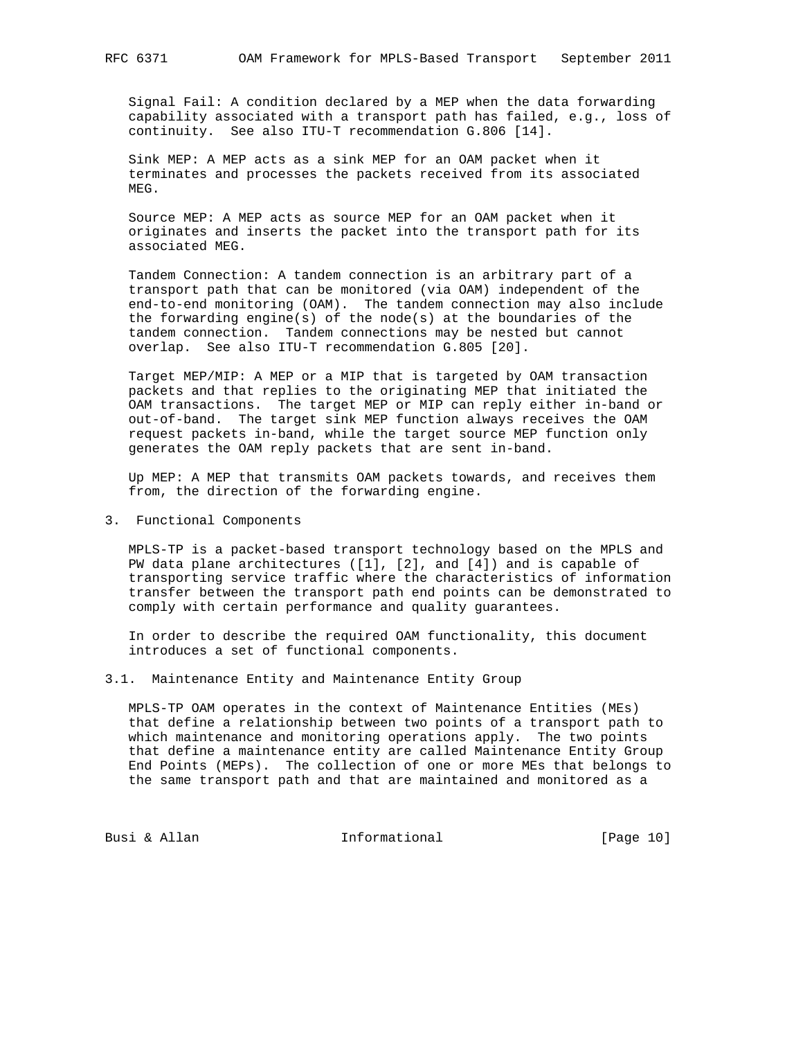Signal Fail: A condition declared by a MEP when the data forwarding capability associated with a transport path has failed, e.g., loss of continuity. See also ITU-T recommendation G.806 [14].

Sink MEP: A MEP acts as a sink MEP for an OAM packet when it terminates and processes the packets received from its associated MEG.

Source MEP: A MEP acts as source MEP for an OAM packet when it originates and inserts the packet into the transport path for its associated MEG.

Tandem Connection: A tandem connection is an arbitrary part of a transport path that can be monitored (via OAM) independent of the end-to-end monitoring (OAM). The tandem connection may also include the forwarding engine(s) of the node(s) at the boundaries of the tandem connection. Tandem connections may be nested but cannot overlap. See also ITU-T recommendation G.805 [20].

Target MEP/MIP: A MEP or a MIP that is targeted by OAM transaction packets and that replies to the originating MEP that initiated the OAM transactions. The target MEP or MIP can reply either in-band or out-of-band. The target sink MEP function always receives the OAM request packets in-band, while the target source MEP function only generates the OAM reply packets that are sent in-band.

Up MEP: A MEP that transmits OAM packets towards, and receives them from, the direction of the forwarding engine.

# 3. Functional Components

MPLS-TP is a packet-based transport technology based on the MPLS and PW data plane architectures ([1], [2], and [4]) and is capable of transporting service traffic where the characteristics of information transfer between the transport path end points can be demonstrated to comply with certain performance and quality guarantees.

In order to describe the required OAM functionality, this document introduces a set of functional components.

## 3.1. Maintenance Entity and Maintenance Entity Group

MPLS-TP OAM operates in the context of Maintenance Entities (MEs) that define a relationship between two points of a transport path to which maintenance and monitoring operations apply. The two points that define a maintenance entity are called Maintenance Entity Group End Points (MEPs). The collection of one or more MEs that belongs to the same transport path and that are maintained and monitored as a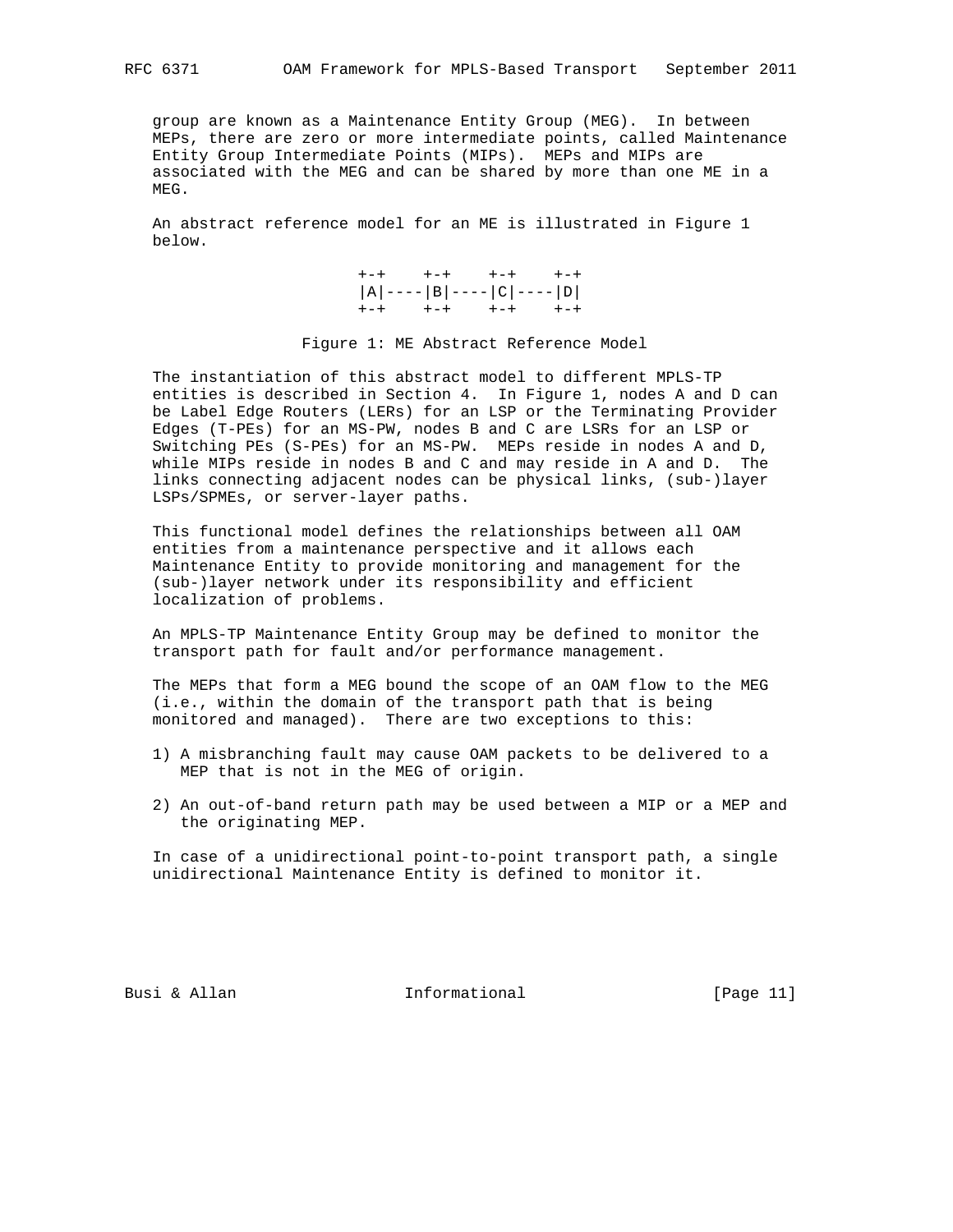group are known as a Maintenance Entity Group (MEG). In between MEPs, there are zero or more intermediate points, called Maintenance Entity Group Intermediate Points (MIPs). MEPs and MIPs are associated with the MEG and can be shared by more than one ME in a MEG.

An abstract reference model for an ME is illustrated in Figure 1 below.

```
                 +-+    +-+    +-+    +-+
                 |A|----|B|----|C|----|D|
                 +-+    +-+    +-+    +-+
```

Figure 1: ME Abstract Reference Model

The instantiation of this abstract model to different MPLS-TP entities is described in Section 4. In Figure 1, nodes A and D can be Label Edge Routers (LERs) for an LSP or the Terminating Provider Edges (T-PEs) for an MS-PW, nodes B and C are LSRs for an LSP or Switching PEs (S-PEs) for an MS-PW. MEPs reside in nodes A and D, while MIPs reside in nodes B and C and may reside in A and D. The links connecting adjacent nodes can be physical links, (sub-)layer LSPs/SPMEs, or server-layer paths.

This functional model defines the relationships between all OAM entities from a maintenance perspective and it allows each Maintenance Entity to provide monitoring and management for the (sub-)layer network under its responsibility and efficient localization of problems.

An MPLS-TP Maintenance Entity Group may be defined to monitor the transport path for fault and/or performance management.

The MEPs that form a MEG bound the scope of an OAM flow to the MEG (i.e., within the domain of the transport path that is being monitored and managed). There are two exceptions to this:

1) A misbranching fault may cause OAM packets to be delivered to a MEP that is not in the MEG of origin.

2) An out-of-band return path may be used between a MIP or a MEP and the originating MEP.

In case of a unidirectional point-to-point transport path, a single unidirectional Maintenance Entity is defined to monitor it.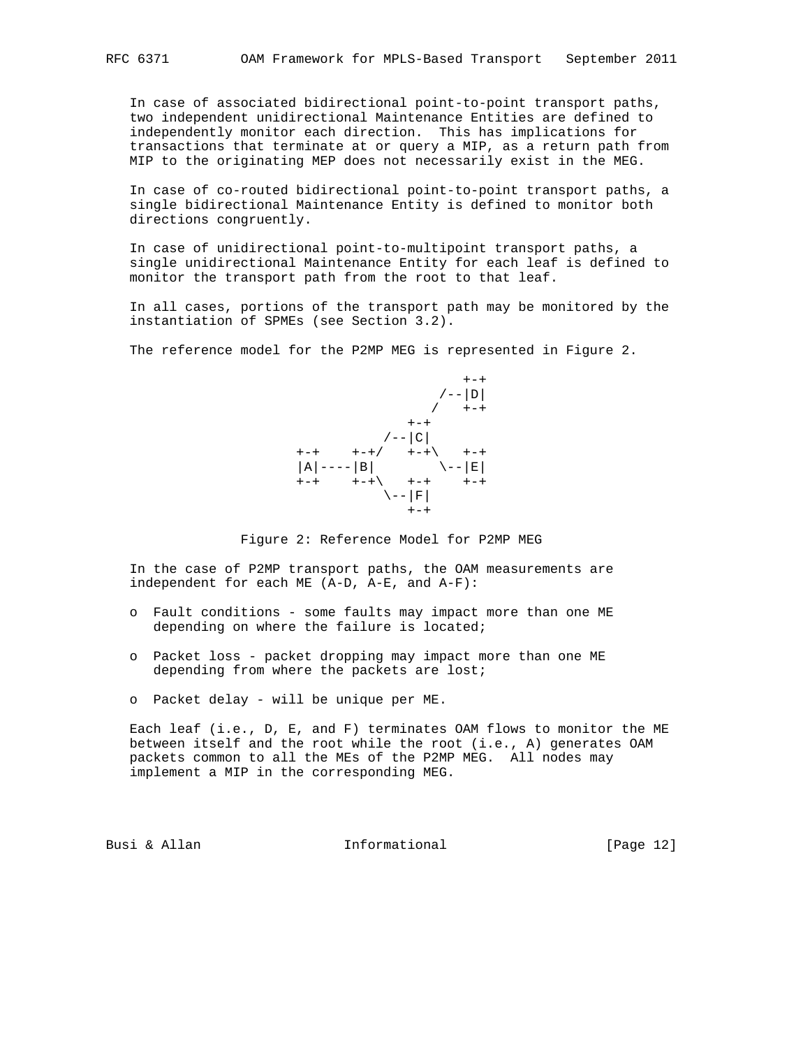In case of associated bidirectional point-to-point transport paths, two independent unidirectional Maintenance Entities are defined to independently monitor each direction. This has implications for transactions that terminate at or query a MIP, as a return path from MIP to the originating MEP does not necessarily exist in the MEG.

In case of co-routed bidirectional point-to-point transport paths, a single bidirectional Maintenance Entity is defined to monitor both directions congruently.

In case of unidirectional point-to-multipoint transport paths, a single unidirectional Maintenance Entity for each leaf is defined to monitor the transport path from the root to that leaf.

In all cases, portions of the transport path may be monitored by the instantiation of SPMEs (see Section 3.2).

The reference model for the P2MP MEG is represented in Figure 2.

```
                               +-+
                            /--|D|
                           /   +-+
                        +-+
                     /--|C|
          +-+    +-+/   +-+\   +-+
          |A|----|B|        \--|E|
          +-+    +-+\   +-+    +-+
                     \--|F|
                        +-+
```

Figure 2: Reference Model for P2MP MEG

In the case of P2MP transport paths, the OAM measurements are independent for each ME (A-D, A-E, and A-F):

- o Fault conditions - some faults may impact more than one ME depending on where the failure is located;
- o Packet loss - packet dropping may impact more than one ME depending from where the packets are lost;
- o Packet delay - will be unique per ME.

Each leaf (i.e., D, E, and F) terminates OAM flows to monitor the ME between itself and the root while the root (i.e., A) generates OAM packets common to all the MEs of the P2MP MEG. All nodes may implement a MIP in the corresponding MEG.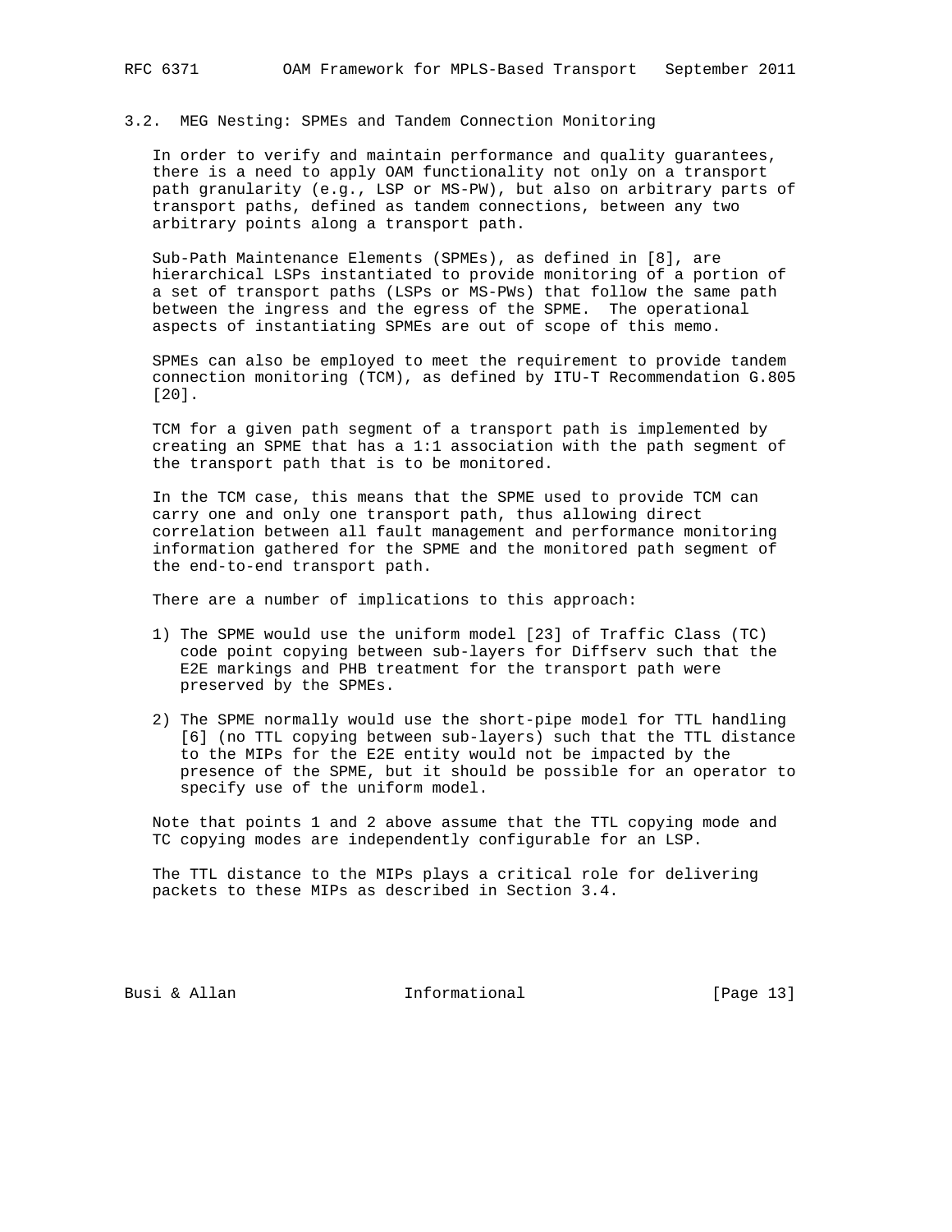### 3.2. MEG Nesting: SPMEs and Tandem Connection Monitoring

In order to verify and maintain performance and quality guarantees, there is a need to apply OAM functionality not only on a transport path granularity (e.g., LSP or MS-PW), but also on arbitrary parts of transport paths, defined as tandem connections, between any two arbitrary points along a transport path.

Sub-Path Maintenance Elements (SPMEs), as defined in [8], are hierarchical LSPs instantiated to provide monitoring of a portion of a set of transport paths (LSPs or MS-PWs) that follow the same path between the ingress and the egress of the SPME. The operational aspects of instantiating SPMEs are out of scope of this memo.

SPMEs can also be employed to meet the requirement to provide tandem connection monitoring (TCM), as defined by ITU-T Recommendation G.805 [20].

TCM for a given path segment of a transport path is implemented by creating an SPME that has a 1:1 association with the path segment of the transport path that is to be monitored.

In the TCM case, this means that the SPME used to provide TCM can carry one and only one transport path, thus allowing direct correlation between all fault management and performance monitoring information gathered for the SPME and the monitored path segment of the end-to-end transport path.

There are a number of implications to this approach:

1) The SPME would use the uniform model [23] of Traffic Class (TC) code point copying between sub-layers for Diffserv such that the E2E markings and PHB treatment for the transport path were preserved by the SPMEs.

2) The SPME normally would use the short-pipe model for TTL handling [6] (no TTL copying between sub-layers) such that the TTL distance to the MIPs for the E2E entity would not be impacted by the presence of the SPME, but it should be possible for an operator to specify use of the uniform model.

Note that points 1 and 2 above assume that the TTL copying mode and TC copying modes are independently configurable for an LSP.

The TTL distance to the MIPs plays a critical role for delivering packets to these MIPs as described in Section 3.4.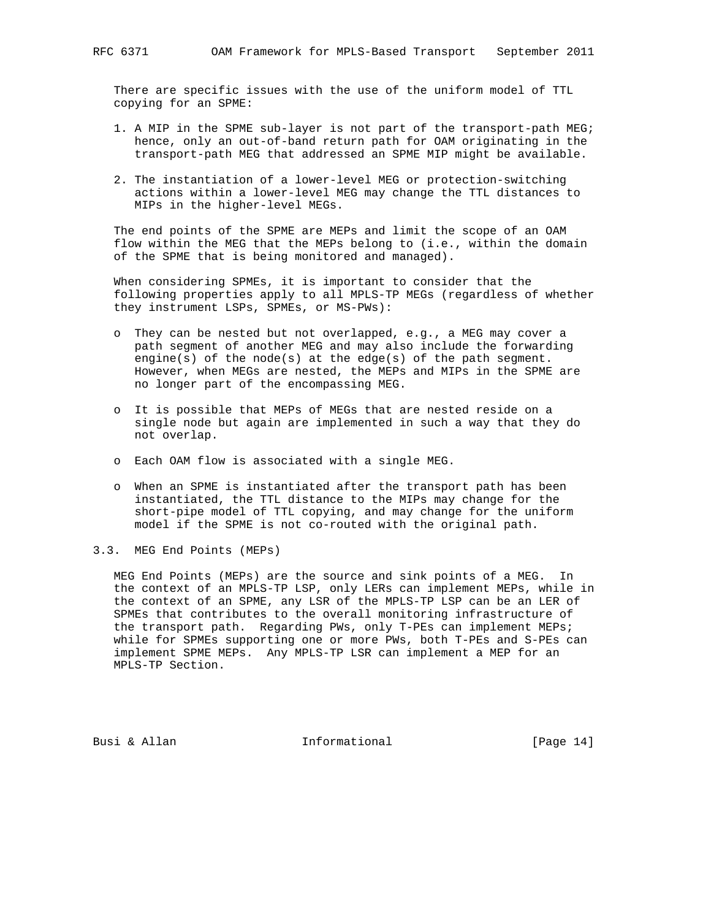There are specific issues with the use of the uniform model of TTL copying for an SPME:

1. A MIP in the SPME sub-layer is not part of the transport-path MEG; hence, only an out-of-band return path for OAM originating in the transport-path MEG that addressed an SPME MIP might be available.

2. The instantiation of a lower-level MEG or protection-switching actions within a lower-level MEG may change the TTL distances to MIPs in the higher-level MEGs.

The end points of the SPME are MEPs and limit the scope of an OAM flow within the MEG that the MEPs belong to (i.e., within the domain of the SPME that is being monitored and managed).

When considering SPMEs, it is important to consider that the following properties apply to all MPLS-TP MEGs (regardless of whether they instrument LSPs, SPMEs, or MS-PWs):

- They can be nested but not overlapped, e.g., a MEG may cover a path segment of another MEG and may also include the forwarding engine(s) of the node(s) at the edge(s) of the path segment. However, when MEGs are nested, the MEPs and MIPs in the SPME are no longer part of the encompassing MEG.

- It is possible that MEPs of MEGs that are nested reside on a single node but again are implemented in such a way that they do not overlap.

- Each OAM flow is associated with a single MEG.

- When an SPME is instantiated after the transport path has been instantiated, the TTL distance to the MIPs may change for the short-pipe model of TTL copying, and may change for the uniform model if the SPME is not co-routed with the original path.

### 3.3. MEG End Points (MEPs)

MEG End Points (MEPs) are the source and sink points of a MEG. In the context of an MPLS-TP LSP, only LERs can implement MEPs, while in the context of an SPME, any LSR of the MPLS-TP LSP can be an LER of SPMEs that contributes to the overall monitoring infrastructure of the transport path. Regarding PWs, only T-PEs can implement MEPs; while for SPMEs supporting one or more PWs, both T-PEs and S-PEs can implement SPME MEPs. Any MPLS-TP LSR can implement a MEP for an MPLS-TP Section.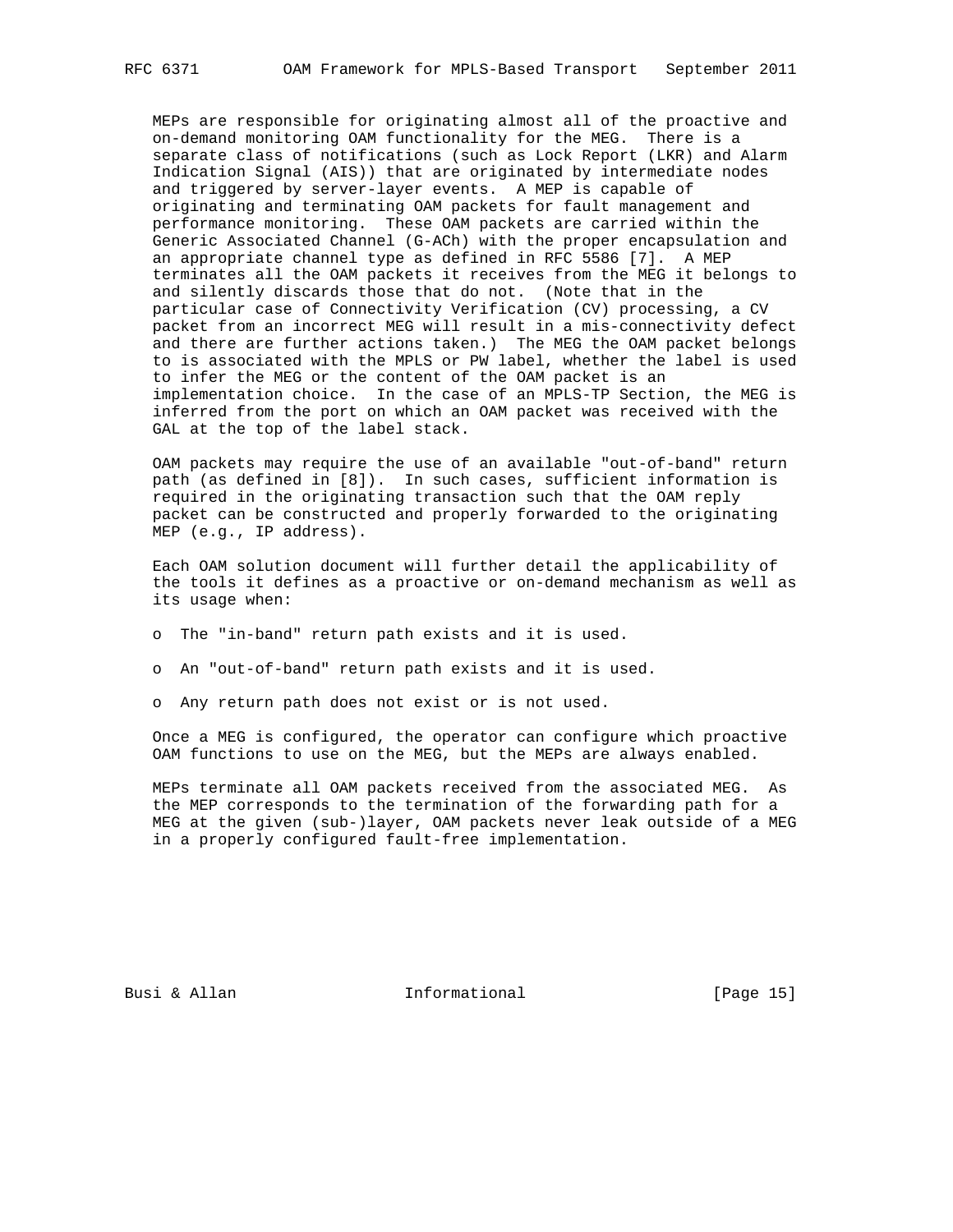MEPs are responsible for originating almost all of the proactive and on-demand monitoring OAM functionality for the MEG. There is a separate class of notifications (such as Lock Report (LKR) and Alarm Indication Signal (AIS)) that are originated by intermediate nodes and triggered by server-layer events. A MEP is capable of originating and terminating OAM packets for fault management and performance monitoring. These OAM packets are carried within the Generic Associated Channel (G-ACh) with the proper encapsulation and an appropriate channel type as defined in RFC 5586 [7]. A MEP terminates all the OAM packets it receives from the MEG it belongs to and silently discards those that do not. (Note that in the particular case of Connectivity Verification (CV) processing, a CV packet from an incorrect MEG will result in a mis-connectivity defect and there are further actions taken.) The MEG the OAM packet belongs to is associated with the MPLS or PW label, whether the label is used to infer the MEG or the content of the OAM packet is an implementation choice. In the case of an MPLS-TP Section, the MEG is inferred from the port on which an OAM packet was received with the GAL at the top of the label stack.

OAM packets may require the use of an available "out-of-band" return path (as defined in [8]). In such cases, sufficient information is required in the originating transaction such that the OAM reply packet can be constructed and properly forwarded to the originating MEP (e.g., IP address).

Each OAM solution document will further detail the applicability of the tools it defines as a proactive or on-demand mechanism as well as its usage when:

- The "in-band" return path exists and it is used.
- An "out-of-band" return path exists and it is used.
- Any return path does not exist or is not used.

Once a MEG is configured, the operator can configure which proactive OAM functions to use on the MEG, but the MEPs are always enabled.

MEPs terminate all OAM packets received from the associated MEG. As the MEP corresponds to the termination of the forwarding path for a MEG at the given (sub-)layer, OAM packets never leak outside of a MEG in a properly configured fault-free implementation.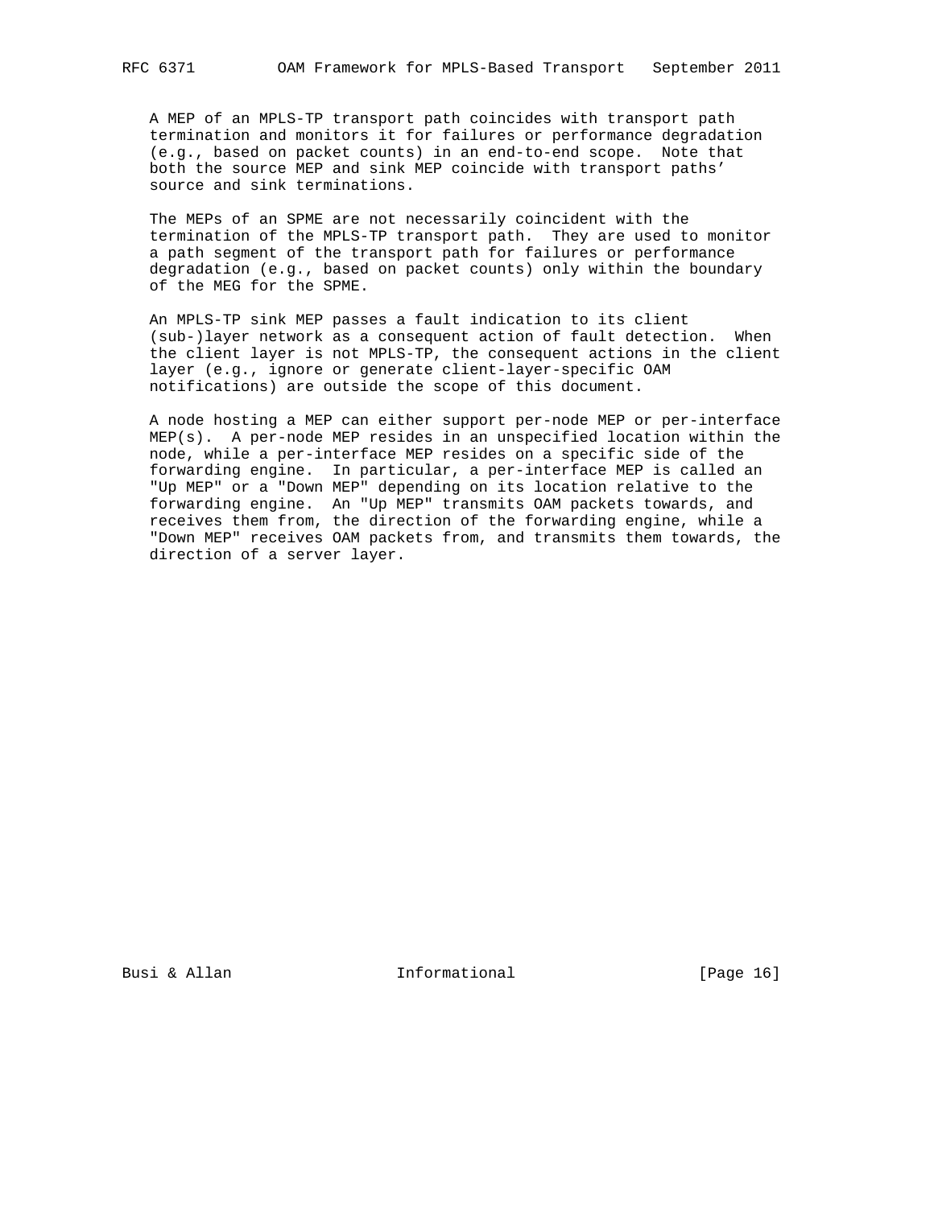A MEP of an MPLS-TP transport path coincides with transport path termination and monitors it for failures or performance degradation (e.g., based on packet counts) in an end-to-end scope. Note that both the source MEP and sink MEP coincide with transport paths' source and sink terminations.

The MEPs of an SPME are not necessarily coincident with the termination of the MPLS-TP transport path. They are used to monitor a path segment of the transport path for failures or performance degradation (e.g., based on packet counts) only within the boundary of the MEG for the SPME.

An MPLS-TP sink MEP passes a fault indication to its client (sub-)layer network as a consequent action of fault detection. When the client layer is not MPLS-TP, the consequent actions in the client layer (e.g., ignore or generate client-layer-specific OAM notifications) are outside the scope of this document.

A node hosting a MEP can either support per-node MEP or per-interface MEP(s). A per-node MEP resides in an unspecified location within the node, while a per-interface MEP resides on a specific side of the forwarding engine. In particular, a per-interface MEP is called an "Up MEP" or a "Down MEP" depending on its location relative to the forwarding engine. An "Up MEP" transmits OAM packets towards, and receives them from, the direction of the forwarding engine, while a "Down MEP" receives OAM packets from, and transmits them towards, the direction of a server layer.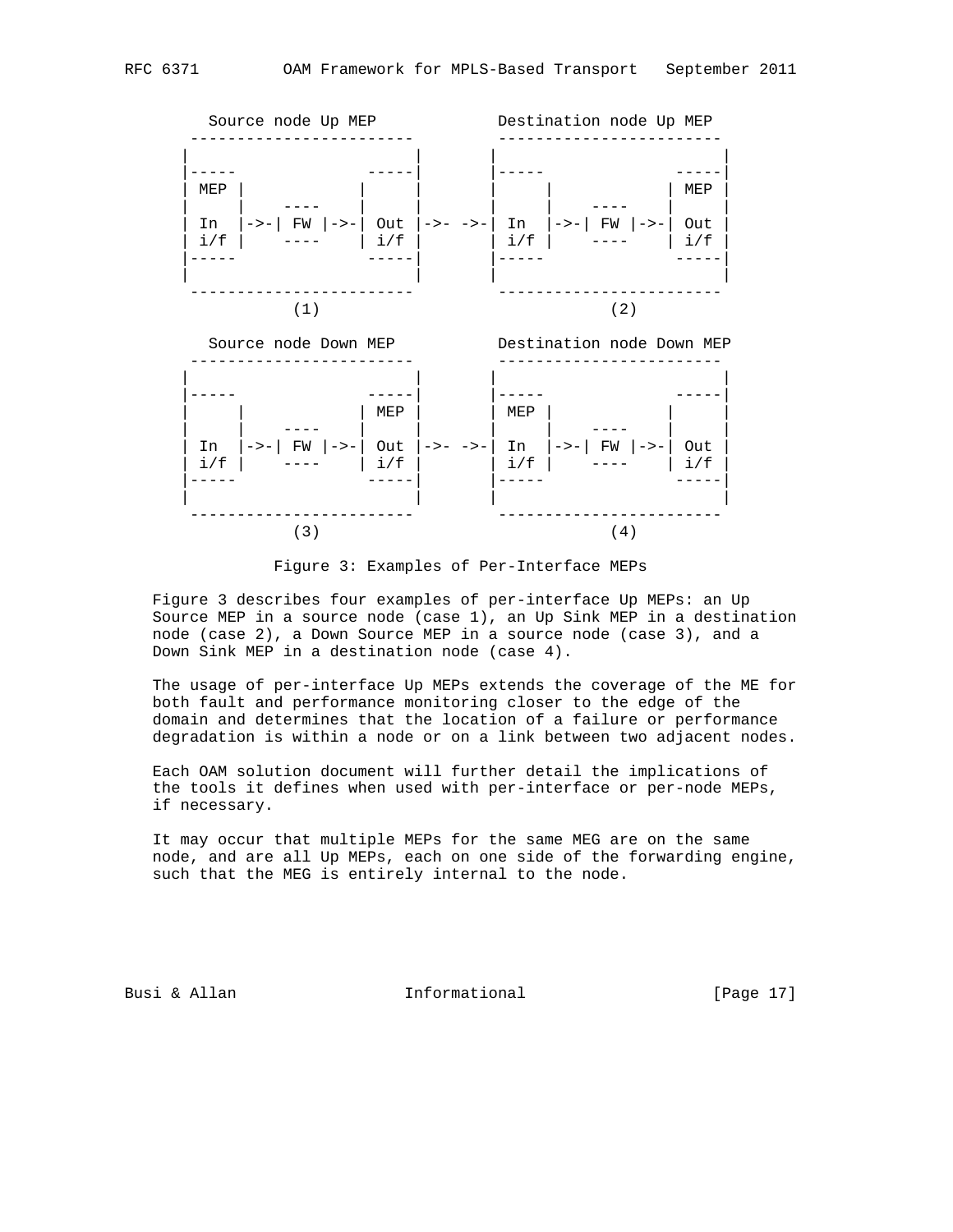```
      Source node Up MEP           Destination node Up MEP
     ------------------------      ------------------------
    |                        |    |                        |
    |-----              -----|    |-----              -----|
    | MEP |            |     |    |     |            | MEP |
    |     |    ----    |     |    |     |    ----    |     |
    | In  |->-| FW |->-| Out |->- ->-| In  |->-| FW |->-| Out |
    | i/f |    ----    | i/f |    | i/f |    ----    | i/f |
    |-----              -----|    |-----              -----|
    |                        |    |                        |
     ------------------------      ------------------------
               (1)                            (2)

      Source node Down MEP         Destination node Down MEP
     ------------------------      ------------------------
    |                        |    |                        |
    |-----              -----|    |-----              -----|
    |     |            | MEP |    | MEP |            |     |
    |     |    ----    |     |    |     |    ----    |     |
    | In  |->-| FW |->-| Out |->- ->-| In  |->-| FW |->-| Out |
    | i/f |    ----    | i/f |    | i/f |    ----    | i/f |
    |-----              -----|    |-----              -----|
    |                        |    |                        |
     ------------------------      ------------------------
               (3)                            (4)
```

Figure 3: Examples of Per-Interface MEPs

Figure 3 describes four examples of per-interface Up MEPs: an Up Source MEP in a source node (case 1), an Up Sink MEP in a destination node (case 2), a Down Source MEP in a source node (case 3), and a Down Sink MEP in a destination node (case 4).

The usage of per-interface Up MEPs extends the coverage of the ME for both fault and performance monitoring closer to the edge of the domain and determines that the location of a failure or performance degradation is within a node or on a link between two adjacent nodes.

Each OAM solution document will further detail the implications of the tools it defines when used with per-interface or per-node MEPs, if necessary.

It may occur that multiple MEPs for the same MEG are on the same node, and are all Up MEPs, each on one side of the forwarding engine, such that the MEG is entirely internal to the node.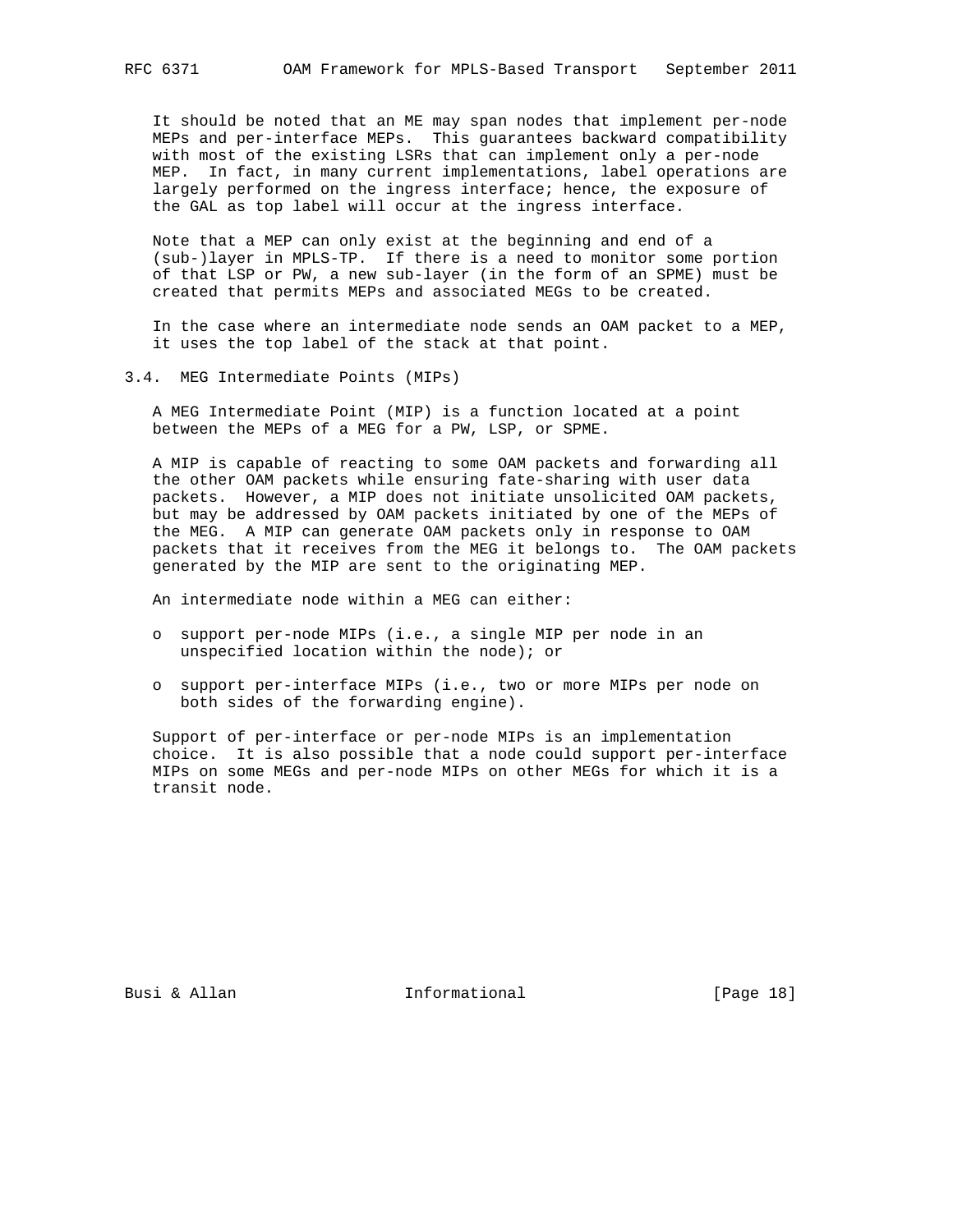It should be noted that an ME may span nodes that implement per-node MEPs and per-interface MEPs. This guarantees backward compatibility with most of the existing LSRs that can implement only a per-node MEP. In fact, in many current implementations, label operations are largely performed on the ingress interface; hence, the exposure of the GAL as top label will occur at the ingress interface.

Note that a MEP can only exist at the beginning and end of a (sub-)layer in MPLS-TP. If there is a need to monitor some portion of that LSP or PW, a new sub-layer (in the form of an SPME) must be created that permits MEPs and associated MEGs to be created.

In the case where an intermediate node sends an OAM packet to a MEP, it uses the top label of the stack at that point.

### 3.4. MEG Intermediate Points (MIPs)

A MEG Intermediate Point (MIP) is a function located at a point between the MEPs of a MEG for a PW, LSP, or SPME.

A MIP is capable of reacting to some OAM packets and forwarding all the other OAM packets while ensuring fate-sharing with user data packets. However, a MIP does not initiate unsolicited OAM packets, but may be addressed by OAM packets initiated by one of the MEPs of the MEG. A MIP can generate OAM packets only in response to OAM packets that it receives from the MEG it belongs to. The OAM packets generated by the MIP are sent to the originating MEP.

An intermediate node within a MEG can either:

- support per-node MIPs (i.e., a single MIP per node in an unspecified location within the node); or
- support per-interface MIPs (i.e., two or more MIPs per node on both sides of the forwarding engine).

Support of per-interface or per-node MIPs is an implementation choice. It is also possible that a node could support per-interface MIPs on some MEGs and per-node MIPs on other MEGs for which it is a transit node.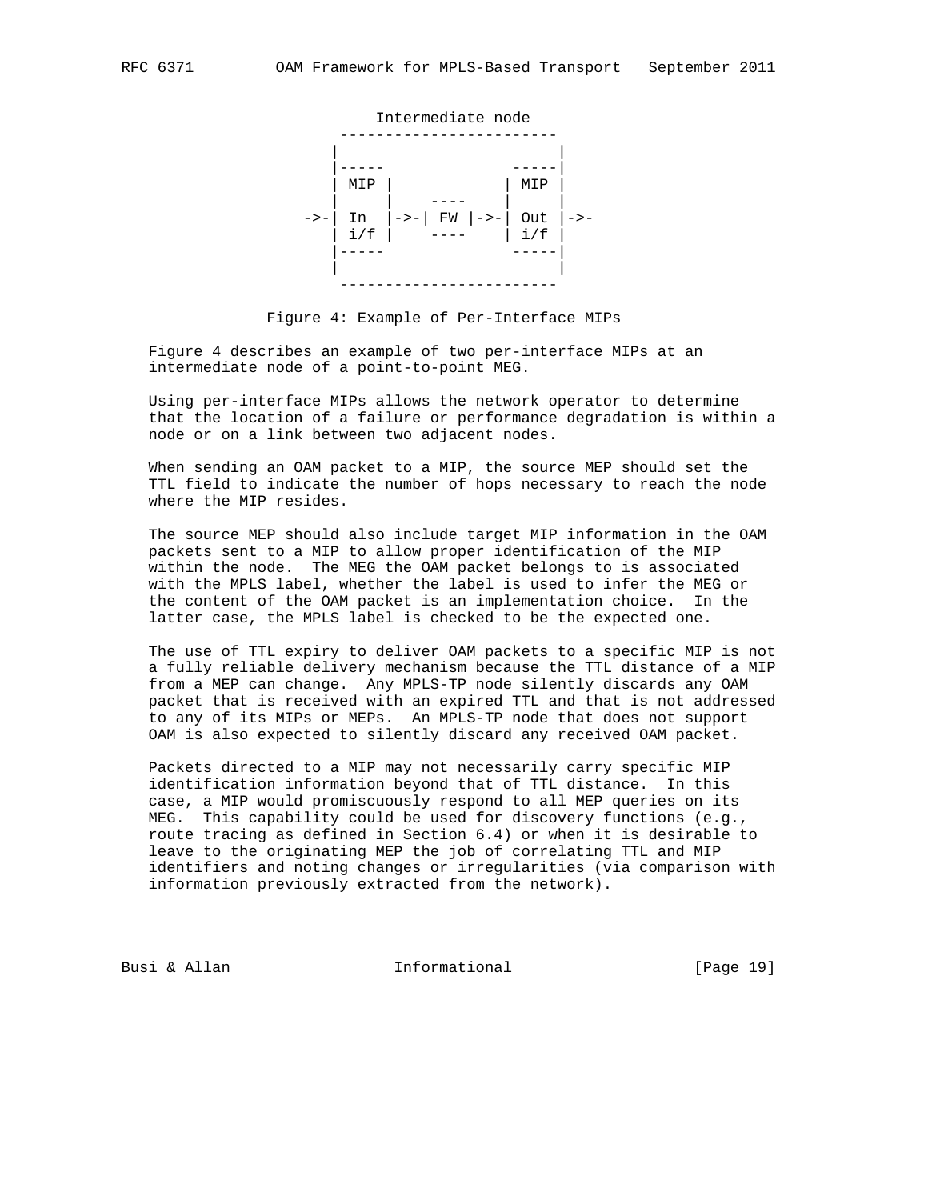```
                       Intermediate node
                  ------------------------
                 |                        |
                 |-----              -----|
                 | MIP |            | MIP |
                 |     |    ----    |     |
              ->-| In  |->-| FW |->-| Out |->-
                 | i/f |    ----    | i/f |
                 |-----              -----|
                 |                        |
                  ------------------------
```

Figure 4: Example of Per-Interface MIPs

Figure 4 describes an example of two per-interface MIPs at an intermediate node of a point-to-point MEG.

Using per-interface MIPs allows the network operator to determine that the location of a failure or performance degradation is within a node or on a link between two adjacent nodes.

When sending an OAM packet to a MIP, the source MEP should set the TTL field to indicate the number of hops necessary to reach the node where the MIP resides.

The source MEP should also include target MIP information in the OAM packets sent to a MIP to allow proper identification of the MIP within the node. The MEG the OAM packet belongs to is associated with the MPLS label, whether the label is used to infer the MEG or the content of the OAM packet is an implementation choice. In the latter case, the MPLS label is checked to be the expected one.

The use of TTL expiry to deliver OAM packets to a specific MIP is not a fully reliable delivery mechanism because the TTL distance of a MIP from a MEP can change. Any MPLS-TP node silently discards any OAM packet that is received with an expired TTL and that is not addressed to any of its MIPs or MEPs. An MPLS-TP node that does not support OAM is also expected to silently discard any received OAM packet.

Packets directed to a MIP may not necessarily carry specific MIP identification information beyond that of TTL distance. In this case, a MIP would promiscuously respond to all MEP queries on its MEG. This capability could be used for discovery functions (e.g., route tracing as defined in Section 6.4) or when it is desirable to leave to the originating MEP the job of correlating TTL and MIP identifiers and noting changes or irregularities (via comparison with information previously extracted from the network).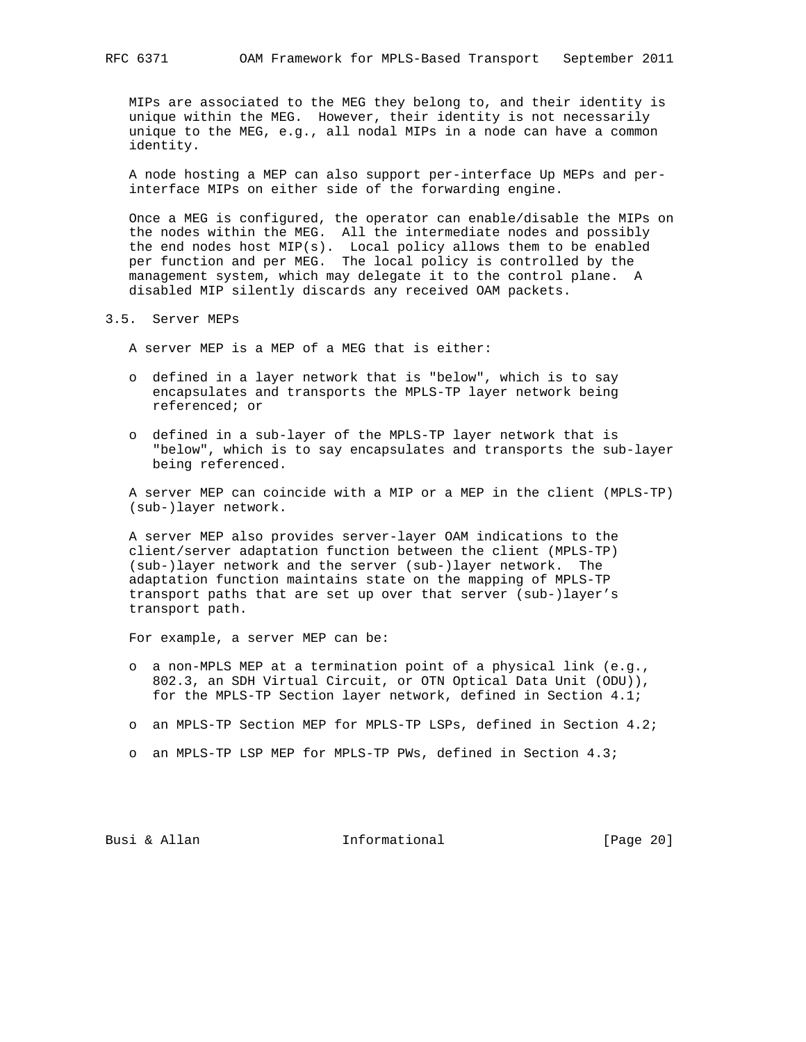MIPs are associated to the MEG they belong to, and their identity is unique within the MEG. However, their identity is not necessarily unique to the MEG, e.g., all nodal MIPs in a node can have a common identity.

A node hosting a MEP can also support per-interface Up MEPs and per-interface MIPs on either side of the forwarding engine.

Once a MEG is configured, the operator can enable/disable the MIPs on the nodes within the MEG. All the intermediate nodes and possibly the end nodes host MIP(s). Local policy allows them to be enabled per function and per MEG. The local policy is controlled by the management system, which may delegate it to the control plane. A disabled MIP silently discards any received OAM packets.

### 3.5. Server MEPs

A server MEP is a MEP of a MEG that is either:

- defined in a layer network that is "below", which is to say encapsulates and transports the MPLS-TP layer network being referenced; or
- defined in a sub-layer of the MPLS-TP layer network that is "below", which is to say encapsulates and transports the sub-layer being referenced.

A server MEP can coincide with a MIP or a MEP in the client (MPLS-TP) (sub-)layer network.

A server MEP also provides server-layer OAM indications to the client/server adaptation function between the client (MPLS-TP) (sub-)layer network and the server (sub-)layer network. The adaptation function maintains state on the mapping of MPLS-TP transport paths that are set up over that server (sub-)layer's transport path.

For example, a server MEP can be:

- a non-MPLS MEP at a termination point of a physical link (e.g., 802.3, an SDH Virtual Circuit, or OTN Optical Data Unit (ODU)), for the MPLS-TP Section layer network, defined in Section 4.1;
- an MPLS-TP Section MEP for MPLS-TP LSPs, defined in Section 4.2;
- an MPLS-TP LSP MEP for MPLS-TP PWs, defined in Section 4.3;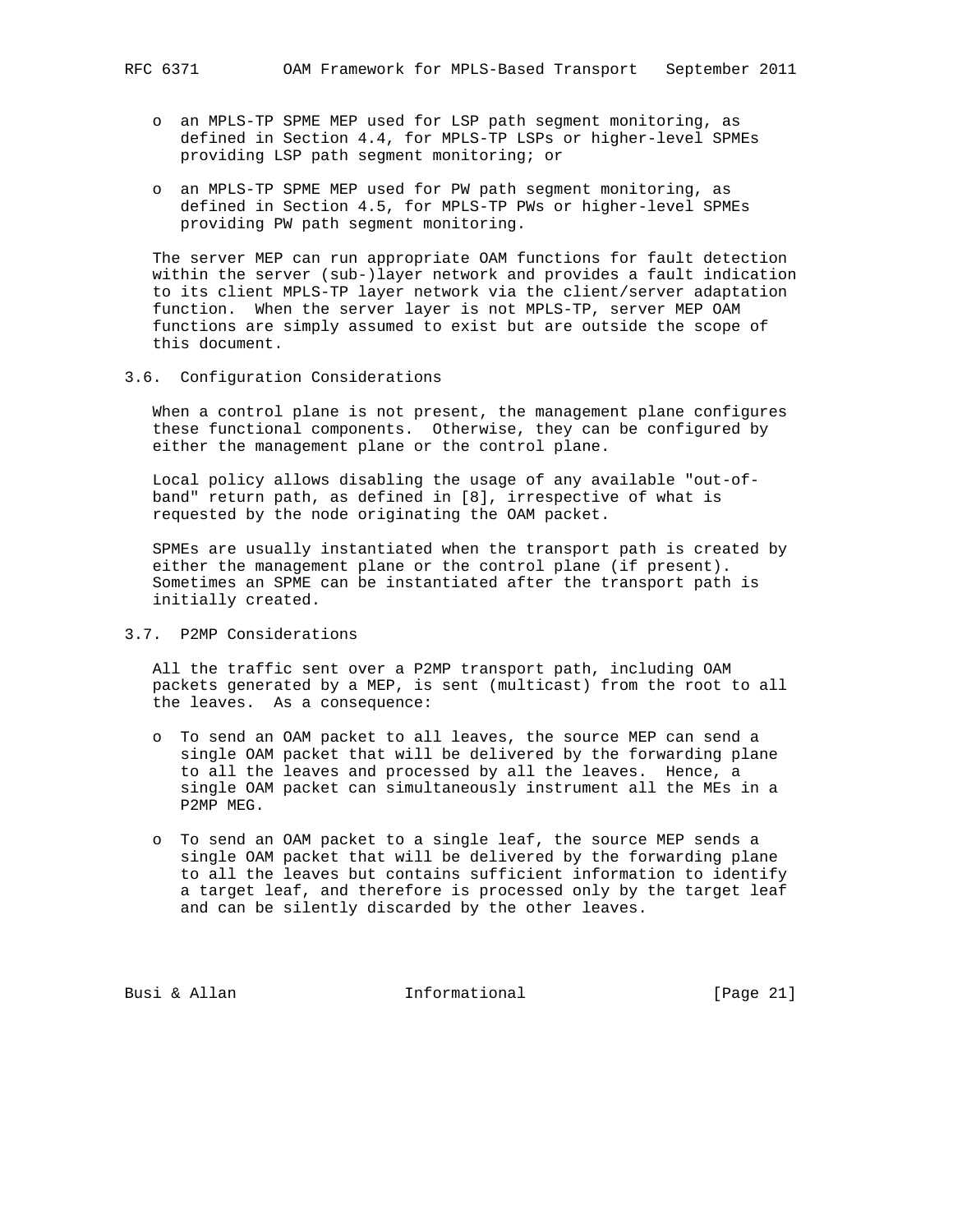- an MPLS-TP SPME MEP used for LSP path segment monitoring, as defined in Section 4.4, for MPLS-TP LSPs or higher-level SPMEs providing LSP path segment monitoring; or

- an MPLS-TP SPME MEP used for PW path segment monitoring, as defined in Section 4.5, for MPLS-TP PWs or higher-level SPMEs providing PW path segment monitoring.

The server MEP can run appropriate OAM functions for fault detection within the server (sub-)layer network and provides a fault indication to its client MPLS-TP layer network via the client/server adaptation function. When the server layer is not MPLS-TP, server MEP OAM functions are simply assumed to exist but are outside the scope of this document.

### 3.6. Configuration Considerations

When a control plane is not present, the management plane configures these functional components. Otherwise, they can be configured by either the management plane or the control plane.

Local policy allows disabling the usage of any available "out-of-band" return path, as defined in [8], irrespective of what is requested by the node originating the OAM packet.

SPMEs are usually instantiated when the transport path is created by either the management plane or the control plane (if present). Sometimes an SPME can be instantiated after the transport path is initially created.

### 3.7. P2MP Considerations

All the traffic sent over a P2MP transport path, including OAM packets generated by a MEP, is sent (multicast) from the root to all the leaves. As a consequence:

- To send an OAM packet to all leaves, the source MEP can send a single OAM packet that will be delivered by the forwarding plane to all the leaves and processed by all the leaves. Hence, a single OAM packet can simultaneously instrument all the MEs in a P2MP MEG.

- To send an OAM packet to a single leaf, the source MEP sends a single OAM packet that will be delivered by the forwarding plane to all the leaves but contains sufficient information to identify a target leaf, and therefore is processed only by the target leaf and can be silently discarded by the other leaves.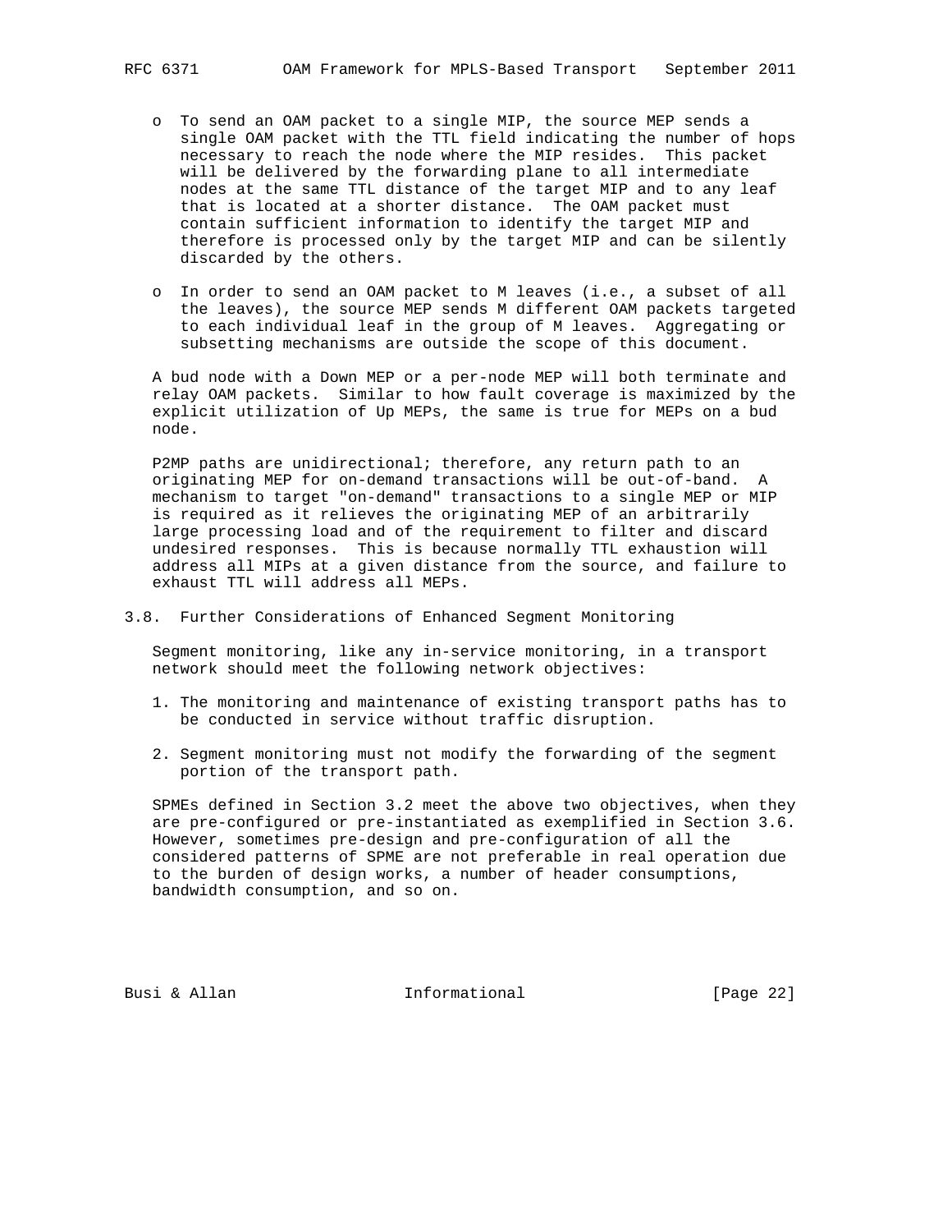- To send an OAM packet to a single MIP, the source MEP sends a single OAM packet with the TTL field indicating the number of hops necessary to reach the node where the MIP resides. This packet will be delivered by the forwarding plane to all intermediate nodes at the same TTL distance of the target MIP and to any leaf that is located at a shorter distance. The OAM packet must contain sufficient information to identify the target MIP and therefore is processed only by the target MIP and can be silently discarded by the others.

- In order to send an OAM packet to M leaves (i.e., a subset of all the leaves), the source MEP sends M different OAM packets targeted to each individual leaf in the group of M leaves. Aggregating or subsetting mechanisms are outside the scope of this document.

A bud node with a Down MEP or a per-node MEP will both terminate and relay OAM packets. Similar to how fault coverage is maximized by the explicit utilization of Up MEPs, the same is true for MEPs on a bud node.

P2MP paths are unidirectional; therefore, any return path to an originating MEP for on-demand transactions will be out-of-band. A mechanism to target "on-demand" transactions to a single MEP or MIP is required as it relieves the originating MEP of an arbitrarily large processing load and of the requirement to filter and discard undesired responses. This is because normally TTL exhaustion will address all MIPs at a given distance from the source, and failure to exhaust TTL will address all MEPs.

## 3.8. Further Considerations of Enhanced Segment Monitoring

Segment monitoring, like any in-service monitoring, in a transport network should meet the following network objectives:

1. The monitoring and maintenance of existing transport paths has to be conducted in service without traffic disruption.

2. Segment monitoring must not modify the forwarding of the segment portion of the transport path.

SPMEs defined in Section 3.2 meet the above two objectives, when they are pre-configured or pre-instantiated as exemplified in Section 3.6. However, sometimes pre-design and pre-configuration of all the considered patterns of SPME are not preferable in real operation due to the burden of design works, a number of header consumptions, bandwidth consumption, and so on.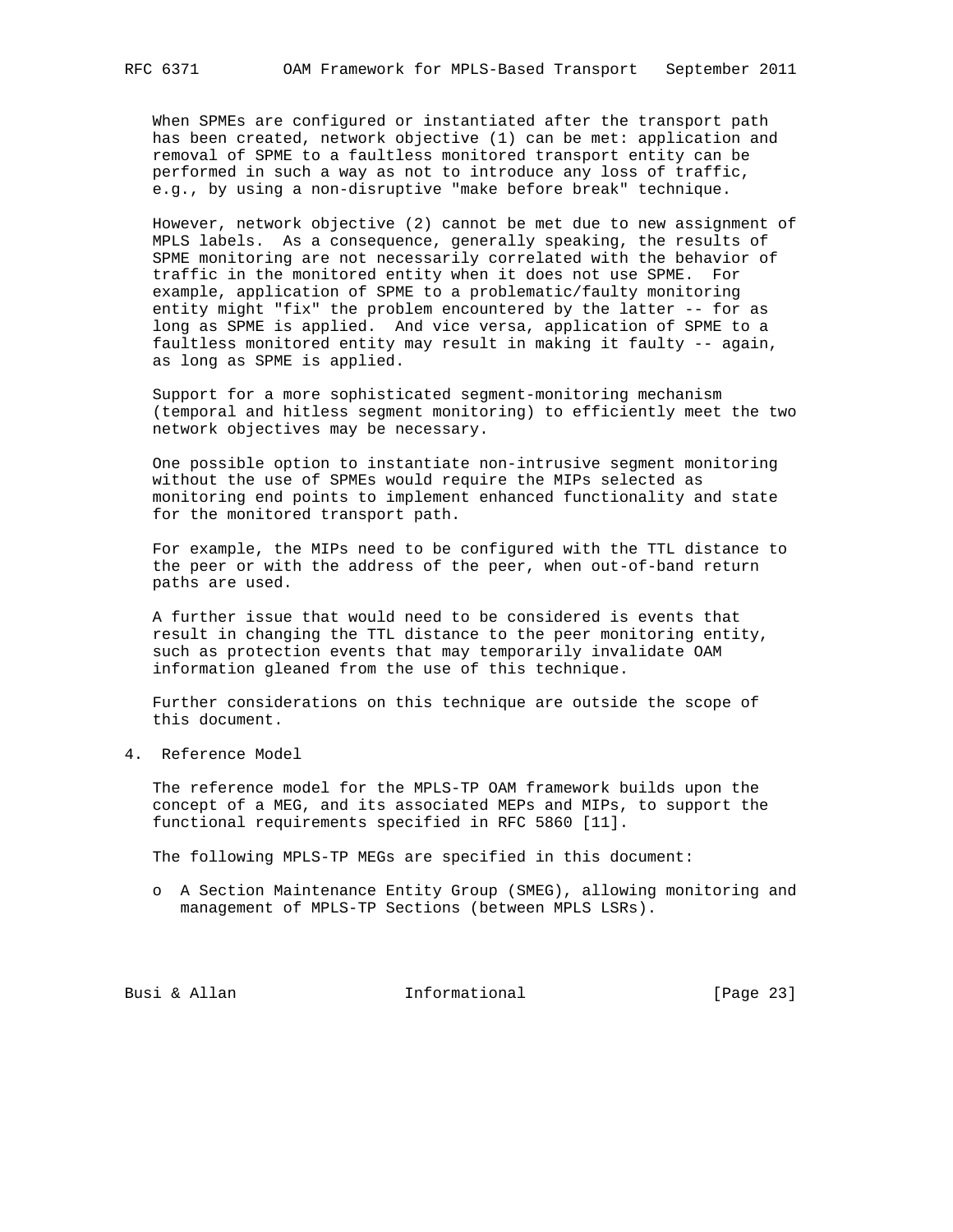When SPMEs are configured or instantiated after the transport path has been created, network objective (1) can be met: application and removal of SPME to a faultless monitored transport entity can be performed in such a way as not to introduce any loss of traffic, e.g., by using a non-disruptive "make before break" technique.

However, network objective (2) cannot be met due to new assignment of MPLS labels. As a consequence, generally speaking, the results of SPME monitoring are not necessarily correlated with the behavior of traffic in the monitored entity when it does not use SPME. For example, application of SPME to a problematic/faulty monitoring entity might "fix" the problem encountered by the latter -- for as long as SPME is applied. And vice versa, application of SPME to a faultless monitored entity may result in making it faulty -- again, as long as SPME is applied.

Support for a more sophisticated segment-monitoring mechanism (temporal and hitless segment monitoring) to efficiently meet the two network objectives may be necessary.

One possible option to instantiate non-intrusive segment monitoring without the use of SPMEs would require the MIPs selected as monitoring end points to implement enhanced functionality and state for the monitored transport path.

For example, the MIPs need to be configured with the TTL distance to the peer or with the address of the peer, when out-of-band return paths are used.

A further issue that would need to be considered is events that result in changing the TTL distance to the peer monitoring entity, such as protection events that may temporarily invalidate OAM information gleaned from the use of this technique.

Further considerations on this technique are outside the scope of this document.

## 4. Reference Model

The reference model for the MPLS-TP OAM framework builds upon the concept of a MEG, and its associated MEPs and MIPs, to support the functional requirements specified in RFC 5860 [11].

The following MPLS-TP MEGs are specified in this document:

- A Section Maintenance Entity Group (SMEG), allowing monitoring and management of MPLS-TP Sections (between MPLS LSRs).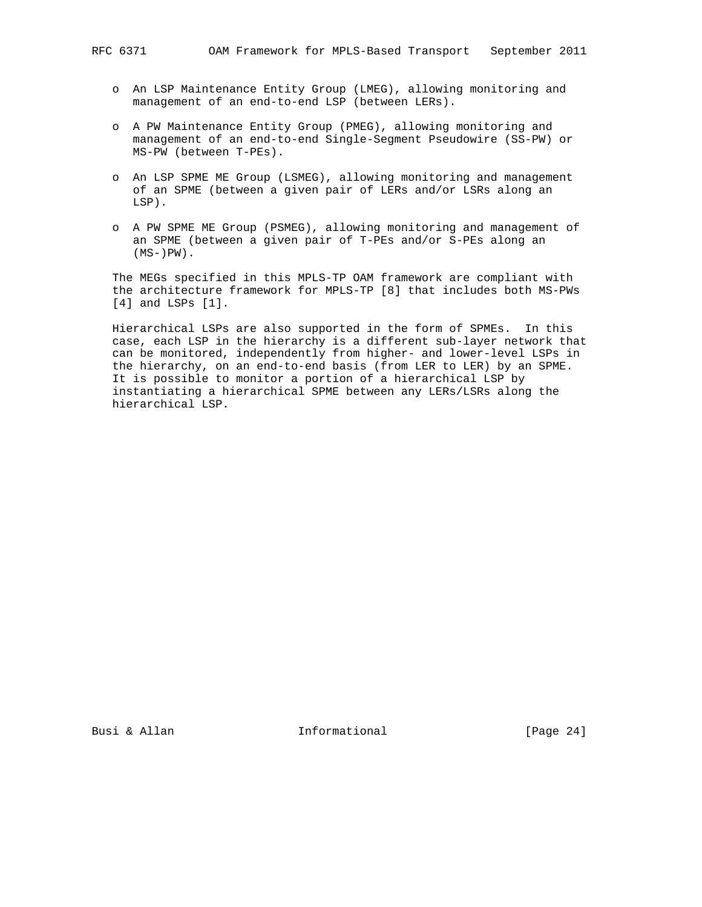- An LSP Maintenance Entity Group (LMEG), allowing monitoring and management of an end-to-end LSP (between LERs).

- A PW Maintenance Entity Group (PMEG), allowing monitoring and management of an end-to-end Single-Segment Pseudowire (SS-PW) or MS-PW (between T-PEs).

- An LSP SPME ME Group (LSMEG), allowing monitoring and management of an SPME (between a given pair of LERs and/or LSRs along an LSP).

- A PW SPME ME Group (PSMEG), allowing monitoring and management of an SPME (between a given pair of T-PEs and/or S-PEs along an (MS-)PW).

The MEGs specified in this MPLS-TP OAM framework are compliant with the architecture framework for MPLS-TP [8] that includes both MS-PWs [4] and LSPs [1].

Hierarchical LSPs are also supported in the form of SPMEs. In this case, each LSP in the hierarchy is a different sub-layer network that can be monitored, independently from higher- and lower-level LSPs in the hierarchy, on an end-to-end basis (from LER to LER) by an SPME. It is possible to monitor a portion of a hierarchical LSP by instantiating a hierarchical SPME between any LERs/LSRs along the hierarchical LSP.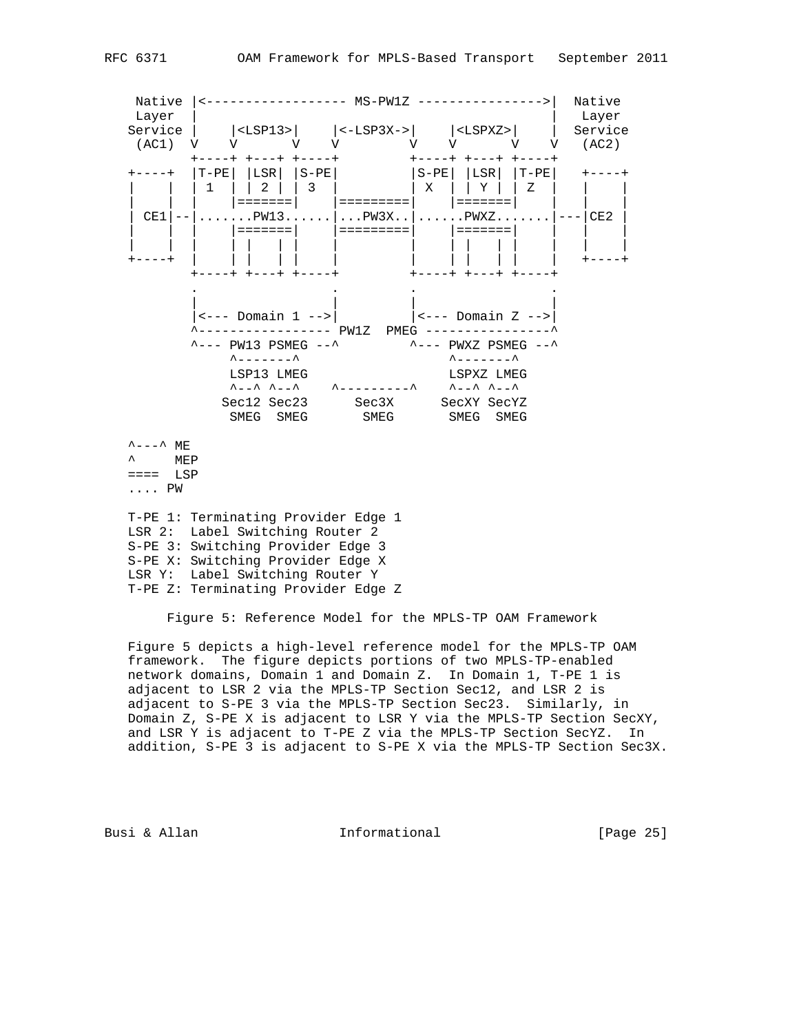```
 Native |<------------------ MS-PW1Z ---------------->|  Native
  Layer |                                              |   Layer
Service |    |<LSP13>|    |<-LSP3X->|    |<LSPXZ>|    |  Service
 (AC1)  V    V       V    V         V    V       V    V   (AC2)
        +----+ +---+ +----+         +----+ +---+ +----+
+----+  |T-PE| |LSR| |S-PE|         |S-PE| |LSR| |T-PE|   +----+
|    |  | 1  | | 2 | | 3  |         | X  | | Y | | Z  |   |    |
|    |  |    |=======|    |=========|    |=======|    |   |    |
| CE1|--|.......PW13......|...PW3X..|......PWXZ.......|---|CE2 |
|    |  |    |=======|    |=========|    |=======|    |   |    |
|    |  |    | |   | |    |         |    | |   | |    |   |    |
+----+  |    | |   | |    |         |    | |   | |    |   +----+
        +----+ +---+ +----+         +----+ +---+ +----+
        .                 .         .                 .
        |                 |         |                 |
        |<--- Domain 1 -->|         |<--- Domain Z -->|
        ^----------------- PW1Z  PMEG ----------------^
        ^--- PW13 PSMEG --^         ^--- PWXZ PSMEG --^
             ^-------^                   ^-------^
             LSP13 LMEG                  LSPXZ LMEG
             ^--^ ^--^    ^---------^    ^--^ ^--^
            Sec12 Sec23      Sec3X      SecXY SecYZ
             SMEG  SMEG       SMEG       SMEG  SMEG

^---^ ME
^     MEP
====  LSP
.... PW

T-PE 1: Terminating Provider Edge 1
LSR 2:  Label Switching Router 2
S-PE 3: Switching Provider Edge 3
S-PE X: Switching Provider Edge X
LSR Y:  Label Switching Router Y
T-PE Z: Terminating Provider Edge Z
```

Figure 5: Reference Model for the MPLS-TP OAM Framework

Figure 5 depicts a high-level reference model for the MPLS-TP OAM framework. The figure depicts portions of two MPLS-TP-enabled network domains, Domain 1 and Domain Z. In Domain 1, T-PE 1 is adjacent to LSR 2 via the MPLS-TP Section Sec12, and LSR 2 is adjacent to S-PE 3 via the MPLS-TP Section Sec23. Similarly, in Domain Z, S-PE X is adjacent to LSR Y via the MPLS-TP Section SecXY, and LSR Y is adjacent to T-PE Z via the MPLS-TP Section SecYZ. In addition, S-PE 3 is adjacent to S-PE X via the MPLS-TP Section Sec3X.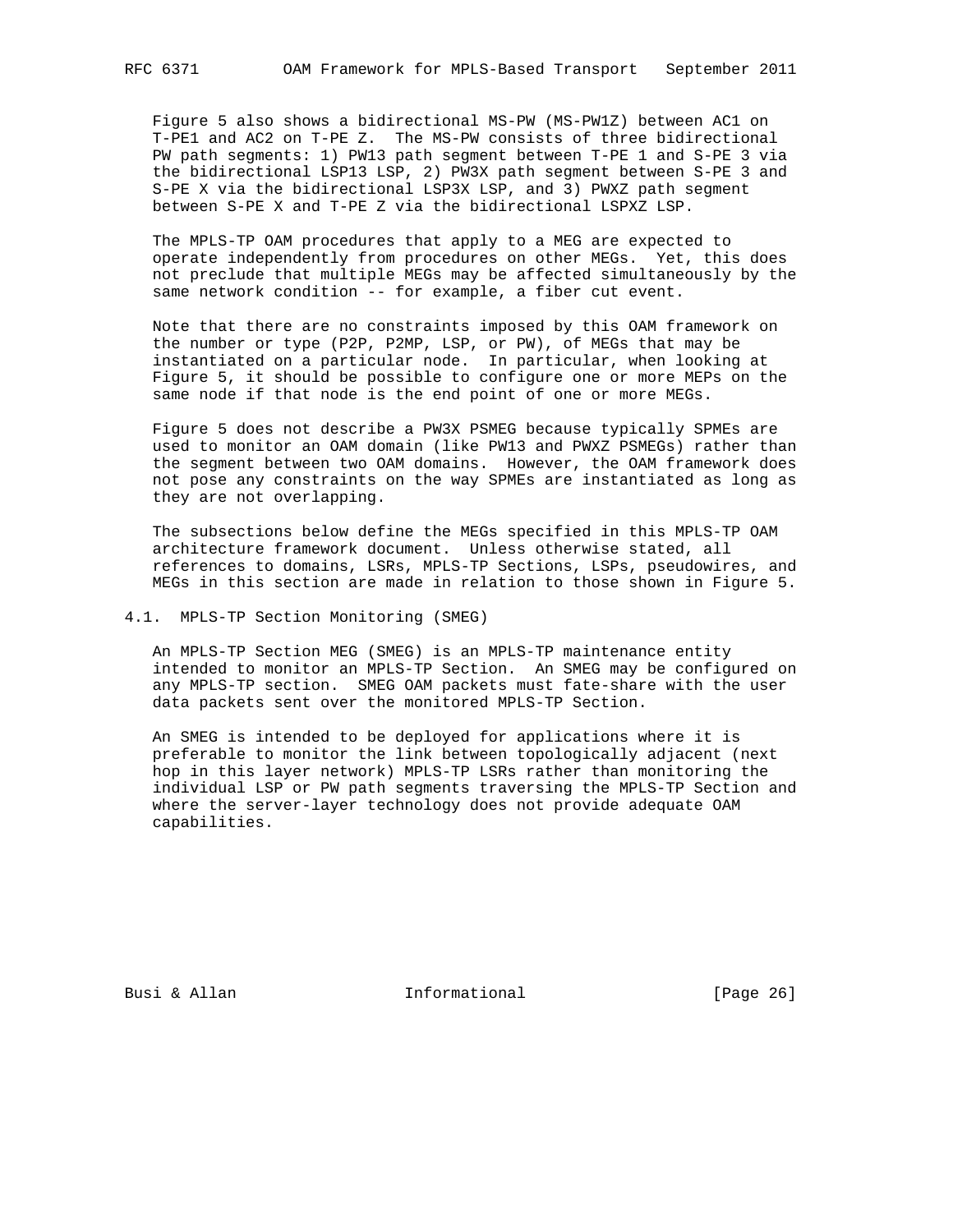Figure 5 also shows a bidirectional MS-PW (MS-PW1Z) between AC1 on T-PE1 and AC2 on T-PE Z. The MS-PW consists of three bidirectional PW path segments: 1) PW13 path segment between T-PE 1 and S-PE 3 via the bidirectional LSP13 LSP, 2) PW3X path segment between S-PE 3 and S-PE X via the bidirectional LSP3X LSP, and 3) PWXZ path segment between S-PE X and T-PE Z via the bidirectional LSPXZ LSP.

The MPLS-TP OAM procedures that apply to a MEG are expected to operate independently from procedures on other MEGs. Yet, this does not preclude that multiple MEGs may be affected simultaneously by the same network condition -- for example, a fiber cut event.

Note that there are no constraints imposed by this OAM framework on the number or type (P2P, P2MP, LSP, or PW), of MEGs that may be instantiated on a particular node. In particular, when looking at Figure 5, it should be possible to configure one or more MEPs on the same node if that node is the end point of one or more MEGs.

Figure 5 does not describe a PW3X PSMEG because typically SPMEs are used to monitor an OAM domain (like PW13 and PWXZ PSMEGs) rather than the segment between two OAM domains. However, the OAM framework does not pose any constraints on the way SPMEs are instantiated as long as they are not overlapping.

The subsections below define the MEGs specified in this MPLS-TP OAM architecture framework document. Unless otherwise stated, all references to domains, LSRs, MPLS-TP Sections, LSPs, pseudowires, and MEGs in this section are made in relation to those shown in Figure 5.

## 4.1. MPLS-TP Section Monitoring (SMEG)

An MPLS-TP Section MEG (SMEG) is an MPLS-TP maintenance entity intended to monitor an MPLS-TP Section. An SMEG may be configured on any MPLS-TP section. SMEG OAM packets must fate-share with the user data packets sent over the monitored MPLS-TP Section.

An SMEG is intended to be deployed for applications where it is preferable to monitor the link between topologically adjacent (next hop in this layer network) MPLS-TP LSRs rather than monitoring the individual LSP or PW path segments traversing the MPLS-TP Section and where the server-layer technology does not provide adequate OAM capabilities.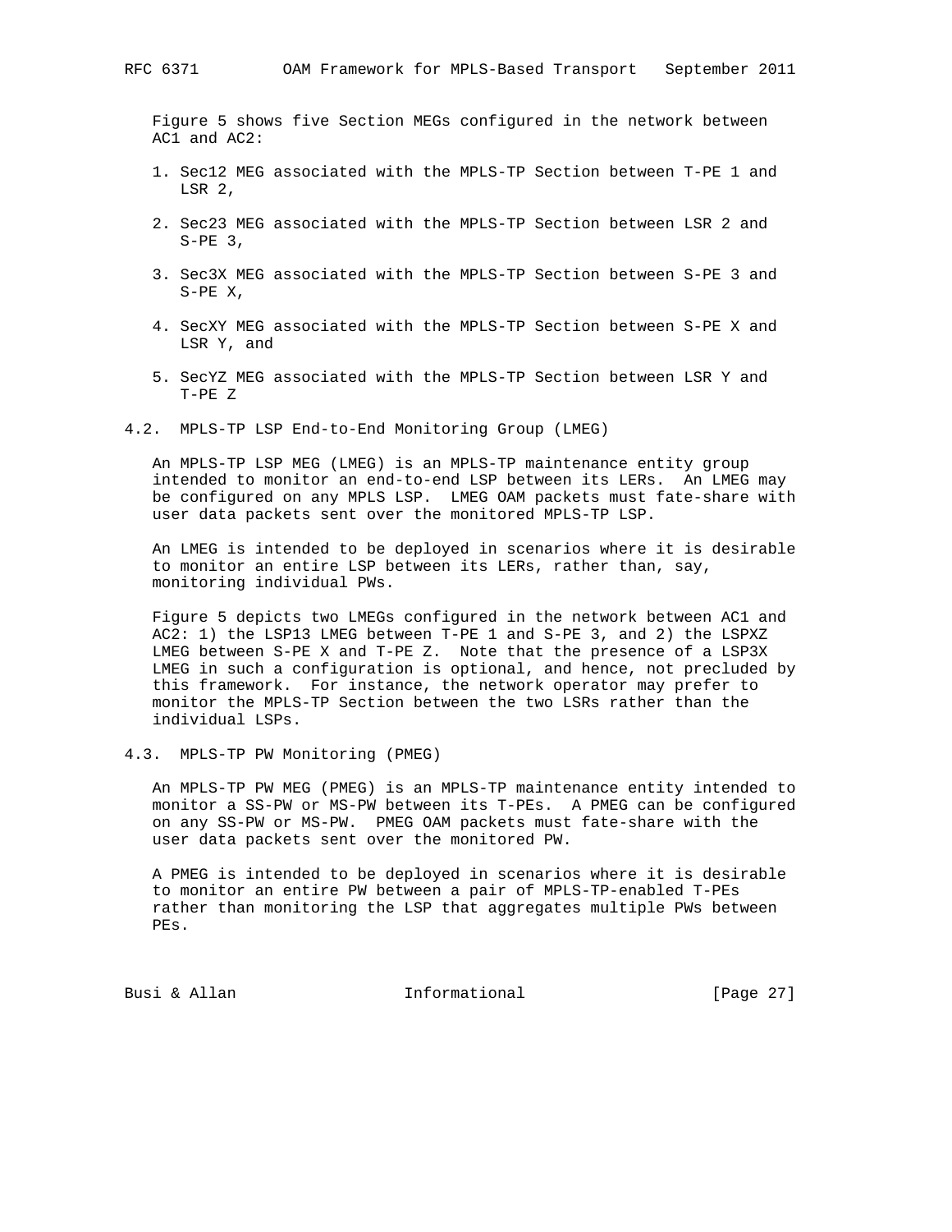Figure 5 shows five Section MEGs configured in the network between AC1 and AC2:

1. Sec12 MEG associated with the MPLS-TP Section between T-PE 1 and LSR 2,

2. Sec23 MEG associated with the MPLS-TP Section between LSR 2 and S-PE 3,

3. Sec3X MEG associated with the MPLS-TP Section between S-PE 3 and S-PE X,

4. SecXY MEG associated with the MPLS-TP Section between S-PE X and LSR Y, and

5. SecYZ MEG associated with the MPLS-TP Section between LSR Y and T-PE Z

## 4.2. MPLS-TP LSP End-to-End Monitoring Group (LMEG)

An MPLS-TP LSP MEG (LMEG) is an MPLS-TP maintenance entity group intended to monitor an end-to-end LSP between its LERs. An LMEG may be configured on any MPLS LSP. LMEG OAM packets must fate-share with user data packets sent over the monitored MPLS-TP LSP.

An LMEG is intended to be deployed in scenarios where it is desirable to monitor an entire LSP between its LERs, rather than, say, monitoring individual PWs.

Figure 5 depicts two LMEGs configured in the network between AC1 and AC2: 1) the LSP13 LMEG between T-PE 1 and S-PE 3, and 2) the LSPXZ LMEG between S-PE X and T-PE Z. Note that the presence of a LSP3X LMEG in such a configuration is optional, and hence, not precluded by this framework. For instance, the network operator may prefer to monitor the MPLS-TP Section between the two LSRs rather than the individual LSPs.

## 4.3. MPLS-TP PW Monitoring (PMEG)

An MPLS-TP PW MEG (PMEG) is an MPLS-TP maintenance entity intended to monitor a SS-PW or MS-PW between its T-PEs. A PMEG can be configured on any SS-PW or MS-PW. PMEG OAM packets must fate-share with the user data packets sent over the monitored PW.

A PMEG is intended to be deployed in scenarios where it is desirable to monitor an entire PW between a pair of MPLS-TP-enabled T-PEs rather than monitoring the LSP that aggregates multiple PWs between PEs.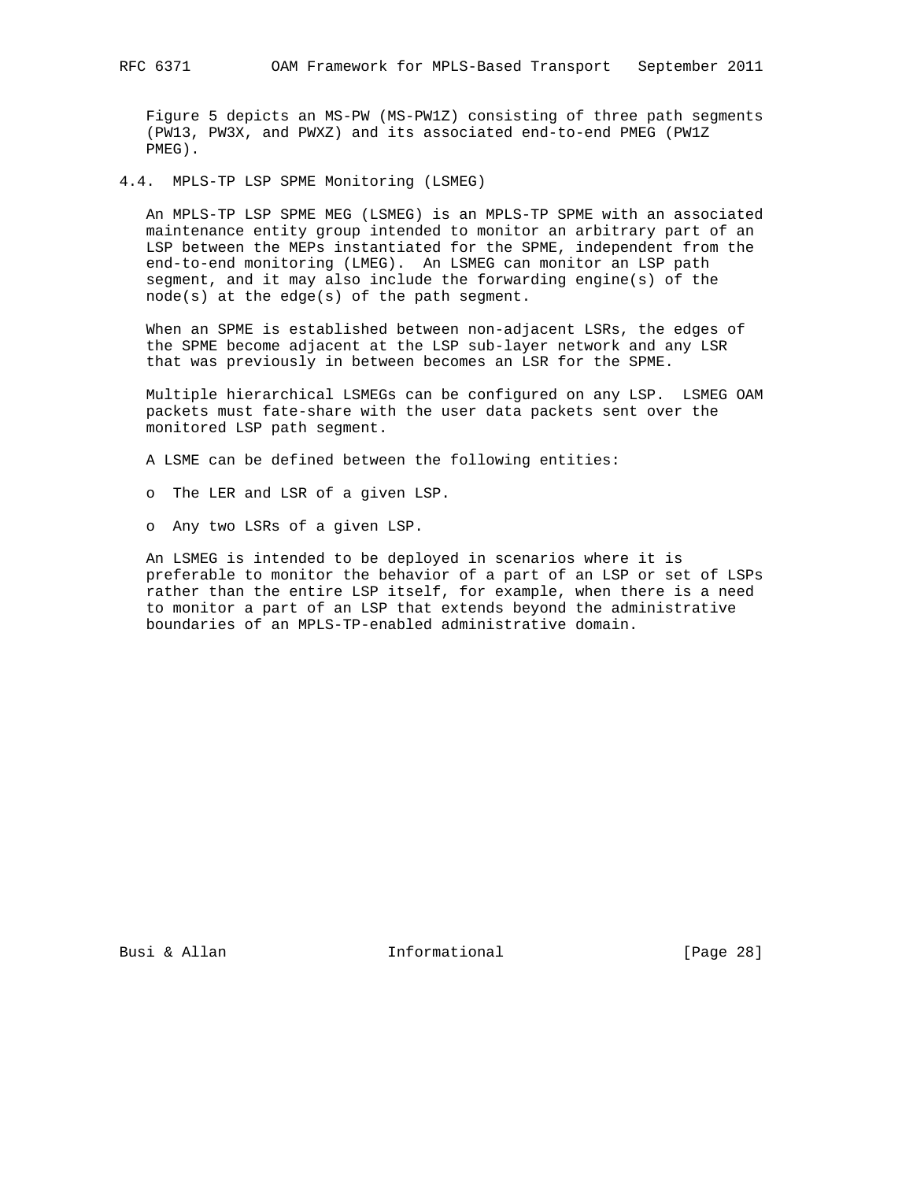Figure 5 depicts an MS-PW (MS-PW1Z) consisting of three path segments (PW13, PW3X, and PWXZ) and its associated end-to-end PMEG (PW1Z PMEG).

### 4.4. MPLS-TP LSP SPME Monitoring (LSMEG)

An MPLS-TP LSP SPME MEG (LSMEG) is an MPLS-TP SPME with an associated maintenance entity group intended to monitor an arbitrary part of an LSP between the MEPs instantiated for the SPME, independent from the end-to-end monitoring (LMEG). An LSMEG can monitor an LSP path segment, and it may also include the forwarding engine(s) of the node(s) at the edge(s) of the path segment.

When an SPME is established between non-adjacent LSRs, the edges of the SPME become adjacent at the LSP sub-layer network and any LSR that was previously in between becomes an LSR for the SPME.

Multiple hierarchical LSMEGs can be configured on any LSP. LSMEG OAM packets must fate-share with the user data packets sent over the monitored LSP path segment.

A LSME can be defined between the following entities:

- The LER and LSR of a given LSP.
- Any two LSRs of a given LSP.

An LSMEG is intended to be deployed in scenarios where it is preferable to monitor the behavior of a part of an LSP or set of LSPs rather than the entire LSP itself, for example, when there is a need to monitor a part of an LSP that extends beyond the administrative boundaries of an MPLS-TP-enabled administrative domain.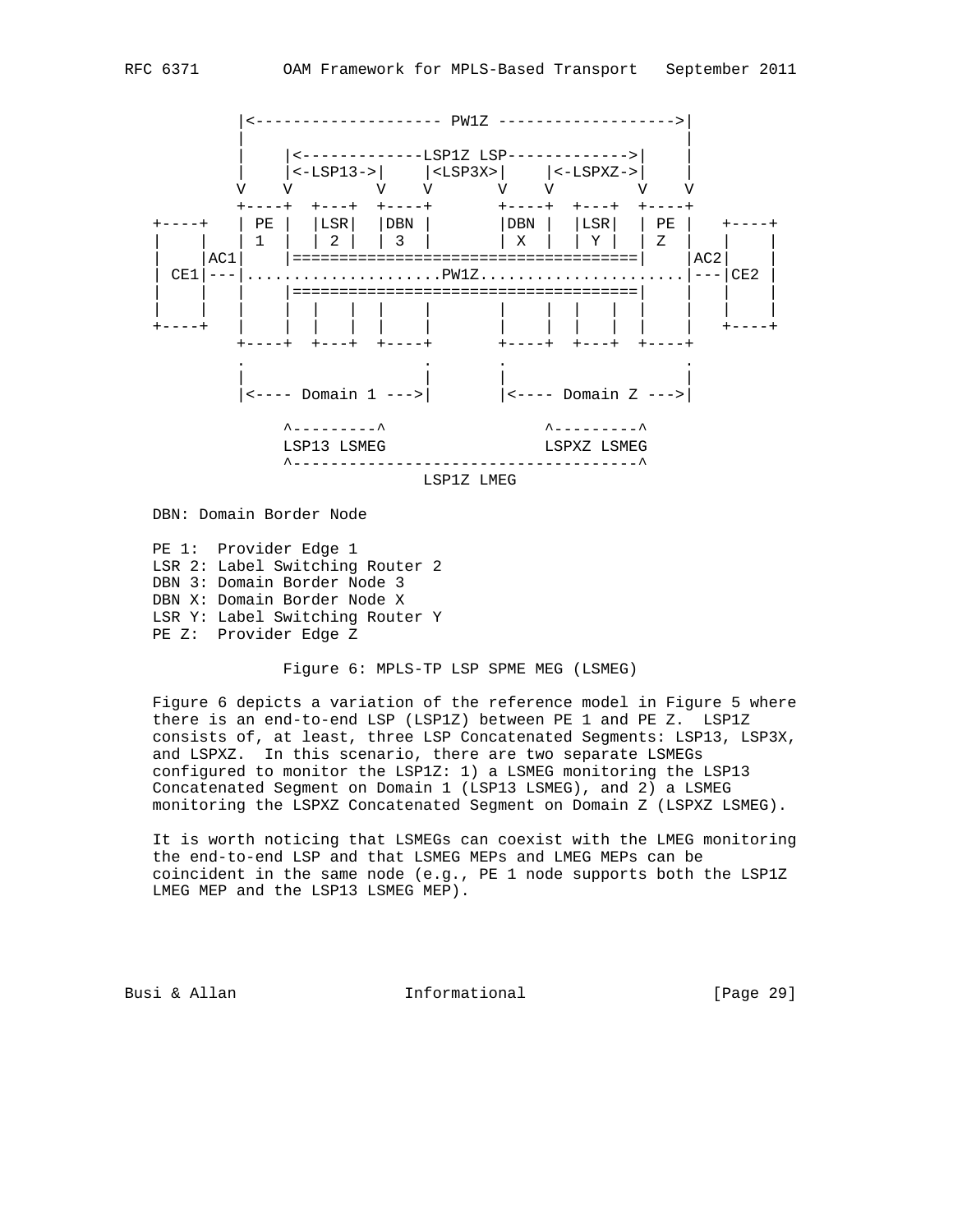```
          |<-------------------- PW1Z ------------------->|
          |                                               |
          |    |<-------------LSP1Z LSP------------->|    |
          |    |<-LSP13->|    |<LSP3X>|    |<-LSPXZ->|    |
          V    V         V    V       V    V         V    V
          +----+  +---+  +----+       +----+  +---+  +----+
 +----+   | PE |  |LSR|  |DBN |       |DBN |  |LSR|  | PE |   +----+
 |    |   | 1  |  | 2 |  | 3  |       | X  |  | Y |  | Z  |   |    |
 |    |AC1|    |=====================================|    |AC2|    |
 | CE1|---|.....................PW1Z......................|---|CE2 |
 |    |   |    |=====================================|    |   |    |
 |    |   |    |  |   |  |    |       |    |  |   |  |    |   |    |
 +----+   |    |  |   |  |    |       |    |  |   |  |    |   +----+
          +----+  +---+  +----+       +----+  +---+  +----+
          .                   .       .                   .
          |                   |       |                   |
          |<---- Domain 1 --->|       |<---- Domain Z --->|

               ^---------^                 ^---------^
               LSP13 LSMEG                 LSPXZ LSMEG
               ^-------------------------------------^
                              LSP1Z LMEG
```

DBN: Domain Border Node

PE 1: Provider Edge 1
LSR 2: Label Switching Router 2
DBN 3: Domain Border Node 3
DBN X: Domain Border Node X
LSR Y: Label Switching Router Y
PE Z: Provider Edge Z

Figure 6: MPLS-TP LSP SPME MEG (LSMEG)

Figure 6 depicts a variation of the reference model in Figure 5 where there is an end-to-end LSP (LSP1Z) between PE 1 and PE Z. LSP1Z consists of, at least, three LSP Concatenated Segments: LSP13, LSP3X, and LSPXZ. In this scenario, there are two separate LSMEGs configured to monitor the LSP1Z: 1) a LSMEG monitoring the LSP13 Concatenated Segment on Domain 1 (LSP13 LSMEG), and 2) a LSMEG monitoring the LSPXZ Concatenated Segment on Domain Z (LSPXZ LSMEG).

It is worth noticing that LSMEGs can coexist with the LMEG monitoring the end-to-end LSP and that LSMEG MEPs and LMEG MEPs can be coincident in the same node (e.g., PE 1 node supports both the LSP1Z LMEG MEP and the LSP13 LSMEG MEP).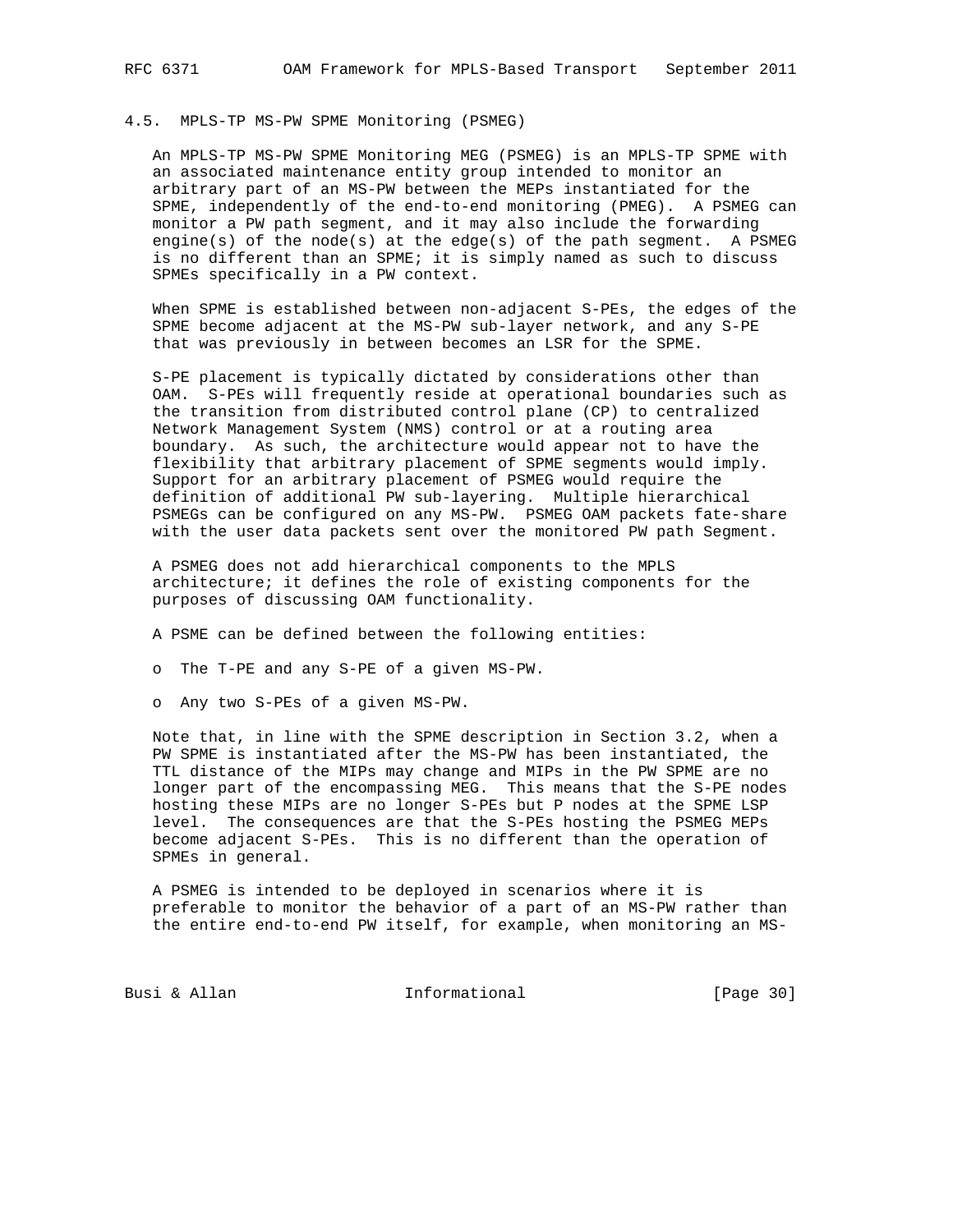### 4.5. MPLS-TP MS-PW SPME Monitoring (PSMEG)

An MPLS-TP MS-PW SPME Monitoring MEG (PSMEG) is an MPLS-TP SPME with an associated maintenance entity group intended to monitor an arbitrary part of an MS-PW between the MEPs instantiated for the SPME, independently of the end-to-end monitoring (PMEG). A PSMEG can monitor a PW path segment, and it may also include the forwarding engine(s) of the node(s) at the edge(s) of the path segment. A PSMEG is no different than an SPME; it is simply named as such to discuss SPMEs specifically in a PW context.

When SPME is established between non-adjacent S-PEs, the edges of the SPME become adjacent at the MS-PW sub-layer network, and any S-PE that was previously in between becomes an LSR for the SPME.

S-PE placement is typically dictated by considerations other than OAM. S-PEs will frequently reside at operational boundaries such as the transition from distributed control plane (CP) to centralized Network Management System (NMS) control or at a routing area boundary. As such, the architecture would appear not to have the flexibility that arbitrary placement of SPME segments would imply. Support for an arbitrary placement of PSMEG would require the definition of additional PW sub-layering. Multiple hierarchical PSMEGs can be configured on any MS-PW. PSMEG OAM packets fate-share with the user data packets sent over the monitored PW path Segment.

A PSMEG does not add hierarchical components to the MPLS architecture; it defines the role of existing components for the purposes of discussing OAM functionality.

A PSME can be defined between the following entities:

- The T-PE and any S-PE of a given MS-PW.
- Any two S-PEs of a given MS-PW.

Note that, in line with the SPME description in Section 3.2, when a PW SPME is instantiated after the MS-PW has been instantiated, the TTL distance of the MIPs may change and MIPs in the PW SPME are no longer part of the encompassing MEG. This means that the S-PE nodes hosting these MIPs are no longer S-PEs but P nodes at the SPME LSP level. The consequences are that the S-PEs hosting the PSMEG MEPs become adjacent S-PEs. This is no different than the operation of SPMEs in general.

A PSMEG is intended to be deployed in scenarios where it is preferable to monitor the behavior of a part of an MS-PW rather than the entire end-to-end PW itself, for example, when monitoring an MS-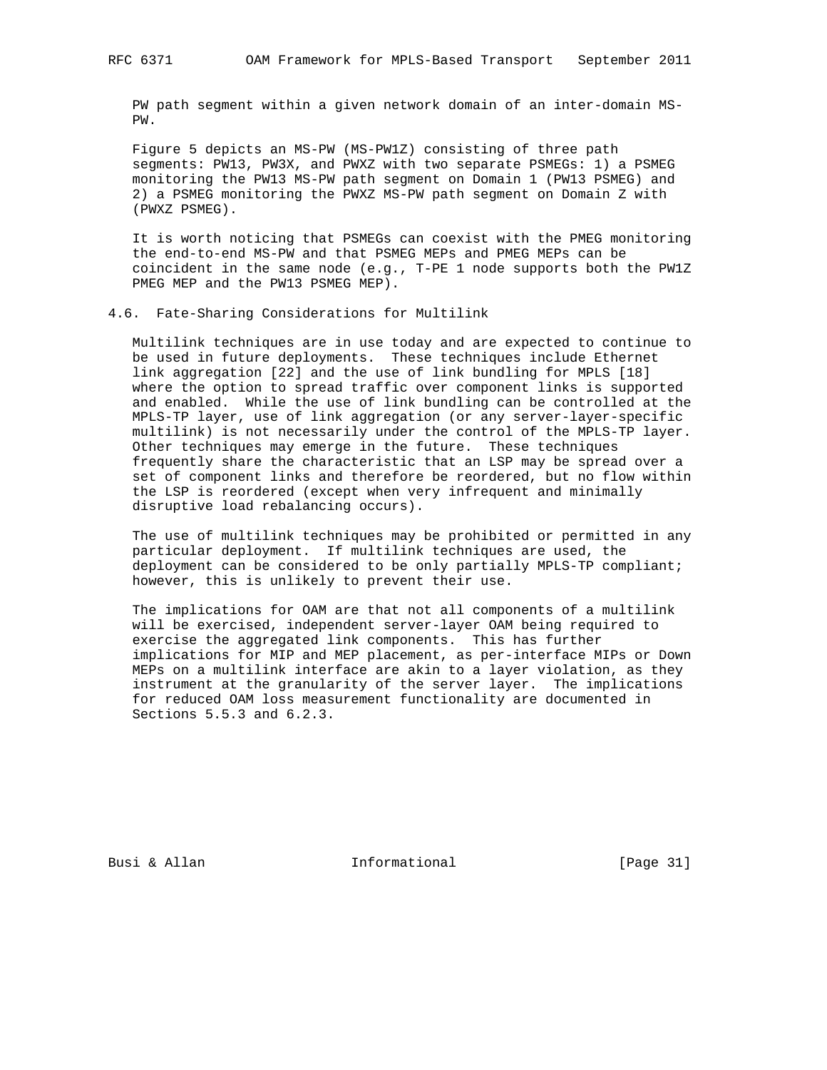PW path segment within a given network domain of an inter-domain MS-PW.

Figure 5 depicts an MS-PW (MS-PW1Z) consisting of three path segments: PW13, PW3X, and PWXZ with two separate PSMEGs: 1) a PSMEG monitoring the PW13 MS-PW path segment on Domain 1 (PW13 PSMEG) and 2) a PSMEG monitoring the PWXZ MS-PW path segment on Domain Z with (PWXZ PSMEG).

It is worth noticing that PSMEGs can coexist with the PMEG monitoring the end-to-end MS-PW and that PSMEG MEPs and PMEG MEPs can be coincident in the same node (e.g., T-PE 1 node supports both the PW1Z PMEG MEP and the PW13 PSMEG MEP).

### 4.6. Fate-Sharing Considerations for Multilink

Multilink techniques are in use today and are expected to continue to be used in future deployments. These techniques include Ethernet link aggregation [22] and the use of link bundling for MPLS [18] where the option to spread traffic over component links is supported and enabled. While the use of link bundling can be controlled at the MPLS-TP layer, use of link aggregation (or any server-layer-specific multilink) is not necessarily under the control of the MPLS-TP layer. Other techniques may emerge in the future. These techniques frequently share the characteristic that an LSP may be spread over a set of component links and therefore be reordered, but no flow within the LSP is reordered (except when very infrequent and minimally disruptive load rebalancing occurs).

The use of multilink techniques may be prohibited or permitted in any particular deployment. If multilink techniques are used, the deployment can be considered to be only partially MPLS-TP compliant; however, this is unlikely to prevent their use.

The implications for OAM are that not all components of a multilink will be exercised, independent server-layer OAM being required to exercise the aggregated link components. This has further implications for MIP and MEP placement, as per-interface MIPs or Down MEPs on a multilink interface are akin to a layer violation, as they instrument at the granularity of the server layer. The implications for reduced OAM loss measurement functionality are documented in Sections 5.5.3 and 6.2.3.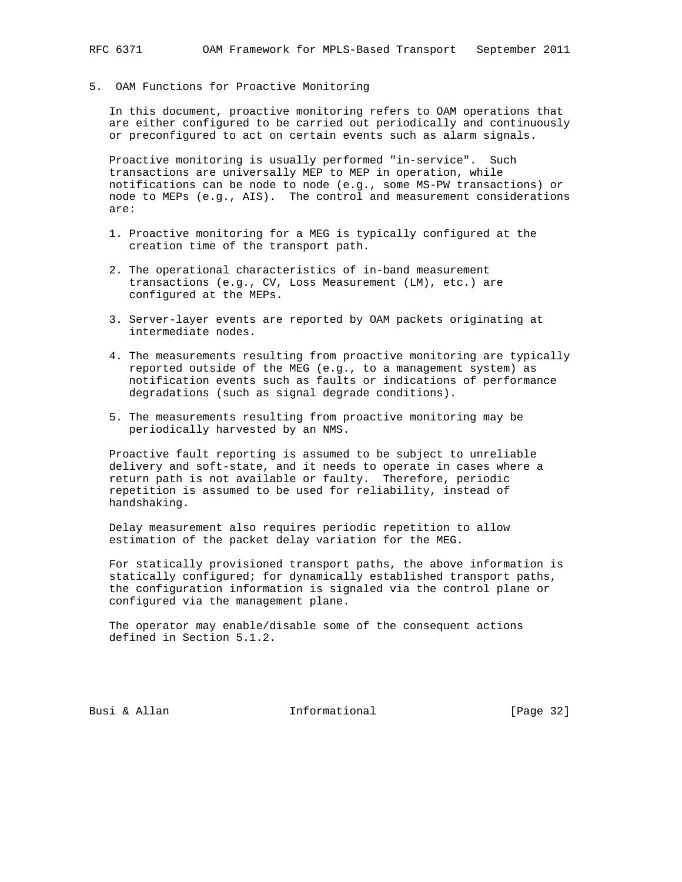## 5. OAM Functions for Proactive Monitoring

In this document, proactive monitoring refers to OAM operations that are either configured to be carried out periodically and continuously or preconfigured to act on certain events such as alarm signals.

Proactive monitoring is usually performed "in-service". Such transactions are universally MEP to MEP in operation, while notifications can be node to node (e.g., some MS-PW transactions) or node to MEPs (e.g., AIS). The control and measurement considerations are:

1. Proactive monitoring for a MEG is typically configured at the creation time of the transport path.

2. The operational characteristics of in-band measurement transactions (e.g., CV, Loss Measurement (LM), etc.) are configured at the MEPs.

3. Server-layer events are reported by OAM packets originating at intermediate nodes.

4. The measurements resulting from proactive monitoring are typically reported outside of the MEG (e.g., to a management system) as notification events such as faults or indications of performance degradations (such as signal degrade conditions).

5. The measurements resulting from proactive monitoring may be periodically harvested by an NMS.

Proactive fault reporting is assumed to be subject to unreliable delivery and soft-state, and it needs to operate in cases where a return path is not available or faulty. Therefore, periodic repetition is assumed to be used for reliability, instead of handshaking.

Delay measurement also requires periodic repetition to allow estimation of the packet delay variation for the MEG.

For statically provisioned transport paths, the above information is statically configured; for dynamically established transport paths, the configuration information is signaled via the control plane or configured via the management plane.

The operator may enable/disable some of the consequent actions defined in Section 5.1.2.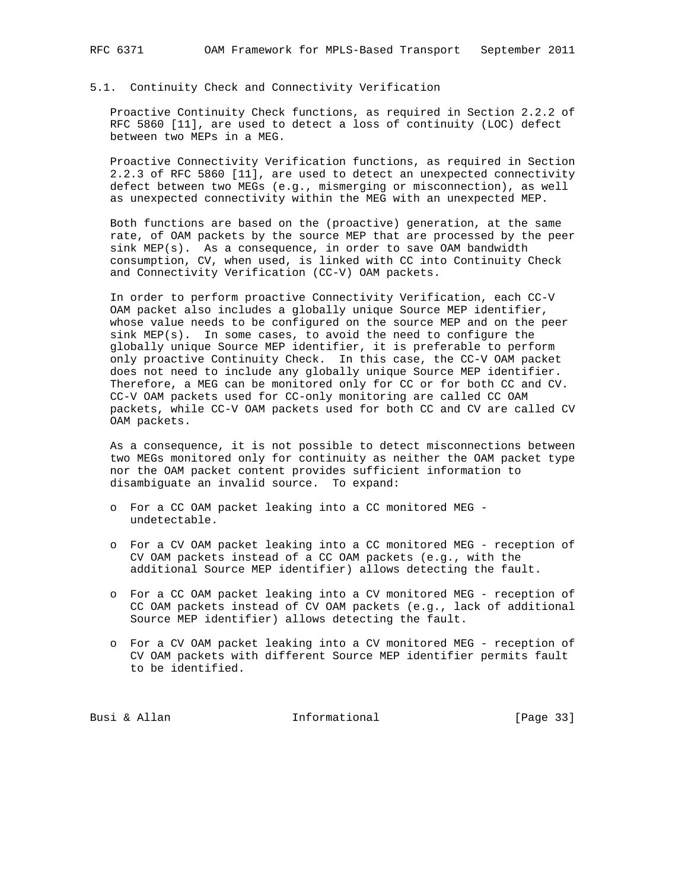## 5.1. Continuity Check and Connectivity Verification

Proactive Continuity Check functions, as required in Section 2.2.2 of RFC 5860 [11], are used to detect a loss of continuity (LOC) defect between two MEPs in a MEG.

Proactive Connectivity Verification functions, as required in Section 2.2.3 of RFC 5860 [11], are used to detect an unexpected connectivity defect between two MEGs (e.g., mismerging or misconnection), as well as unexpected connectivity within the MEG with an unexpected MEP.

Both functions are based on the (proactive) generation, at the same rate, of OAM packets by the source MEP that are processed by the peer sink MEP(s). As a consequence, in order to save OAM bandwidth consumption, CV, when used, is linked with CC into Continuity Check and Connectivity Verification (CC-V) OAM packets.

In order to perform proactive Connectivity Verification, each CC-V OAM packet also includes a globally unique Source MEP identifier, whose value needs to be configured on the source MEP and on the peer sink MEP(s). In some cases, to avoid the need to configure the globally unique Source MEP identifier, it is preferable to perform only proactive Continuity Check. In this case, the CC-V OAM packet does not need to include any globally unique Source MEP identifier. Therefore, a MEG can be monitored only for CC or for both CC and CV. CC-V OAM packets used for CC-only monitoring are called CC OAM packets, while CC-V OAM packets used for both CC and CV are called CV OAM packets.

As a consequence, it is not possible to detect misconnections between two MEGs monitored only for continuity as neither the OAM packet type nor the OAM packet content provides sufficient information to disambiguate an invalid source. To expand:

- For a CC OAM packet leaking into a CC monitored MEG - undetectable.
- For a CV OAM packet leaking into a CC monitored MEG - reception of CV OAM packets instead of a CC OAM packets (e.g., with the additional Source MEP identifier) allows detecting the fault.
- For a CC OAM packet leaking into a CV monitored MEG - reception of CC OAM packets instead of CV OAM packets (e.g., lack of additional Source MEP identifier) allows detecting the fault.
- For a CV OAM packet leaking into a CV monitored MEG - reception of CV OAM packets with different Source MEP identifier permits fault to be identified.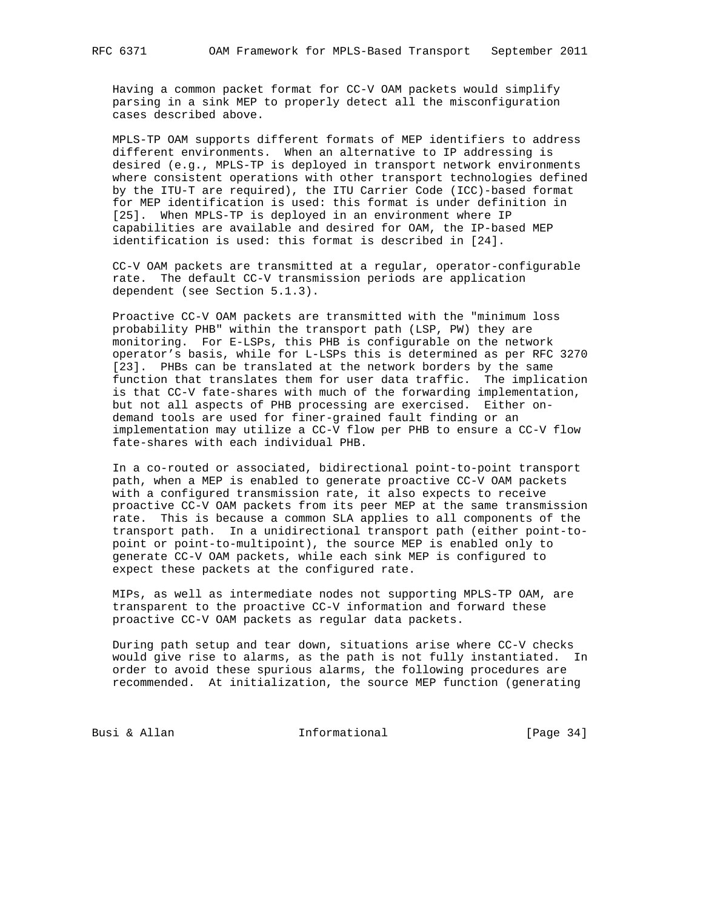Having a common packet format for CC-V OAM packets would simplify parsing in a sink MEP to properly detect all the misconfiguration cases described above.

MPLS-TP OAM supports different formats of MEP identifiers to address different environments. When an alternative to IP addressing is desired (e.g., MPLS-TP is deployed in transport network environments where consistent operations with other transport technologies defined by the ITU-T are required), the ITU Carrier Code (ICC)-based format for MEP identification is used: this format is under definition in [25]. When MPLS-TP is deployed in an environment where IP capabilities are available and desired for OAM, the IP-based MEP identification is used: this format is described in [24].

CC-V OAM packets are transmitted at a regular, operator-configurable rate. The default CC-V transmission periods are application dependent (see Section 5.1.3).

Proactive CC-V OAM packets are transmitted with the "minimum loss probability PHB" within the transport path (LSP, PW) they are monitoring. For E-LSPs, this PHB is configurable on the network operator's basis, while for L-LSPs this is determined as per RFC 3270 [23]. PHBs can be translated at the network borders by the same function that translates them for user data traffic. The implication is that CC-V fate-shares with much of the forwarding implementation, but not all aspects of PHB processing are exercised. Either on-demand tools are used for finer-grained fault finding or an implementation may utilize a CC-V flow per PHB to ensure a CC-V flow fate-shares with each individual PHB.

In a co-routed or associated, bidirectional point-to-point transport path, when a MEP is enabled to generate proactive CC-V OAM packets with a configured transmission rate, it also expects to receive proactive CC-V OAM packets from its peer MEP at the same transmission rate. This is because a common SLA applies to all components of the transport path. In a unidirectional transport path (either point-to-point or point-to-multipoint), the source MEP is enabled only to generate CC-V OAM packets, while each sink MEP is configured to expect these packets at the configured rate.

MIPs, as well as intermediate nodes not supporting MPLS-TP OAM, are transparent to the proactive CC-V information and forward these proactive CC-V OAM packets as regular data packets.

During path setup and tear down, situations arise where CC-V checks would give rise to alarms, as the path is not fully instantiated. In order to avoid these spurious alarms, the following procedures are recommended. At initialization, the source MEP function (generating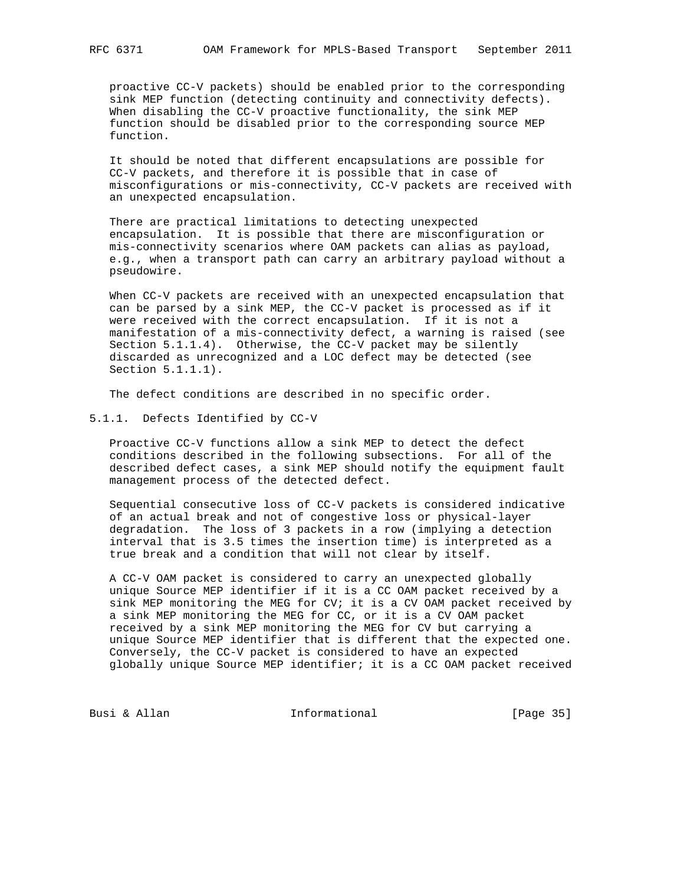proactive CC-V packets) should be enabled prior to the corresponding sink MEP function (detecting continuity and connectivity defects). When disabling the CC-V proactive functionality, the sink MEP function should be disabled prior to the corresponding source MEP function.

It should be noted that different encapsulations are possible for CC-V packets, and therefore it is possible that in case of misconfigurations or mis-connectivity, CC-V packets are received with an unexpected encapsulation.

There are practical limitations to detecting unexpected encapsulation. It is possible that there are misconfiguration or mis-connectivity scenarios where OAM packets can alias as payload, e.g., when a transport path can carry an arbitrary payload without a pseudowire.

When CC-V packets are received with an unexpected encapsulation that can be parsed by a sink MEP, the CC-V packet is processed as if it were received with the correct encapsulation. If it is not a manifestation of a mis-connectivity defect, a warning is raised (see Section 5.1.1.4). Otherwise, the CC-V packet may be silently discarded as unrecognized and a LOC defect may be detected (see Section 5.1.1.1).

The defect conditions are described in no specific order.

### 5.1.1. Defects Identified by CC-V

Proactive CC-V functions allow a sink MEP to detect the defect conditions described in the following subsections. For all of the described defect cases, a sink MEP should notify the equipment fault management process of the detected defect.

Sequential consecutive loss of CC-V packets is considered indicative of an actual break and not of congestive loss or physical-layer degradation. The loss of 3 packets in a row (implying a detection interval that is 3.5 times the insertion time) is interpreted as a true break and a condition that will not clear by itself.

A CC-V OAM packet is considered to carry an unexpected globally unique Source MEP identifier if it is a CC OAM packet received by a sink MEP monitoring the MEG for CV; it is a CV OAM packet received by a sink MEP monitoring the MEG for CC, or it is a CV OAM packet received by a sink MEP monitoring the MEG for CV but carrying a unique Source MEP identifier that is different that the expected one. Conversely, the CC-V packet is considered to have an expected globally unique Source MEP identifier; it is a CC OAM packet received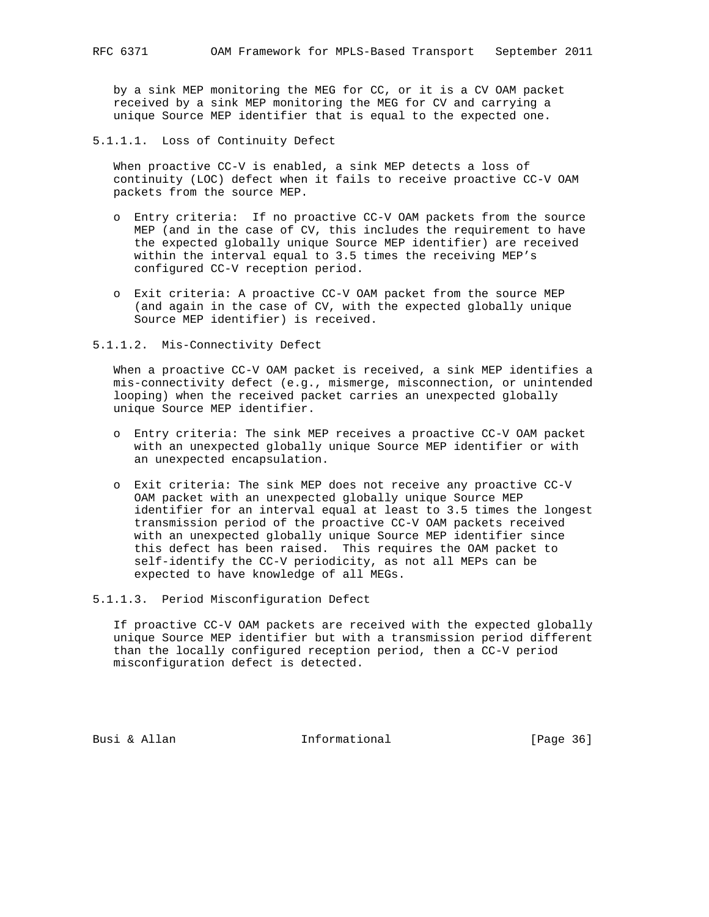by a sink MEP monitoring the MEG for CC, or it is a CV OAM packet received by a sink MEP monitoring the MEG for CV and carrying a unique Source MEP identifier that is equal to the expected one.

##### 5.1.1.1. Loss of Continuity Defect

When proactive CC-V is enabled, a sink MEP detects a loss of continuity (LOC) defect when it fails to receive proactive CC-V OAM packets from the source MEP.

- Entry criteria: If no proactive CC-V OAM packets from the source MEP (and in the case of CV, this includes the requirement to have the expected globally unique Source MEP identifier) are received within the interval equal to 3.5 times the receiving MEP's configured CC-V reception period.

- Exit criteria: A proactive CC-V OAM packet from the source MEP (and again in the case of CV, with the expected globally unique Source MEP identifier) is received.

##### 5.1.1.2. Mis-Connectivity Defect

When a proactive CC-V OAM packet is received, a sink MEP identifies a mis-connectivity defect (e.g., mismerge, misconnection, or unintended looping) when the received packet carries an unexpected globally unique Source MEP identifier.

- Entry criteria: The sink MEP receives a proactive CC-V OAM packet with an unexpected globally unique Source MEP identifier or with an unexpected encapsulation.

- Exit criteria: The sink MEP does not receive any proactive CC-V OAM packet with an unexpected globally unique Source MEP identifier for an interval equal at least to 3.5 times the longest transmission period of the proactive CC-V OAM packets received with an unexpected globally unique Source MEP identifier since this defect has been raised. This requires the OAM packet to self-identify the CC-V periodicity, as not all MEPs can be expected to have knowledge of all MEGs.

##### 5.1.1.3. Period Misconfiguration Defect

If proactive CC-V OAM packets are received with the expected globally unique Source MEP identifier but with a transmission period different than the locally configured reception period, then a CC-V period misconfiguration defect is detected.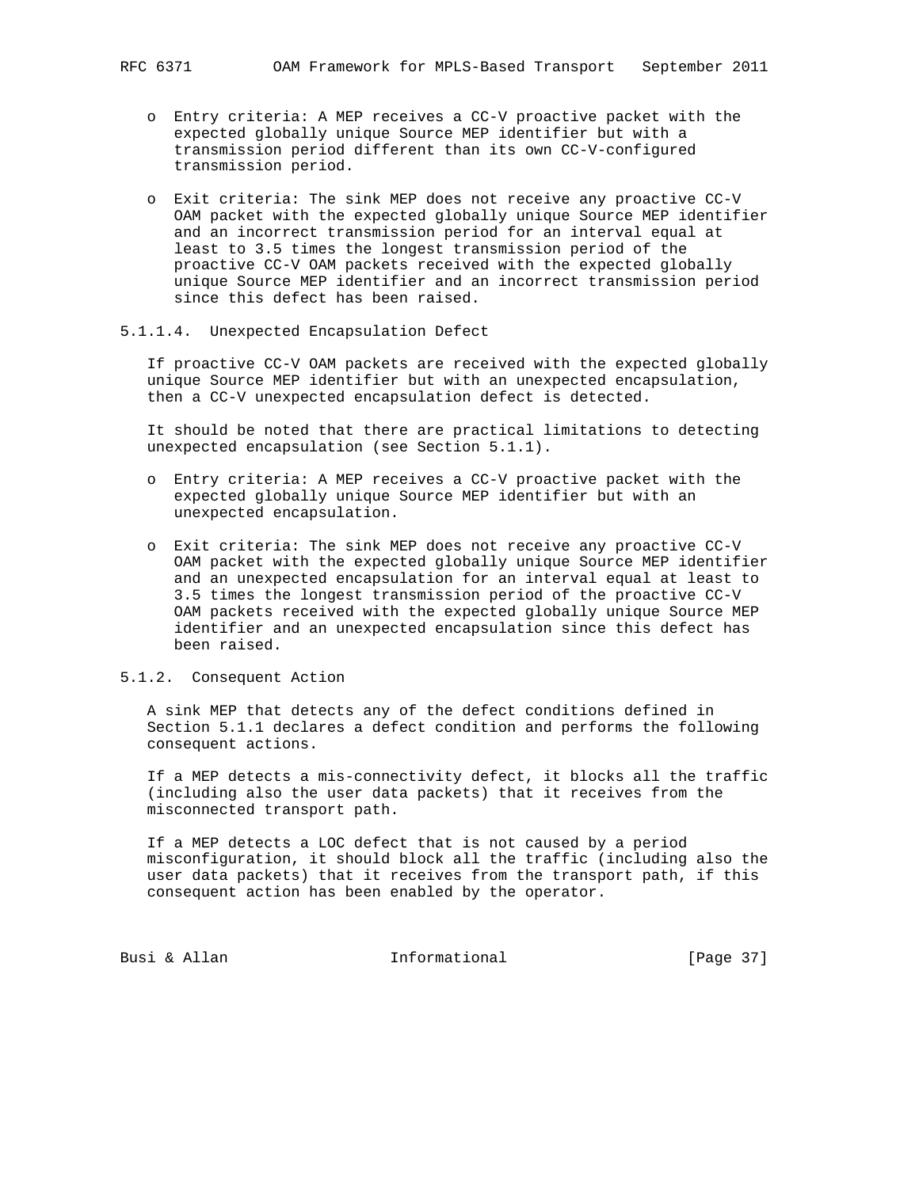- Entry criteria: A MEP receives a CC-V proactive packet with the expected globally unique Source MEP identifier but with a transmission period different than its own CC-V-configured transmission period.

- Exit criteria: The sink MEP does not receive any proactive CC-V OAM packet with the expected globally unique Source MEP identifier and an incorrect transmission period for an interval equal at least to 3.5 times the longest transmission period of the proactive CC-V OAM packets received with the expected globally unique Source MEP identifier and an incorrect transmission period since this defect has been raised.

#### 5.1.1.4. Unexpected Encapsulation Defect

If proactive CC-V OAM packets are received with the expected globally unique Source MEP identifier but with an unexpected encapsulation, then a CC-V unexpected encapsulation defect is detected.

It should be noted that there are practical limitations to detecting unexpected encapsulation (see Section 5.1.1).

- Entry criteria: A MEP receives a CC-V proactive packet with the expected globally unique Source MEP identifier but with an unexpected encapsulation.

- Exit criteria: The sink MEP does not receive any proactive CC-V OAM packet with the expected globally unique Source MEP identifier and an unexpected encapsulation for an interval equal at least to 3.5 times the longest transmission period of the proactive CC-V OAM packets received with the expected globally unique Source MEP identifier and an unexpected encapsulation since this defect has been raised.

### 5.1.2. Consequent Action

A sink MEP that detects any of the defect conditions defined in Section 5.1.1 declares a defect condition and performs the following consequent actions.

If a MEP detects a mis-connectivity defect, it blocks all the traffic (including also the user data packets) that it receives from the misconnected transport path.

If a MEP detects a LOC defect that is not caused by a period misconfiguration, it should block all the traffic (including also the user data packets) that it receives from the transport path, if this consequent action has been enabled by the operator.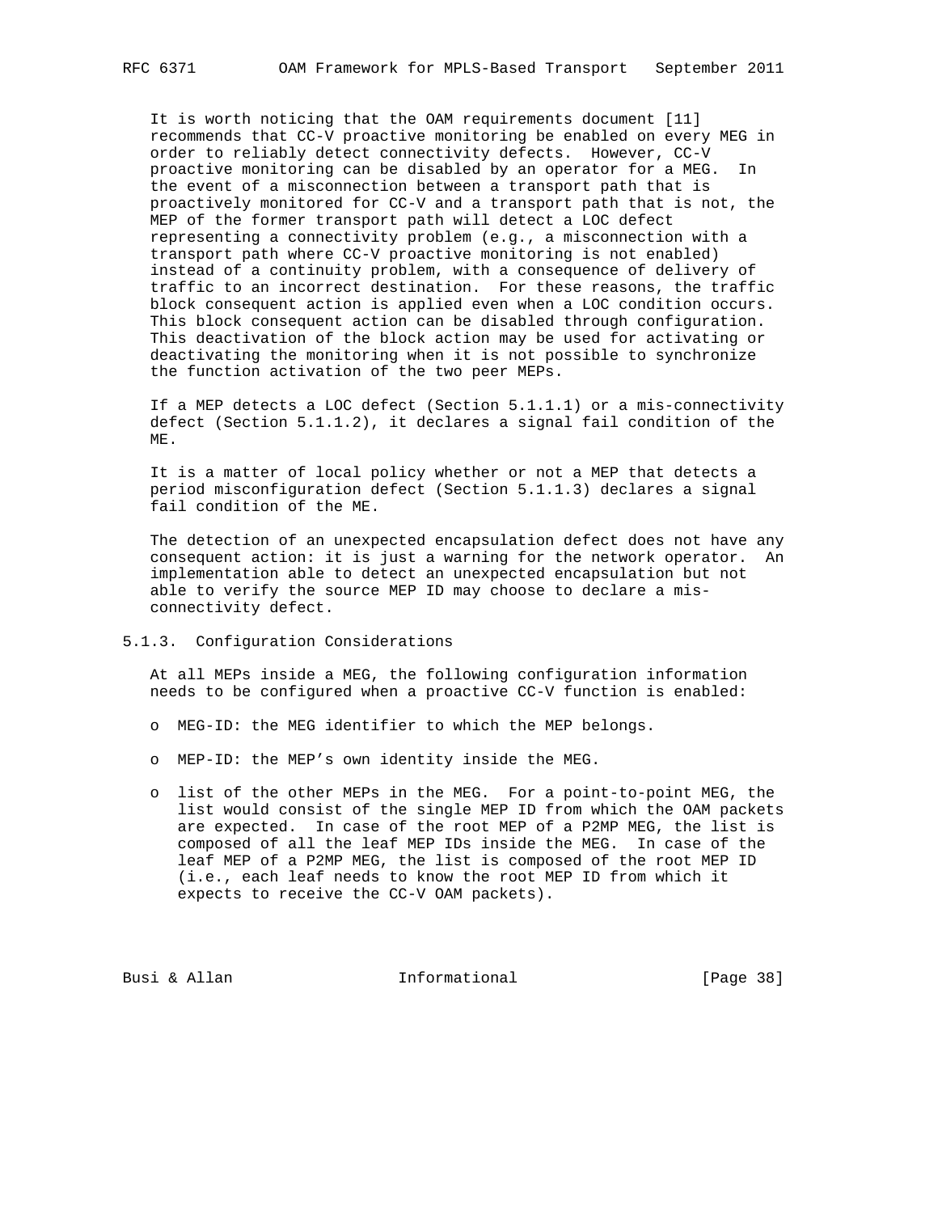It is worth noticing that the OAM requirements document [11] recommends that CC-V proactive monitoring be enabled on every MEG in order to reliably detect connectivity defects. However, CC-V proactive monitoring can be disabled by an operator for a MEG. In the event of a misconnection between a transport path that is proactively monitored for CC-V and a transport path that is not, the MEP of the former transport path will detect a LOC defect representing a connectivity problem (e.g., a misconnection with a transport path where CC-V proactive monitoring is not enabled) instead of a continuity problem, with a consequence of delivery of traffic to an incorrect destination. For these reasons, the traffic block consequent action is applied even when a LOC condition occurs. This block consequent action can be disabled through configuration. This deactivation of the block action may be used for activating or deactivating the monitoring when it is not possible to synchronize the function activation of the two peer MEPs.

If a MEP detects a LOC defect (Section 5.1.1.1) or a mis-connectivity defect (Section 5.1.1.2), it declares a signal fail condition of the ME.

It is a matter of local policy whether or not a MEP that detects a period misconfiguration defect (Section 5.1.1.3) declares a signal fail condition of the ME.

The detection of an unexpected encapsulation defect does not have any consequent action: it is just a warning for the network operator. An implementation able to detect an unexpected encapsulation but not able to verify the source MEP ID may choose to declare a mis-connectivity defect.

### 5.1.3. Configuration Considerations

At all MEPs inside a MEG, the following configuration information needs to be configured when a proactive CC-V function is enabled:

- MEG-ID: the MEG identifier to which the MEP belongs.
- MEP-ID: the MEP’s own identity inside the MEG.
- list of the other MEPs in the MEG. For a point-to-point MEG, the list would consist of the single MEP ID from which the OAM packets are expected. In case of the root MEP of a P2MP MEG, the list is composed of all the leaf MEP IDs inside the MEG. In case of the leaf MEP of a P2MP MEG, the list is composed of the root MEP ID (i.e., each leaf needs to know the root MEP ID from which it expects to receive the CC-V OAM packets).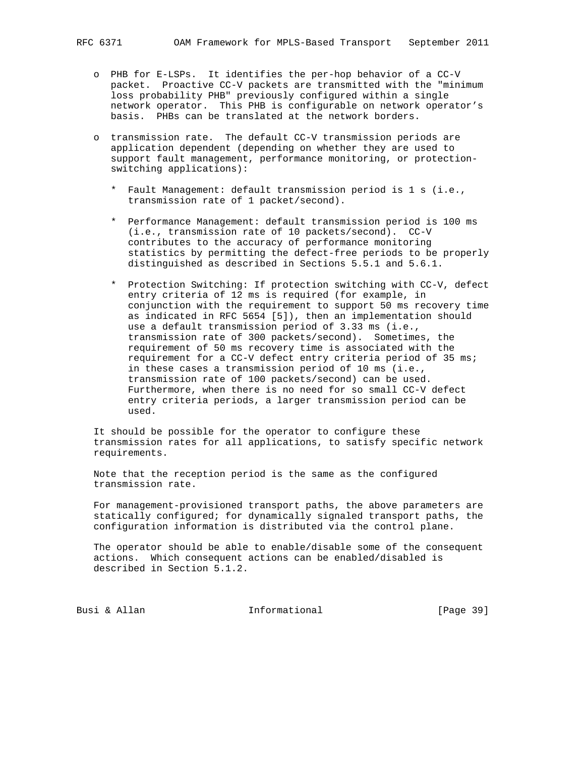- PHB for E-LSPs. It identifies the per-hop behavior of a CC-V packet. Proactive CC-V packets are transmitted with the "minimum loss probability PHB" previously configured within a single network operator. This PHB is configurable on network operator's basis. PHBs can be translated at the network borders.

- transmission rate. The default CC-V transmission periods are application dependent (depending on whether they are used to support fault management, performance monitoring, or protection-switching applications):

  * Fault Management: default transmission period is 1 s (i.e., transmission rate of 1 packet/second).

  * Performance Management: default transmission period is 100 ms (i.e., transmission rate of 10 packets/second). CC-V contributes to the accuracy of performance monitoring statistics by permitting the defect-free periods to be properly distinguished as described in Sections 5.5.1 and 5.6.1.

  * Protection Switching: If protection switching with CC-V, defect entry criteria of 12 ms is required (for example, in conjunction with the requirement to support 50 ms recovery time as indicated in RFC 5654 [5]), then an implementation should use a default transmission period of 3.33 ms (i.e., transmission rate of 300 packets/second). Sometimes, the requirement of 50 ms recovery time is associated with the requirement for a CC-V defect entry criteria period of 35 ms; in these cases a transmission period of 10 ms (i.e., transmission rate of 100 packets/second) can be used. Furthermore, when there is no need for so small CC-V defect entry criteria periods, a larger transmission period can be used.

It should be possible for the operator to configure these transmission rates for all applications, to satisfy specific network requirements.

Note that the reception period is the same as the configured transmission rate.

For management-provisioned transport paths, the above parameters are statically configured; for dynamically signaled transport paths, the configuration information is distributed via the control plane.

The operator should be able to enable/disable some of the consequent actions. Which consequent actions can be enabled/disabled is described in Section 5.1.2.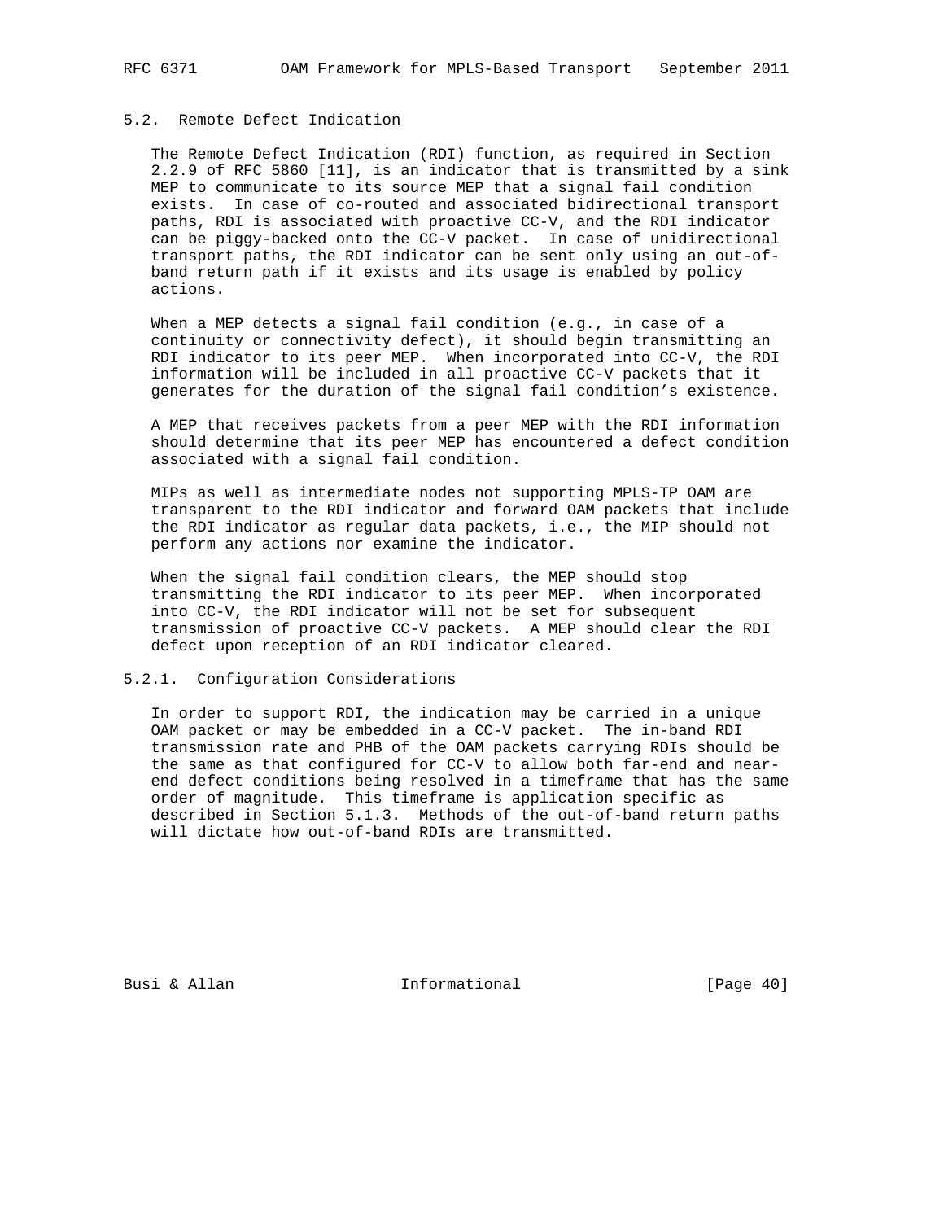### 5.2. Remote Defect Indication

The Remote Defect Indication (RDI) function, as required in Section 2.2.9 of RFC 5860 [11], is an indicator that is transmitted by a sink MEP to communicate to its source MEP that a signal fail condition exists. In case of co-routed and associated bidirectional transport paths, RDI is associated with proactive CC-V, and the RDI indicator can be piggy-backed onto the CC-V packet. In case of unidirectional transport paths, the RDI indicator can be sent only using an out-of-band return path if it exists and its usage is enabled by policy actions.

When a MEP detects a signal fail condition (e.g., in case of a continuity or connectivity defect), it should begin transmitting an RDI indicator to its peer MEP. When incorporated into CC-V, the RDI information will be included in all proactive CC-V packets that it generates for the duration of the signal fail condition's existence.

A MEP that receives packets from a peer MEP with the RDI information should determine that its peer MEP has encountered a defect condition associated with a signal fail condition.

MIPs as well as intermediate nodes not supporting MPLS-TP OAM are transparent to the RDI indicator and forward OAM packets that include the RDI indicator as regular data packets, i.e., the MIP should not perform any actions nor examine the indicator.

When the signal fail condition clears, the MEP should stop transmitting the RDI indicator to its peer MEP. When incorporated into CC-V, the RDI indicator will not be set for subsequent transmission of proactive CC-V packets. A MEP should clear the RDI defect upon reception of an RDI indicator cleared.

#### 5.2.1. Configuration Considerations

In order to support RDI, the indication may be carried in a unique OAM packet or may be embedded in a CC-V packet. The in-band RDI transmission rate and PHB of the OAM packets carrying RDIs should be the same as that configured for CC-V to allow both far-end and near-end defect conditions being resolved in a timeframe that has the same order of magnitude. This timeframe is application specific as described in Section 5.1.3. Methods of the out-of-band return paths will dictate how out-of-band RDIs are transmitted.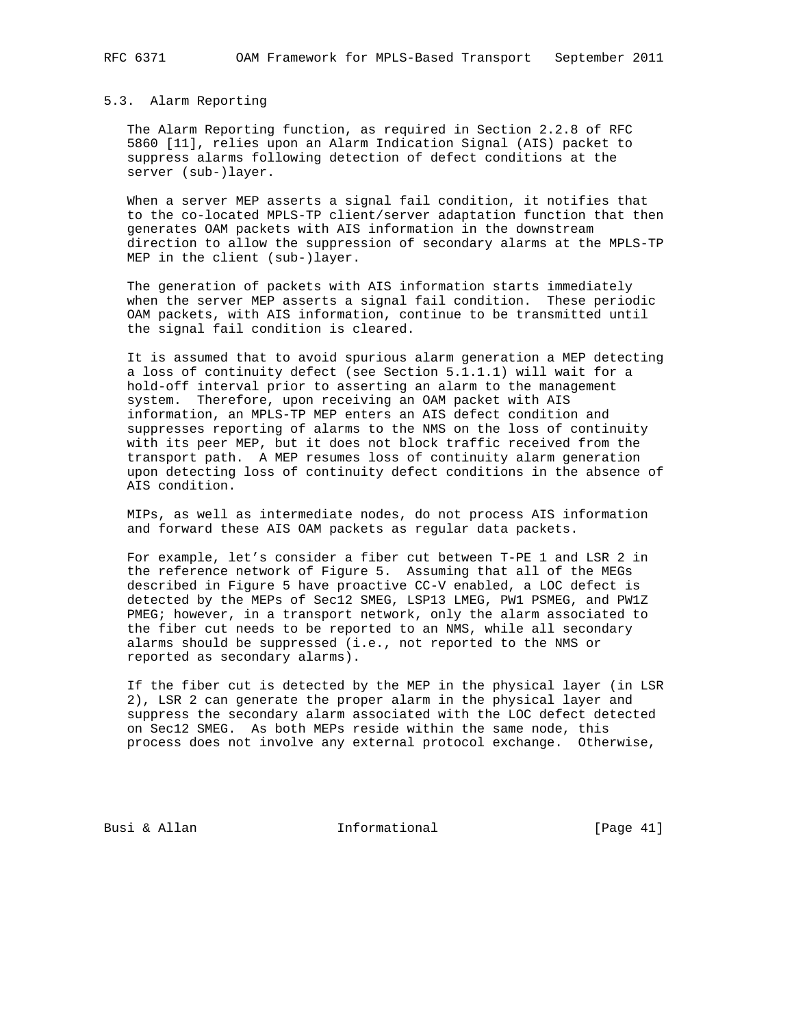### 5.3. Alarm Reporting

The Alarm Reporting function, as required in Section 2.2.8 of RFC 5860 [11], relies upon an Alarm Indication Signal (AIS) packet to suppress alarms following detection of defect conditions at the server (sub-)layer.

When a server MEP asserts a signal fail condition, it notifies that to the co-located MPLS-TP client/server adaptation function that then generates OAM packets with AIS information in the downstream direction to allow the suppression of secondary alarms at the MPLS-TP MEP in the client (sub-)layer.

The generation of packets with AIS information starts immediately when the server MEP asserts a signal fail condition. These periodic OAM packets, with AIS information, continue to be transmitted until the signal fail condition is cleared.

It is assumed that to avoid spurious alarm generation a MEP detecting a loss of continuity defect (see Section 5.1.1.1) will wait for a hold-off interval prior to asserting an alarm to the management system. Therefore, upon receiving an OAM packet with AIS information, an MPLS-TP MEP enters an AIS defect condition and suppresses reporting of alarms to the NMS on the loss of continuity with its peer MEP, but it does not block traffic received from the transport path. A MEP resumes loss of continuity alarm generation upon detecting loss of continuity defect conditions in the absence of AIS condition.

MIPs, as well as intermediate nodes, do not process AIS information and forward these AIS OAM packets as regular data packets.

For example, let's consider a fiber cut between T-PE 1 and LSR 2 in the reference network of Figure 5. Assuming that all of the MEGs described in Figure 5 have proactive CC-V enabled, a LOC defect is detected by the MEPs of Sec12 SMEG, LSP13 LMEG, PW1 PSMEG, and PW1Z PMEG; however, in a transport network, only the alarm associated to the fiber cut needs to be reported to an NMS, while all secondary alarms should be suppressed (i.e., not reported to the NMS or reported as secondary alarms).

If the fiber cut is detected by the MEP in the physical layer (in LSR 2), LSR 2 can generate the proper alarm in the physical layer and suppress the secondary alarm associated with the LOC defect detected on Sec12 SMEG. As both MEPs reside within the same node, this process does not involve any external protocol exchange. Otherwise,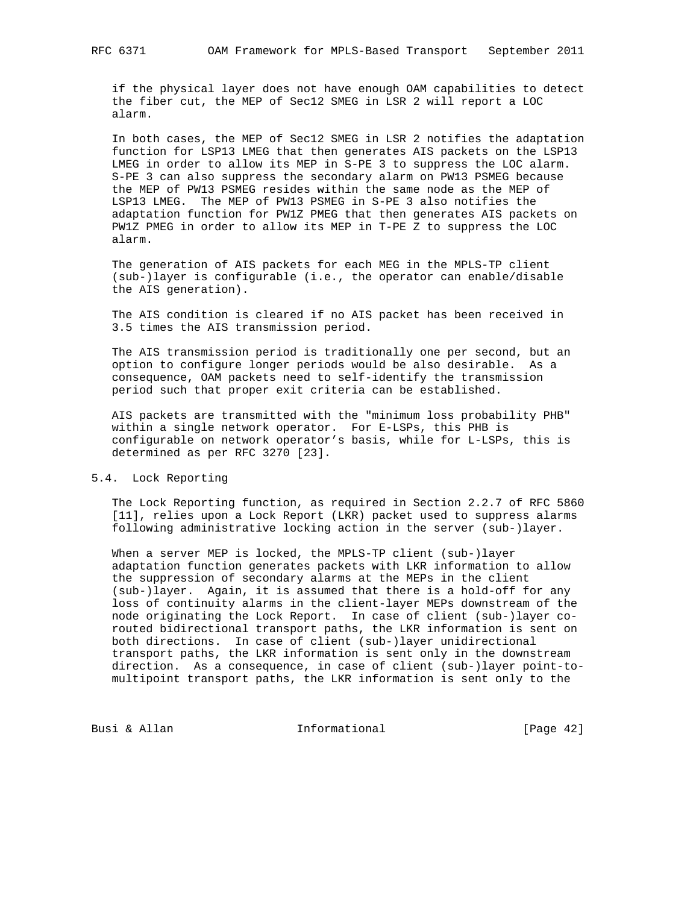if the physical layer does not have enough OAM capabilities to detect the fiber cut, the MEP of Sec12 SMEG in LSR 2 will report a LOC alarm.

In both cases, the MEP of Sec12 SMEG in LSR 2 notifies the adaptation function for LSP13 LMEG that then generates AIS packets on the LSP13 LMEG in order to allow its MEP in S-PE 3 to suppress the LOC alarm. S-PE 3 can also suppress the secondary alarm on PW13 PSMEG because the MEP of PW13 PSMEG resides within the same node as the MEP of LSP13 LMEG. The MEP of PW13 PSMEG in S-PE 3 also notifies the adaptation function for PW1Z PMEG that then generates AIS packets on PW1Z PMEG in order to allow its MEP in T-PE Z to suppress the LOC alarm.

The generation of AIS packets for each MEG in the MPLS-TP client (sub-)layer is configurable (i.e., the operator can enable/disable the AIS generation).

The AIS condition is cleared if no AIS packet has been received in 3.5 times the AIS transmission period.

The AIS transmission period is traditionally one per second, but an option to configure longer periods would be also desirable. As a consequence, OAM packets need to self-identify the transmission period such that proper exit criteria can be established.

AIS packets are transmitted with the "minimum loss probability PHB" within a single network operator. For E-LSPs, this PHB is configurable on network operator's basis, while for L-LSPs, this is determined as per RFC 3270 [23].

## 5.4. Lock Reporting

The Lock Reporting function, as required in Section 2.2.7 of RFC 5860 [11], relies upon a Lock Report (LKR) packet used to suppress alarms following administrative locking action in the server (sub-)layer.

When a server MEP is locked, the MPLS-TP client (sub-)layer adaptation function generates packets with LKR information to allow the suppression of secondary alarms at the MEPs in the client (sub-)layer. Again, it is assumed that there is a hold-off for any loss of continuity alarms in the client-layer MEPs downstream of the node originating the Lock Report. In case of client (sub-)layer co-routed bidirectional transport paths, the LKR information is sent on both directions. In case of client (sub-)layer unidirectional transport paths, the LKR information is sent only in the downstream direction. As a consequence, in case of client (sub-)layer point-to-multipoint transport paths, the LKR information is sent only to the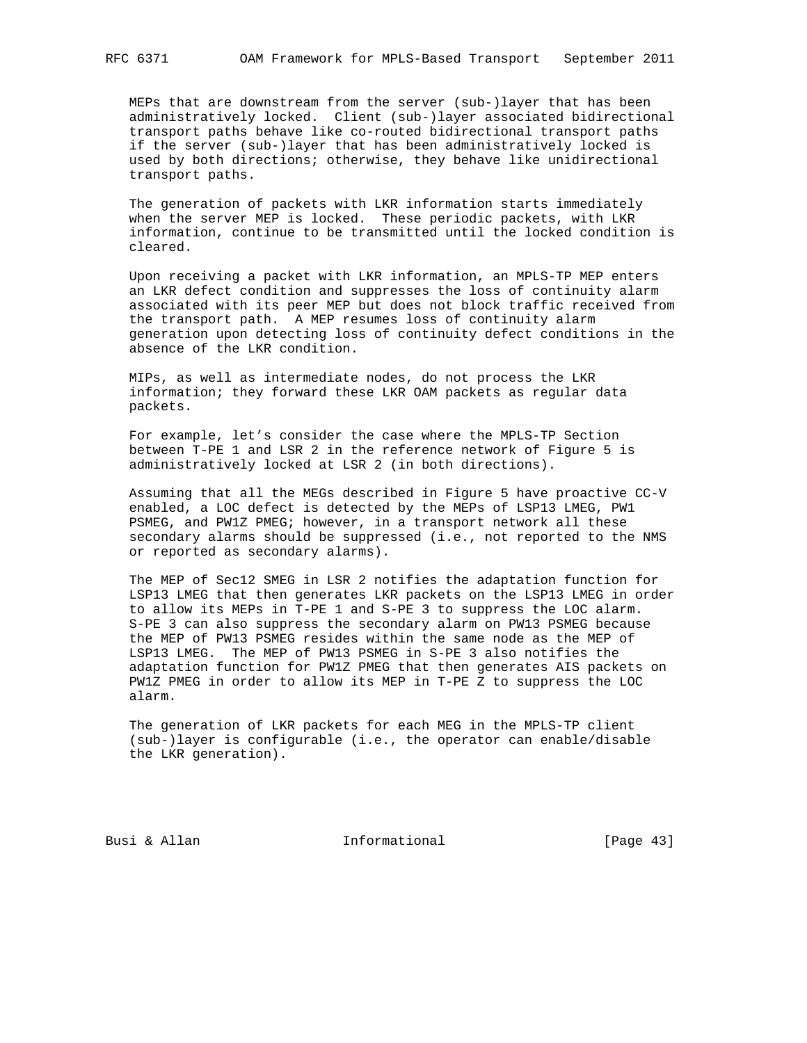MEPs that are downstream from the server (sub-)layer that has been administratively locked. Client (sub-)layer associated bidirectional transport paths behave like co-routed bidirectional transport paths if the server (sub-)layer that has been administratively locked is used by both directions; otherwise, they behave like unidirectional transport paths.

The generation of packets with LKR information starts immediately when the server MEP is locked. These periodic packets, with LKR information, continue to be transmitted until the locked condition is cleared.

Upon receiving a packet with LKR information, an MPLS-TP MEP enters an LKR defect condition and suppresses the loss of continuity alarm associated with its peer MEP but does not block traffic received from the transport path. A MEP resumes loss of continuity alarm generation upon detecting loss of continuity defect conditions in the absence of the LKR condition.

MIPs, as well as intermediate nodes, do not process the LKR information; they forward these LKR OAM packets as regular data packets.

For example, let's consider the case where the MPLS-TP Section between T-PE 1 and LSR 2 in the reference network of Figure 5 is administratively locked at LSR 2 (in both directions).

Assuming that all the MEGs described in Figure 5 have proactive CC-V enabled, a LOC defect is detected by the MEPs of LSP13 LMEG, PW1 PSMEG, and PW1Z PMEG; however, in a transport network all these secondary alarms should be suppressed (i.e., not reported to the NMS or reported as secondary alarms).

The MEP of Sec12 SMEG in LSR 2 notifies the adaptation function for LSP13 LMEG that then generates LKR packets on the LSP13 LMEG in order to allow its MEPs in T-PE 1 and S-PE 3 to suppress the LOC alarm. S-PE 3 can also suppress the secondary alarm on PW13 PSMEG because the MEP of PW13 PSMEG resides within the same node as the MEP of LSP13 LMEG. The MEP of PW13 PSMEG in S-PE 3 also notifies the adaptation function for PW1Z PMEG that then generates AIS packets on PW1Z PMEG in order to allow its MEP in T-PE Z to suppress the LOC alarm.

The generation of LKR packets for each MEG in the MPLS-TP client (sub-)layer is configurable (i.e., the operator can enable/disable the LKR generation).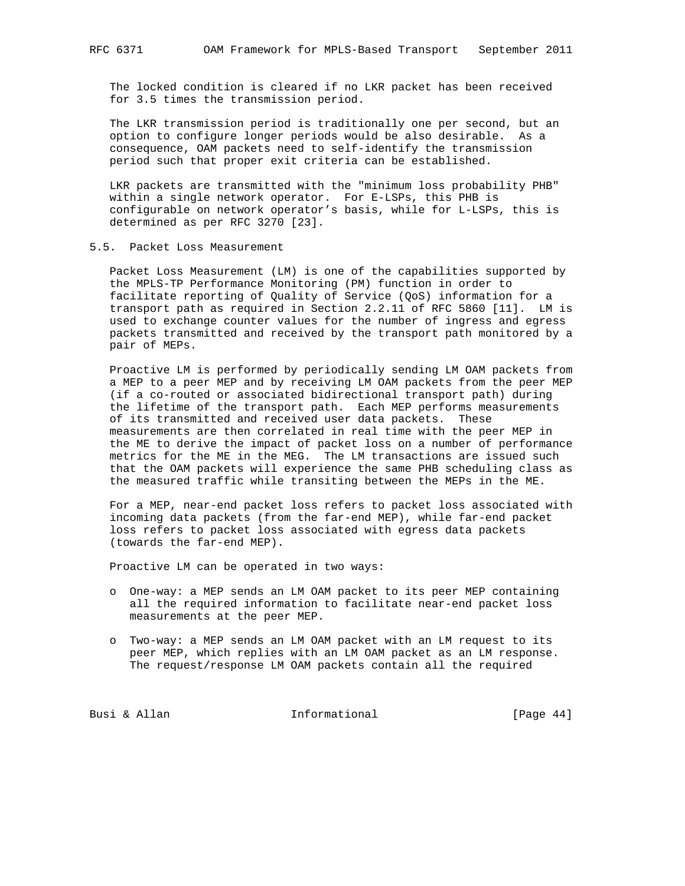The locked condition is cleared if no LKR packet has been received for 3.5 times the transmission period.

The LKR transmission period is traditionally one per second, but an option to configure longer periods would be also desirable. As a consequence, OAM packets need to self-identify the transmission period such that proper exit criteria can be established.

LKR packets are transmitted with the "minimum loss probability PHB" within a single network operator. For E-LSPs, this PHB is configurable on network operator's basis, while for L-LSPs, this is determined as per RFC 3270 [23].

### 5.5. Packet Loss Measurement

Packet Loss Measurement (LM) is one of the capabilities supported by the MPLS-TP Performance Monitoring (PM) function in order to facilitate reporting of Quality of Service (QoS) information for a transport path as required in Section 2.2.11 of RFC 5860 [11]. LM is used to exchange counter values for the number of ingress and egress packets transmitted and received by the transport path monitored by a pair of MEPs.

Proactive LM is performed by periodically sending LM OAM packets from a MEP to a peer MEP and by receiving LM OAM packets from the peer MEP (if a co-routed or associated bidirectional transport path) during the lifetime of the transport path. Each MEP performs measurements of its transmitted and received user data packets. These measurements are then correlated in real time with the peer MEP in the ME to derive the impact of packet loss on a number of performance metrics for the ME in the MEG. The LM transactions are issued such that the OAM packets will experience the same PHB scheduling class as the measured traffic while transiting between the MEPs in the ME.

For a MEP, near-end packet loss refers to packet loss associated with incoming data packets (from the far-end MEP), while far-end packet loss refers to packet loss associated with egress data packets (towards the far-end MEP).

Proactive LM can be operated in two ways:

- One-way: a MEP sends an LM OAM packet to its peer MEP containing all the required information to facilitate near-end packet loss measurements at the peer MEP.

- Two-way: a MEP sends an LM OAM packet with an LM request to its peer MEP, which replies with an LM OAM packet as an LM response. The request/response LM OAM packets contain all the required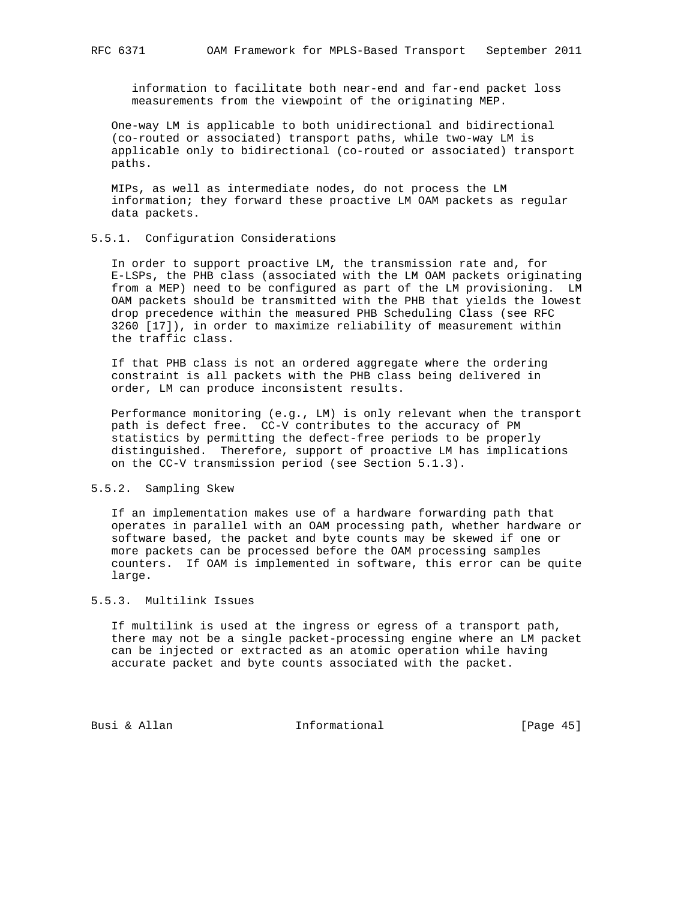information to facilitate both near-end and far-end packet loss measurements from the viewpoint of the originating MEP.

One-way LM is applicable to both unidirectional and bidirectional (co-routed or associated) transport paths, while two-way LM is applicable only to bidirectional (co-routed or associated) transport paths.

MIPs, as well as intermediate nodes, do not process the LM information; they forward these proactive LM OAM packets as regular data packets.

### 5.5.1. Configuration Considerations

In order to support proactive LM, the transmission rate and, for E-LSPs, the PHB class (associated with the LM OAM packets originating from a MEP) need to be configured as part of the LM provisioning. LM OAM packets should be transmitted with the PHB that yields the lowest drop precedence within the measured PHB Scheduling Class (see RFC 3260 [17]), in order to maximize reliability of measurement within the traffic class.

If that PHB class is not an ordered aggregate where the ordering constraint is all packets with the PHB class being delivered in order, LM can produce inconsistent results.

Performance monitoring (e.g., LM) is only relevant when the transport path is defect free. CC-V contributes to the accuracy of PM statistics by permitting the defect-free periods to be properly distinguished. Therefore, support of proactive LM has implications on the CC-V transmission period (see Section 5.1.3).

### 5.5.2. Sampling Skew

If an implementation makes use of a hardware forwarding path that operates in parallel with an OAM processing path, whether hardware or software based, the packet and byte counts may be skewed if one or more packets can be processed before the OAM processing samples counters. If OAM is implemented in software, this error can be quite large.

### 5.5.3. Multilink Issues

If multilink is used at the ingress or egress of a transport path, there may not be a single packet-processing engine where an LM packet can be injected or extracted as an atomic operation while having accurate packet and byte counts associated with the packet.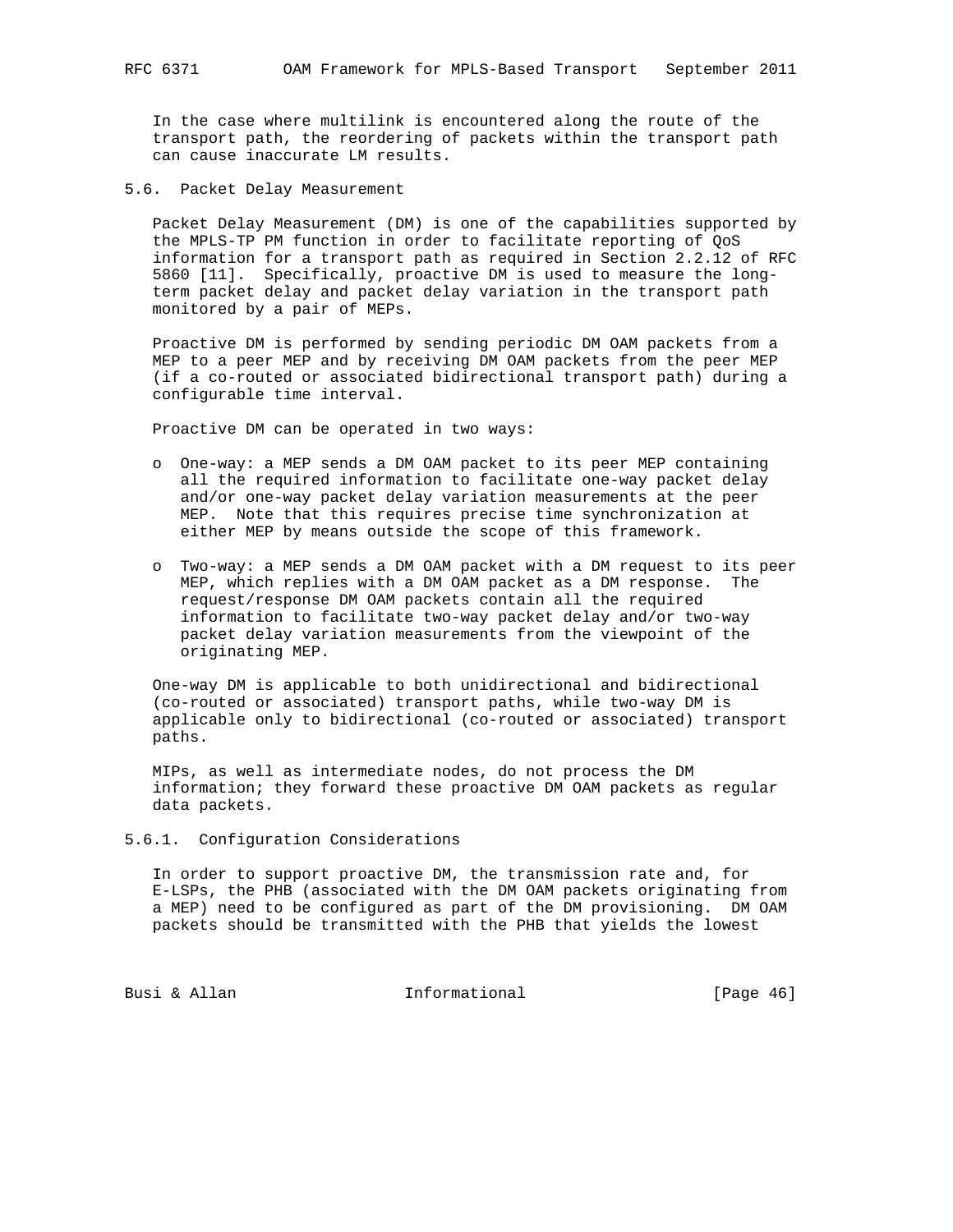In the case where multilink is encountered along the route of the transport path, the reordering of packets within the transport path can cause inaccurate LM results.

### 5.6. Packet Delay Measurement

Packet Delay Measurement (DM) is one of the capabilities supported by the MPLS-TP PM function in order to facilitate reporting of QoS information for a transport path as required in Section 2.2.12 of RFC 5860 [11]. Specifically, proactive DM is used to measure the long-term packet delay and packet delay variation in the transport path monitored by a pair of MEPs.

Proactive DM is performed by sending periodic DM OAM packets from a MEP to a peer MEP and by receiving DM OAM packets from the peer MEP (if a co-routed or associated bidirectional transport path) during a configurable time interval.

Proactive DM can be operated in two ways:

- One-way: a MEP sends a DM OAM packet to its peer MEP containing all the required information to facilitate one-way packet delay and/or one-way packet delay variation measurements at the peer MEP. Note that this requires precise time synchronization at either MEP by means outside the scope of this framework.

- Two-way: a MEP sends a DM OAM packet with a DM request to its peer MEP, which replies with a DM OAM packet as a DM response. The request/response DM OAM packets contain all the required information to facilitate two-way packet delay and/or two-way packet delay variation measurements from the viewpoint of the originating MEP.

One-way DM is applicable to both unidirectional and bidirectional (co-routed or associated) transport paths, while two-way DM is applicable only to bidirectional (co-routed or associated) transport paths.

MIPs, as well as intermediate nodes, do not process the DM information; they forward these proactive DM OAM packets as regular data packets.

#### 5.6.1. Configuration Considerations

In order to support proactive DM, the transmission rate and, for E-LSPs, the PHB (associated with the DM OAM packets originating from a MEP) need to be configured as part of the DM provisioning. DM OAM packets should be transmitted with the PHB that yields the lowest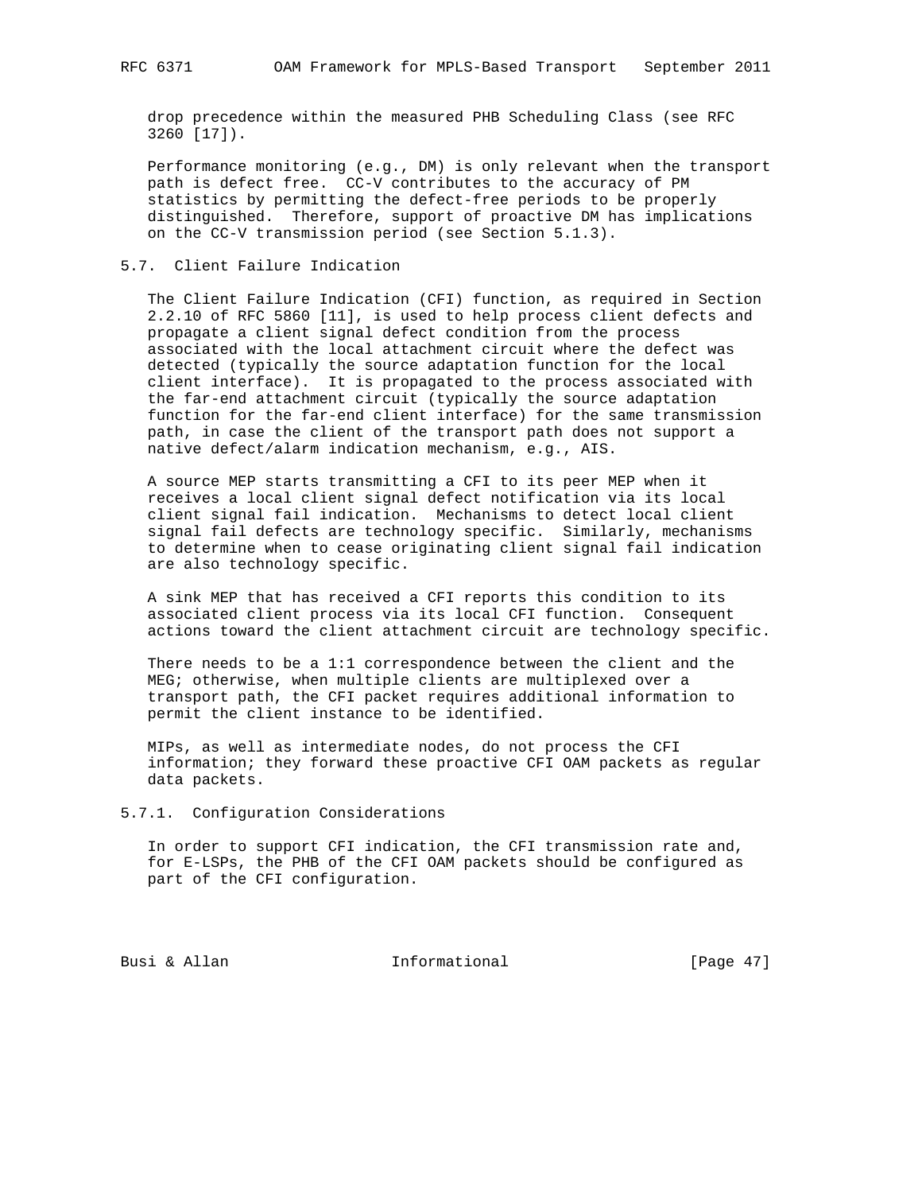drop precedence within the measured PHB Scheduling Class (see RFC 3260 [17]).

Performance monitoring (e.g., DM) is only relevant when the transport path is defect free. CC-V contributes to the accuracy of PM statistics by permitting the defect-free periods to be properly distinguished. Therefore, support of proactive DM has implications on the CC-V transmission period (see Section 5.1.3).

### 5.7. Client Failure Indication

The Client Failure Indication (CFI) function, as required in Section 2.2.10 of RFC 5860 [11], is used to help process client defects and propagate a client signal defect condition from the process associated with the local attachment circuit where the defect was detected (typically the source adaptation function for the local client interface). It is propagated to the process associated with the far-end attachment circuit (typically the source adaptation function for the far-end client interface) for the same transmission path, in case the client of the transport path does not support a native defect/alarm indication mechanism, e.g., AIS.

A source MEP starts transmitting a CFI to its peer MEP when it receives a local client signal defect notification via its local client signal fail indication. Mechanisms to detect local client signal fail defects are technology specific. Similarly, mechanisms to determine when to cease originating client signal fail indication are also technology specific.

A sink MEP that has received a CFI reports this condition to its associated client process via its local CFI function. Consequent actions toward the client attachment circuit are technology specific.

There needs to be a 1:1 correspondence between the client and the MEG; otherwise, when multiple clients are multiplexed over a transport path, the CFI packet requires additional information to permit the client instance to be identified.

MIPs, as well as intermediate nodes, do not process the CFI information; they forward these proactive CFI OAM packets as regular data packets.

#### 5.7.1. Configuration Considerations

In order to support CFI indication, the CFI transmission rate and, for E-LSPs, the PHB of the CFI OAM packets should be configured as part of the CFI configuration.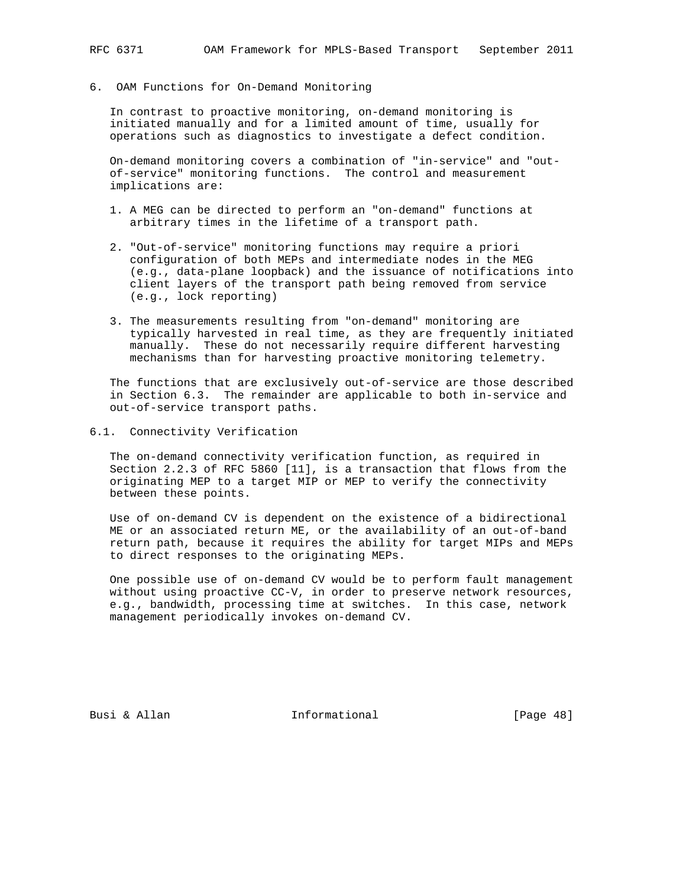# 6. OAM Functions for On-Demand Monitoring

In contrast to proactive monitoring, on-demand monitoring is initiated manually and for a limited amount of time, usually for operations such as diagnostics to investigate a defect condition.

On-demand monitoring covers a combination of "in-service" and "out-of-service" monitoring functions. The control and measurement implications are:

1. A MEG can be directed to perform an "on-demand" functions at arbitrary times in the lifetime of a transport path.

2. "Out-of-service" monitoring functions may require a priori configuration of both MEPs and intermediate nodes in the MEG (e.g., data-plane loopback) and the issuance of notifications into client layers of the transport path being removed from service (e.g., lock reporting)

3. The measurements resulting from "on-demand" monitoring are typically harvested in real time, as they are frequently initiated manually. These do not necessarily require different harvesting mechanisms than for harvesting proactive monitoring telemetry.

The functions that are exclusively out-of-service are those described in Section 6.3. The remainder are applicable to both in-service and out-of-service transport paths.

## 6.1. Connectivity Verification

The on-demand connectivity verification function, as required in Section 2.2.3 of RFC 5860 [11], is a transaction that flows from the originating MEP to a target MIP or MEP to verify the connectivity between these points.

Use of on-demand CV is dependent on the existence of a bidirectional ME or an associated return ME, or the availability of an out-of-band return path, because it requires the ability for target MIPs and MEPs to direct responses to the originating MEPs.

One possible use of on-demand CV would be to perform fault management without using proactive CC-V, in order to preserve network resources, e.g., bandwidth, processing time at switches. In this case, network management periodically invokes on-demand CV.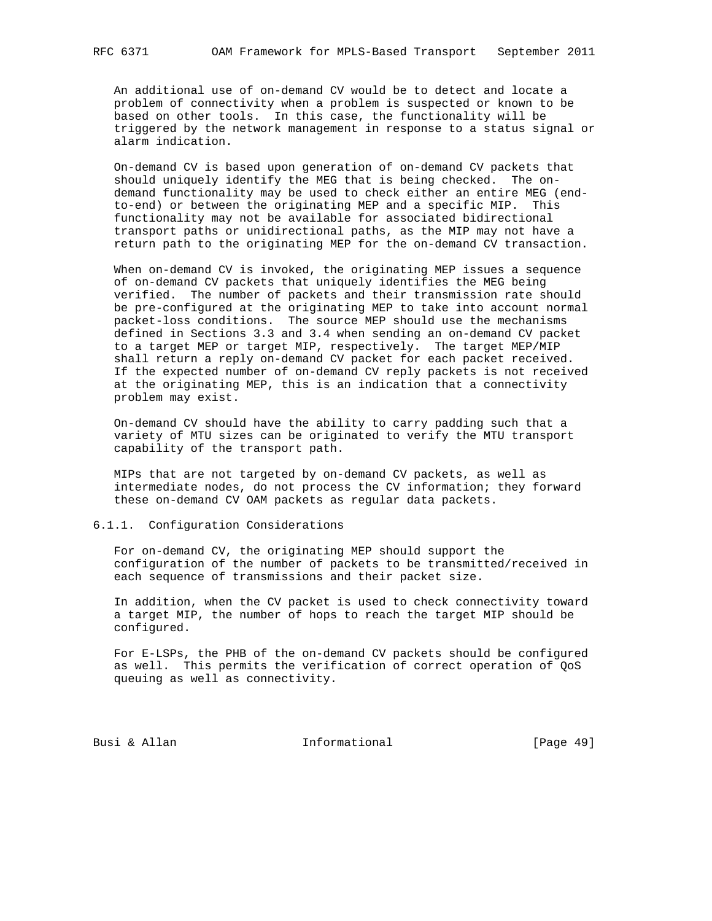An additional use of on-demand CV would be to detect and locate a problem of connectivity when a problem is suspected or known to be based on other tools. In this case, the functionality will be triggered by the network management in response to a status signal or alarm indication.

On-demand CV is based upon generation of on-demand CV packets that should uniquely identify the MEG that is being checked. The on-demand functionality may be used to check either an entire MEG (end-to-end) or between the originating MEP and a specific MIP. This functionality may not be available for associated bidirectional transport paths or unidirectional paths, as the MIP may not have a return path to the originating MEP for the on-demand CV transaction.

When on-demand CV is invoked, the originating MEP issues a sequence of on-demand CV packets that uniquely identifies the MEG being verified. The number of packets and their transmission rate should be pre-configured at the originating MEP to take into account normal packet-loss conditions. The source MEP should use the mechanisms defined in Sections 3.3 and 3.4 when sending an on-demand CV packet to a target MEP or target MIP, respectively. The target MEP/MIP shall return a reply on-demand CV packet for each packet received. If the expected number of on-demand CV reply packets is not received at the originating MEP, this is an indication that a connectivity problem may exist.

On-demand CV should have the ability to carry padding such that a variety of MTU sizes can be originated to verify the MTU transport capability of the transport path.

MIPs that are not targeted by on-demand CV packets, as well as intermediate nodes, do not process the CV information; they forward these on-demand CV OAM packets as regular data packets.

### 6.1.1. Configuration Considerations

For on-demand CV, the originating MEP should support the configuration of the number of packets to be transmitted/received in each sequence of transmissions and their packet size.

In addition, when the CV packet is used to check connectivity toward a target MIP, the number of hops to reach the target MIP should be configured.

For E-LSPs, the PHB of the on-demand CV packets should be configured as well. This permits the verification of correct operation of QoS queuing as well as connectivity.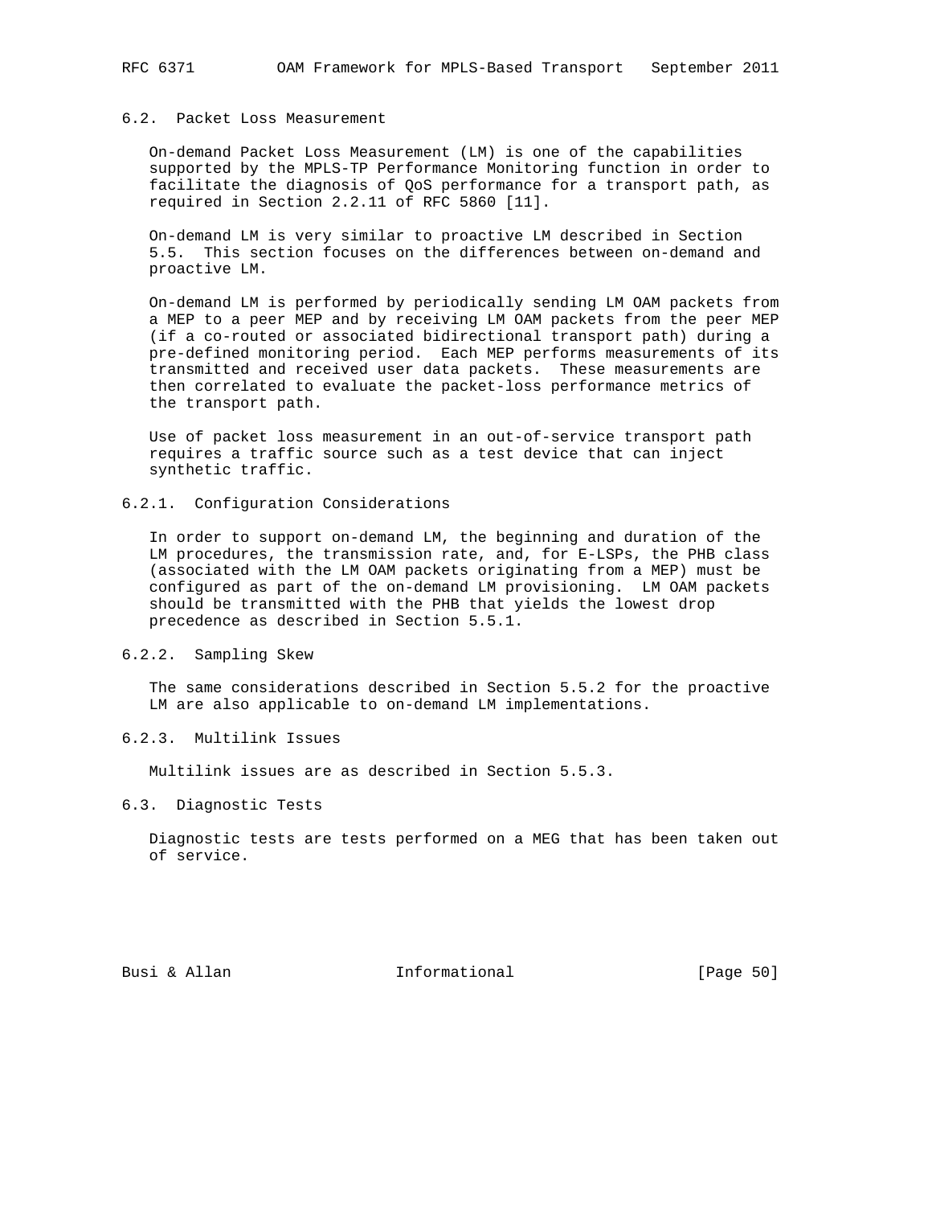### 6.2. Packet Loss Measurement

On-demand Packet Loss Measurement (LM) is one of the capabilities supported by the MPLS-TP Performance Monitoring function in order to facilitate the diagnosis of QoS performance for a transport path, as required in Section 2.2.11 of RFC 5860 [11].

On-demand LM is very similar to proactive LM described in Section 5.5. This section focuses on the differences between on-demand and proactive LM.

On-demand LM is performed by periodically sending LM OAM packets from a MEP to a peer MEP and by receiving LM OAM packets from the peer MEP (if a co-routed or associated bidirectional transport path) during a pre-defined monitoring period. Each MEP performs measurements of its transmitted and received user data packets. These measurements are then correlated to evaluate the packet-loss performance metrics of the transport path.

Use of packet loss measurement in an out-of-service transport path requires a traffic source such as a test device that can inject synthetic traffic.

#### 6.2.1. Configuration Considerations

In order to support on-demand LM, the beginning and duration of the LM procedures, the transmission rate, and, for E-LSPs, the PHB class (associated with the LM OAM packets originating from a MEP) must be configured as part of the on-demand LM provisioning. LM OAM packets should be transmitted with the PHB that yields the lowest drop precedence as described in Section 5.5.1.

#### 6.2.2. Sampling Skew

The same considerations described in Section 5.5.2 for the proactive LM are also applicable to on-demand LM implementations.

#### 6.2.3. Multilink Issues

Multilink issues are as described in Section 5.5.3.

### 6.3. Diagnostic Tests

Diagnostic tests are tests performed on a MEG that has been taken out of service.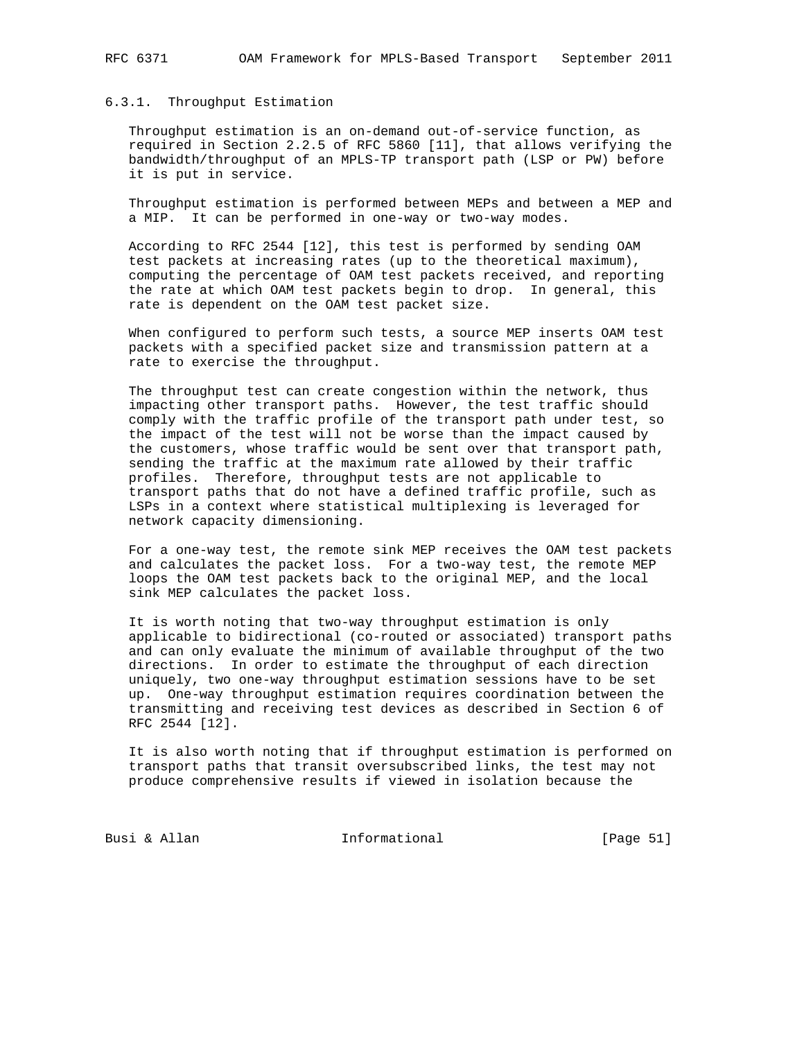### 6.3.1. Throughput Estimation

Throughput estimation is an on-demand out-of-service function, as required in Section 2.2.5 of RFC 5860 [11], that allows verifying the bandwidth/throughput of an MPLS-TP transport path (LSP or PW) before it is put in service.

Throughput estimation is performed between MEPs and between a MEP and a MIP. It can be performed in one-way or two-way modes.

According to RFC 2544 [12], this test is performed by sending OAM test packets at increasing rates (up to the theoretical maximum), computing the percentage of OAM test packets received, and reporting the rate at which OAM test packets begin to drop. In general, this rate is dependent on the OAM test packet size.

When configured to perform such tests, a source MEP inserts OAM test packets with a specified packet size and transmission pattern at a rate to exercise the throughput.

The throughput test can create congestion within the network, thus impacting other transport paths. However, the test traffic should comply with the traffic profile of the transport path under test, so the impact of the test will not be worse than the impact caused by the customers, whose traffic would be sent over that transport path, sending the traffic at the maximum rate allowed by their traffic profiles. Therefore, throughput tests are not applicable to transport paths that do not have a defined traffic profile, such as LSPs in a context where statistical multiplexing is leveraged for network capacity dimensioning.

For a one-way test, the remote sink MEP receives the OAM test packets and calculates the packet loss. For a two-way test, the remote MEP loops the OAM test packets back to the original MEP, and the local sink MEP calculates the packet loss.

It is worth noting that two-way throughput estimation is only applicable to bidirectional (co-routed or associated) transport paths and can only evaluate the minimum of available throughput of the two directions. In order to estimate the throughput of each direction uniquely, two one-way throughput estimation sessions have to be set up. One-way throughput estimation requires coordination between the transmitting and receiving test devices as described in Section 6 of RFC 2544 [12].

It is also worth noting that if throughput estimation is performed on transport paths that transit oversubscribed links, the test may not produce comprehensive results if viewed in isolation because the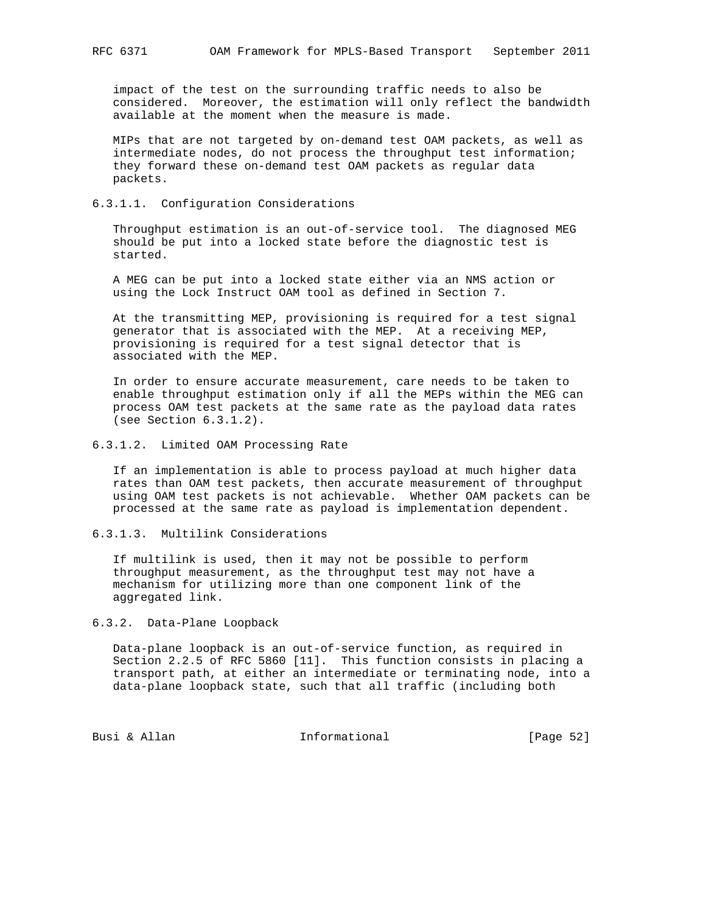impact of the test on the surrounding traffic needs to also be considered. Moreover, the estimation will only reflect the bandwidth available at the moment when the measure is made.

MIPs that are not targeted by on-demand test OAM packets, as well as intermediate nodes, do not process the throughput test information; they forward these on-demand test OAM packets as regular data packets.

#### 6.3.1.1. Configuration Considerations

Throughput estimation is an out-of-service tool. The diagnosed MEG should be put into a locked state before the diagnostic test is started.

A MEG can be put into a locked state either via an NMS action or using the Lock Instruct OAM tool as defined in Section 7.

At the transmitting MEP, provisioning is required for a test signal generator that is associated with the MEP. At a receiving MEP, provisioning is required for a test signal detector that is associated with the MEP.

In order to ensure accurate measurement, care needs to be taken to enable throughput estimation only if all the MEPs within the MEG can process OAM test packets at the same rate as the payload data rates (see Section 6.3.1.2).

#### 6.3.1.2. Limited OAM Processing Rate

If an implementation is able to process payload at much higher data rates than OAM test packets, then accurate measurement of throughput using OAM test packets is not achievable. Whether OAM packets can be processed at the same rate as payload is implementation dependent.

#### 6.3.1.3. Multilink Considerations

If multilink is used, then it may not be possible to perform throughput measurement, as the throughput test may not have a mechanism for utilizing more than one component link of the aggregated link.

### 6.3.2. Data-Plane Loopback

Data-plane loopback is an out-of-service function, as required in Section 2.2.5 of RFC 5860 [11]. This function consists in placing a transport path, at either an intermediate or terminating node, into a data-plane loopback state, such that all traffic (including both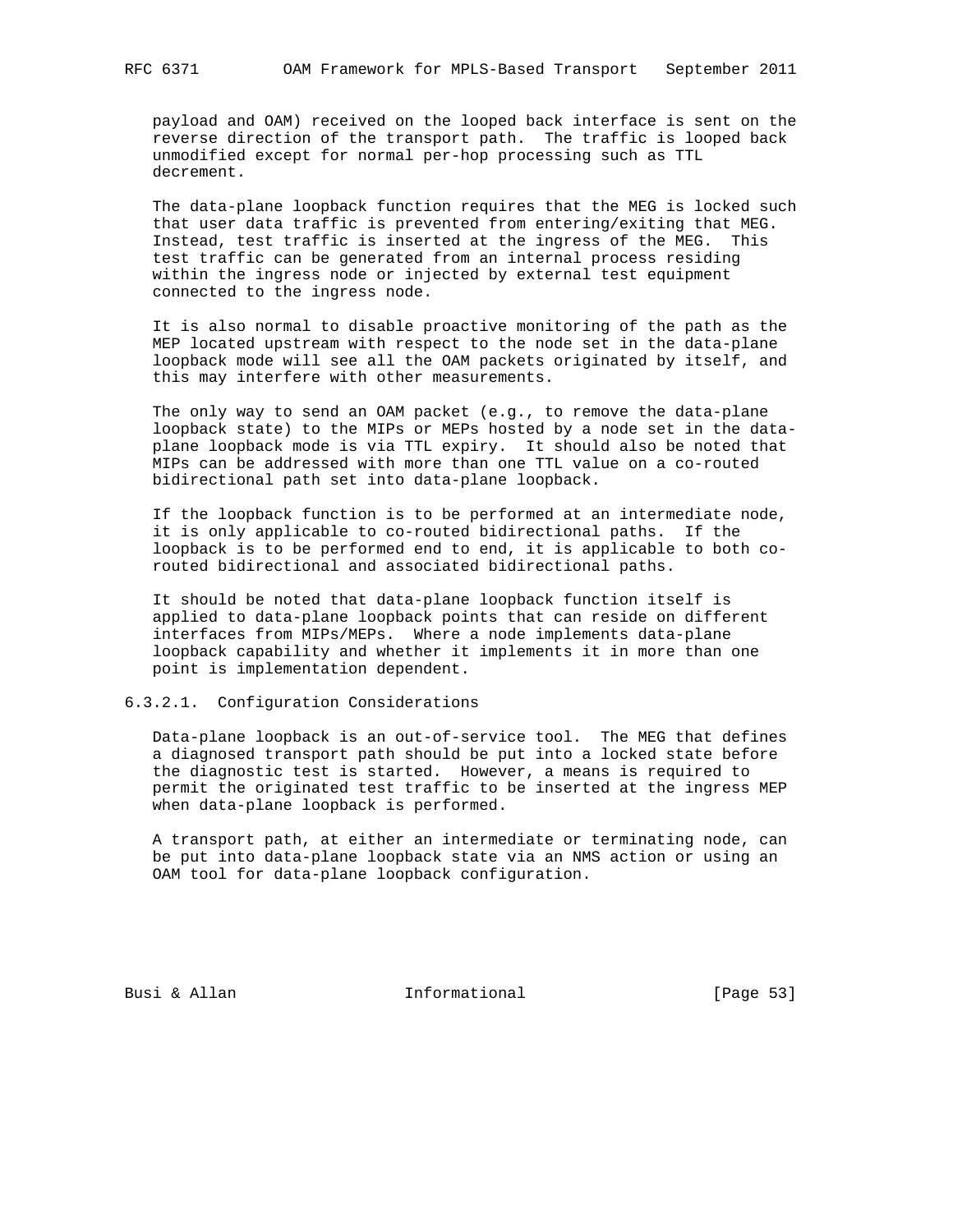payload and OAM) received on the looped back interface is sent on the reverse direction of the transport path. The traffic is looped back unmodified except for normal per-hop processing such as TTL decrement.

The data-plane loopback function requires that the MEG is locked such that user data traffic is prevented from entering/exiting that MEG. Instead, test traffic is inserted at the ingress of the MEG. This test traffic can be generated from an internal process residing within the ingress node or injected by external test equipment connected to the ingress node.

It is also normal to disable proactive monitoring of the path as the MEP located upstream with respect to the node set in the data-plane loopback mode will see all the OAM packets originated by itself, and this may interfere with other measurements.

The only way to send an OAM packet (e.g., to remove the data-plane loopback state) to the MIPs or MEPs hosted by a node set in the data-plane loopback mode is via TTL expiry. It should also be noted that MIPs can be addressed with more than one TTL value on a co-routed bidirectional path set into data-plane loopback.

If the loopback function is to be performed at an intermediate node, it is only applicable to co-routed bidirectional paths. If the loopback is to be performed end to end, it is applicable to both co-routed bidirectional and associated bidirectional paths.

It should be noted that data-plane loopback function itself is applied to data-plane loopback points that can reside on different interfaces from MIPs/MEPs. Where a node implements data-plane loopback capability and whether it implements it in more than one point is implementation dependent.

#### 6.3.2.1. Configuration Considerations

Data-plane loopback is an out-of-service tool. The MEG that defines a diagnosed transport path should be put into a locked state before the diagnostic test is started. However, a means is required to permit the originated test traffic to be inserted at the ingress MEP when data-plane loopback is performed.

A transport path, at either an intermediate or terminating node, can be put into data-plane loopback state via an NMS action or using an OAM tool for data-plane loopback configuration.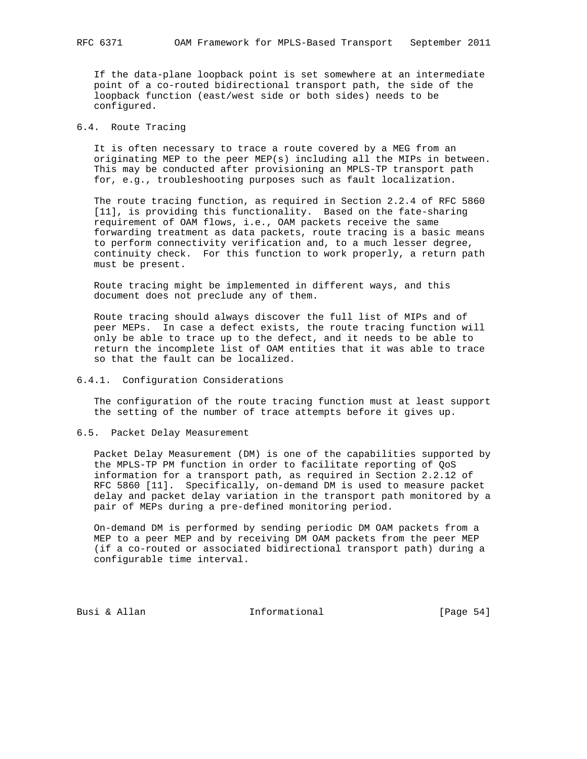If the data-plane loopback point is set somewhere at an intermediate point of a co-routed bidirectional transport path, the side of the loopback function (east/west side or both sides) needs to be configured.

### 6.4. Route Tracing

It is often necessary to trace a route covered by a MEG from an originating MEP to the peer MEP(s) including all the MIPs in between. This may be conducted after provisioning an MPLS-TP transport path for, e.g., troubleshooting purposes such as fault localization.

The route tracing function, as required in Section 2.2.4 of RFC 5860 [11], is providing this functionality. Based on the fate-sharing requirement of OAM flows, i.e., OAM packets receive the same forwarding treatment as data packets, route tracing is a basic means to perform connectivity verification and, to a much lesser degree, continuity check. For this function to work properly, a return path must be present.

Route tracing might be implemented in different ways, and this document does not preclude any of them.

Route tracing should always discover the full list of MIPs and of peer MEPs. In case a defect exists, the route tracing function will only be able to trace up to the defect, and it needs to be able to return the incomplete list of OAM entities that it was able to trace so that the fault can be localized.

#### 6.4.1. Configuration Considerations

The configuration of the route tracing function must at least support the setting of the number of trace attempts before it gives up.

### 6.5. Packet Delay Measurement

Packet Delay Measurement (DM) is one of the capabilities supported by the MPLS-TP PM function in order to facilitate reporting of QoS information for a transport path, as required in Section 2.2.12 of RFC 5860 [11]. Specifically, on-demand DM is used to measure packet delay and packet delay variation in the transport path monitored by a pair of MEPs during a pre-defined monitoring period.

On-demand DM is performed by sending periodic DM OAM packets from a MEP to a peer MEP and by receiving DM OAM packets from the peer MEP (if a co-routed or associated bidirectional transport path) during a configurable time interval.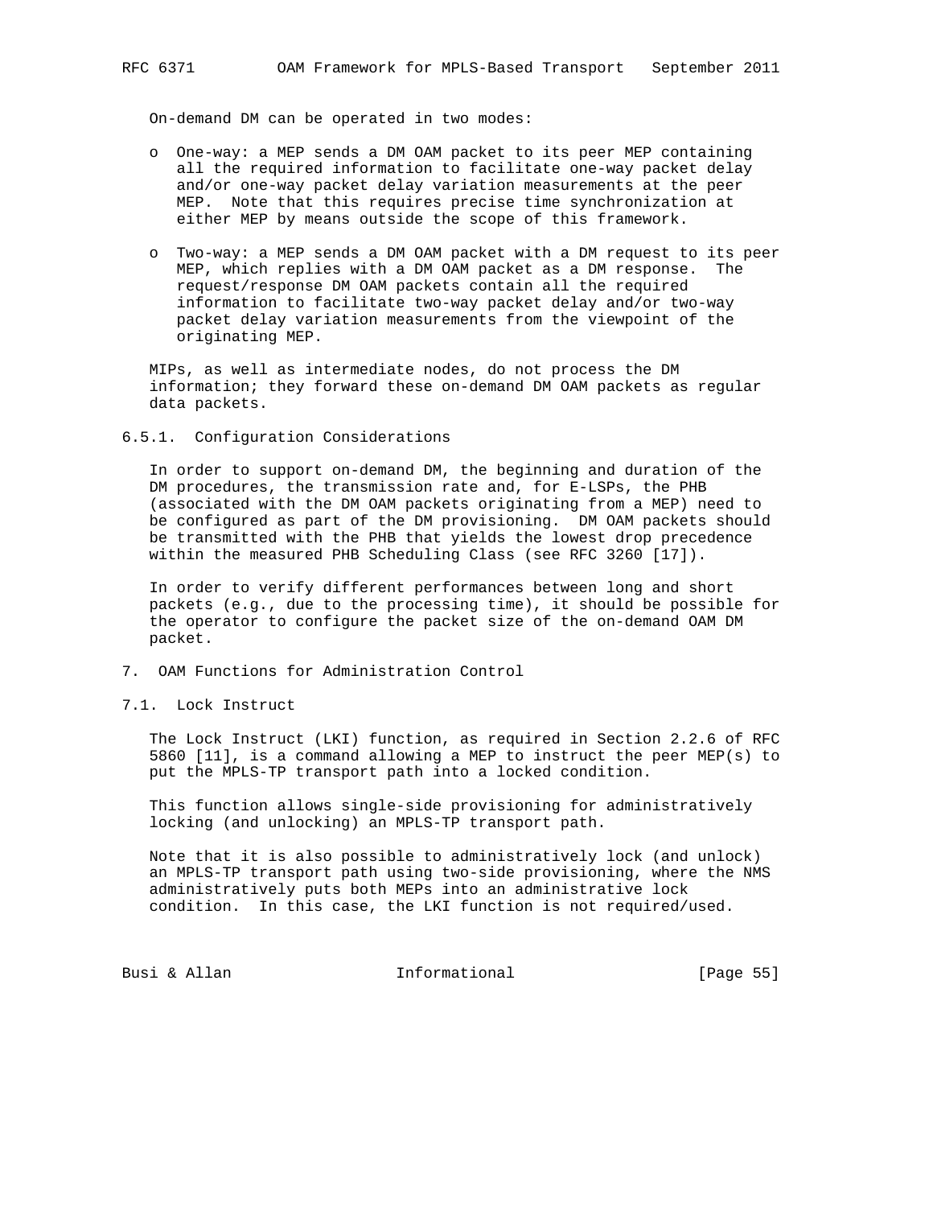On-demand DM can be operated in two modes:

- One-way: a MEP sends a DM OAM packet to its peer MEP containing all the required information to facilitate one-way packet delay and/or one-way packet delay variation measurements at the peer MEP. Note that this requires precise time synchronization at either MEP by means outside the scope of this framework.
- Two-way: a MEP sends a DM OAM packet with a DM request to its peer MEP, which replies with a DM OAM packet as a DM response. The request/response DM OAM packets contain all the required information to facilitate two-way packet delay and/or two-way packet delay variation measurements from the viewpoint of the originating MEP.

MIPs, as well as intermediate nodes, do not process the DM information; they forward these on-demand DM OAM packets as regular data packets.

#### 6.5.1. Configuration Considerations

In order to support on-demand DM, the beginning and duration of the DM procedures, the transmission rate and, for E-LSPs, the PHB (associated with the DM OAM packets originating from a MEP) need to be configured as part of the DM provisioning. DM OAM packets should be transmitted with the PHB that yields the lowest drop precedence within the measured PHB Scheduling Class (see RFC 3260 [17]).

In order to verify different performances between long and short packets (e.g., due to the processing time), it should be possible for the operator to configure the packet size of the on-demand OAM DM packet.

## 7. OAM Functions for Administration Control

### 7.1. Lock Instruct

The Lock Instruct (LKI) function, as required in Section 2.2.6 of RFC 5860 [11], is a command allowing a MEP to instruct the peer MEP(s) to put the MPLS-TP transport path into a locked condition.

This function allows single-side provisioning for administratively locking (and unlocking) an MPLS-TP transport path.

Note that it is also possible to administratively lock (and unlock) an MPLS-TP transport path using two-side provisioning, where the NMS administratively puts both MEPs into an administrative lock condition. In this case, the LKI function is not required/used.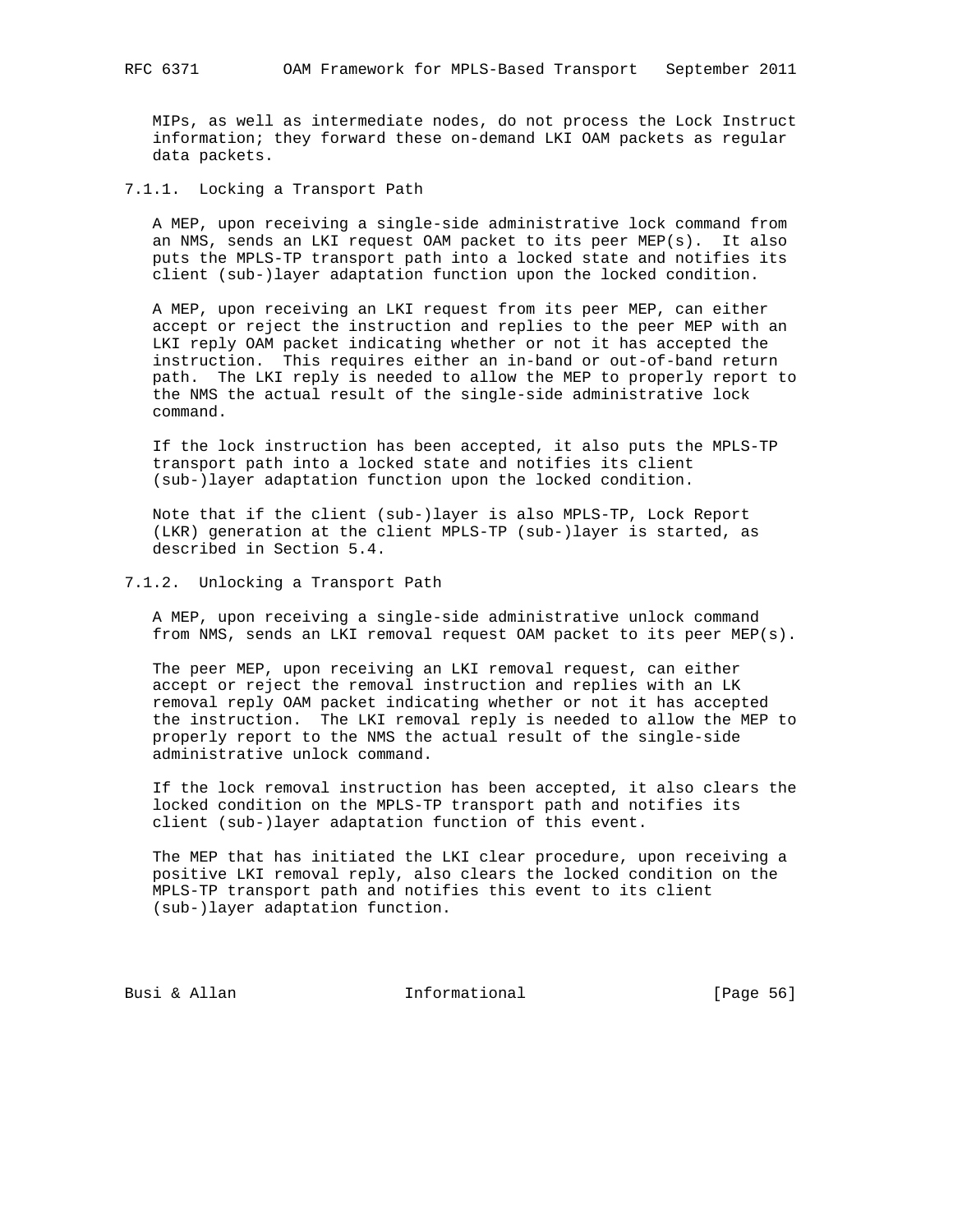MIPs, as well as intermediate nodes, do not process the Lock Instruct information; they forward these on-demand LKI OAM packets as regular data packets.

#### 7.1.1. Locking a Transport Path

A MEP, upon receiving a single-side administrative lock command from an NMS, sends an LKI request OAM packet to its peer MEP(s). It also puts the MPLS-TP transport path into a locked state and notifies its client (sub-)layer adaptation function upon the locked condition.

A MEP, upon receiving an LKI request from its peer MEP, can either accept or reject the instruction and replies to the peer MEP with an LKI reply OAM packet indicating whether or not it has accepted the instruction. This requires either an in-band or out-of-band return path. The LKI reply is needed to allow the MEP to properly report to the NMS the actual result of the single-side administrative lock command.

If the lock instruction has been accepted, it also puts the MPLS-TP transport path into a locked state and notifies its client (sub-)layer adaptation function upon the locked condition.

Note that if the client (sub-)layer is also MPLS-TP, Lock Report (LKR) generation at the client MPLS-TP (sub-)layer is started, as described in Section 5.4.

#### 7.1.2. Unlocking a Transport Path

A MEP, upon receiving a single-side administrative unlock command from NMS, sends an LKI removal request OAM packet to its peer MEP(s).

The peer MEP, upon receiving an LKI removal request, can either accept or reject the removal instruction and replies with an LK removal reply OAM packet indicating whether or not it has accepted the instruction. The LKI removal reply is needed to allow the MEP to properly report to the NMS the actual result of the single-side administrative unlock command.

If the lock removal instruction has been accepted, it also clears the locked condition on the MPLS-TP transport path and notifies its client (sub-)layer adaptation function of this event.

The MEP that has initiated the LKI clear procedure, upon receiving a positive LKI removal reply, also clears the locked condition on the MPLS-TP transport path and notifies this event to its client (sub-)layer adaptation function.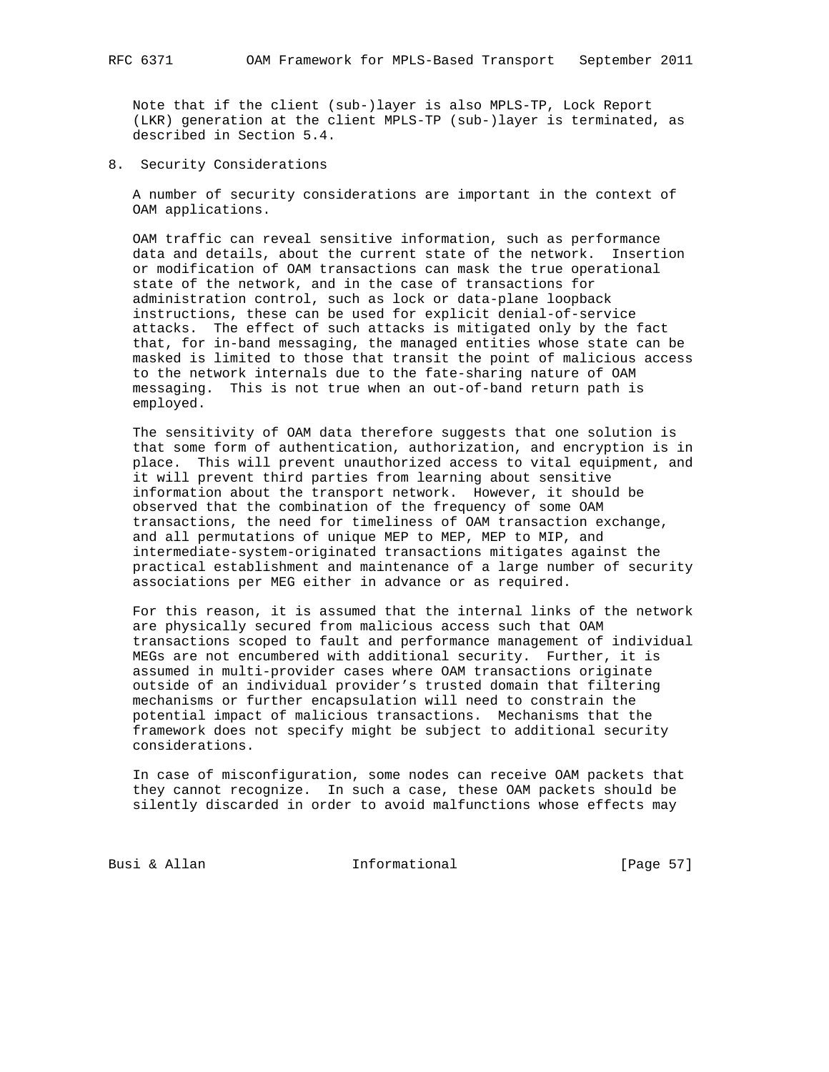Note that if the client (sub-)layer is also MPLS-TP, Lock Report (LKR) generation at the client MPLS-TP (sub-)layer is terminated, as described in Section 5.4.

## 8. Security Considerations

A number of security considerations are important in the context of OAM applications.

OAM traffic can reveal sensitive information, such as performance data and details, about the current state of the network. Insertion or modification of OAM transactions can mask the true operational state of the network, and in the case of transactions for administration control, such as lock or data-plane loopback instructions, these can be used for explicit denial-of-service attacks. The effect of such attacks is mitigated only by the fact that, for in-band messaging, the managed entities whose state can be masked is limited to those that transit the point of malicious access to the network internals due to the fate-sharing nature of OAM messaging. This is not true when an out-of-band return path is employed.

The sensitivity of OAM data therefore suggests that one solution is that some form of authentication, authorization, and encryption is in place. This will prevent unauthorized access to vital equipment, and it will prevent third parties from learning about sensitive information about the transport network. However, it should be observed that the combination of the frequency of some OAM transactions, the need for timeliness of OAM transaction exchange, and all permutations of unique MEP to MEP, MEP to MIP, and intermediate-system-originated transactions mitigates against the practical establishment and maintenance of a large number of security associations per MEG either in advance or as required.

For this reason, it is assumed that the internal links of the network are physically secured from malicious access such that OAM transactions scoped to fault and performance management of individual MEGs are not encumbered with additional security. Further, it is assumed in multi-provider cases where OAM transactions originate outside of an individual provider's trusted domain that filtering mechanisms or further encapsulation will need to constrain the potential impact of malicious transactions. Mechanisms that the framework does not specify might be subject to additional security considerations.

In case of misconfiguration, some nodes can receive OAM packets that they cannot recognize. In such a case, these OAM packets should be silently discarded in order to avoid malfunctions whose effects may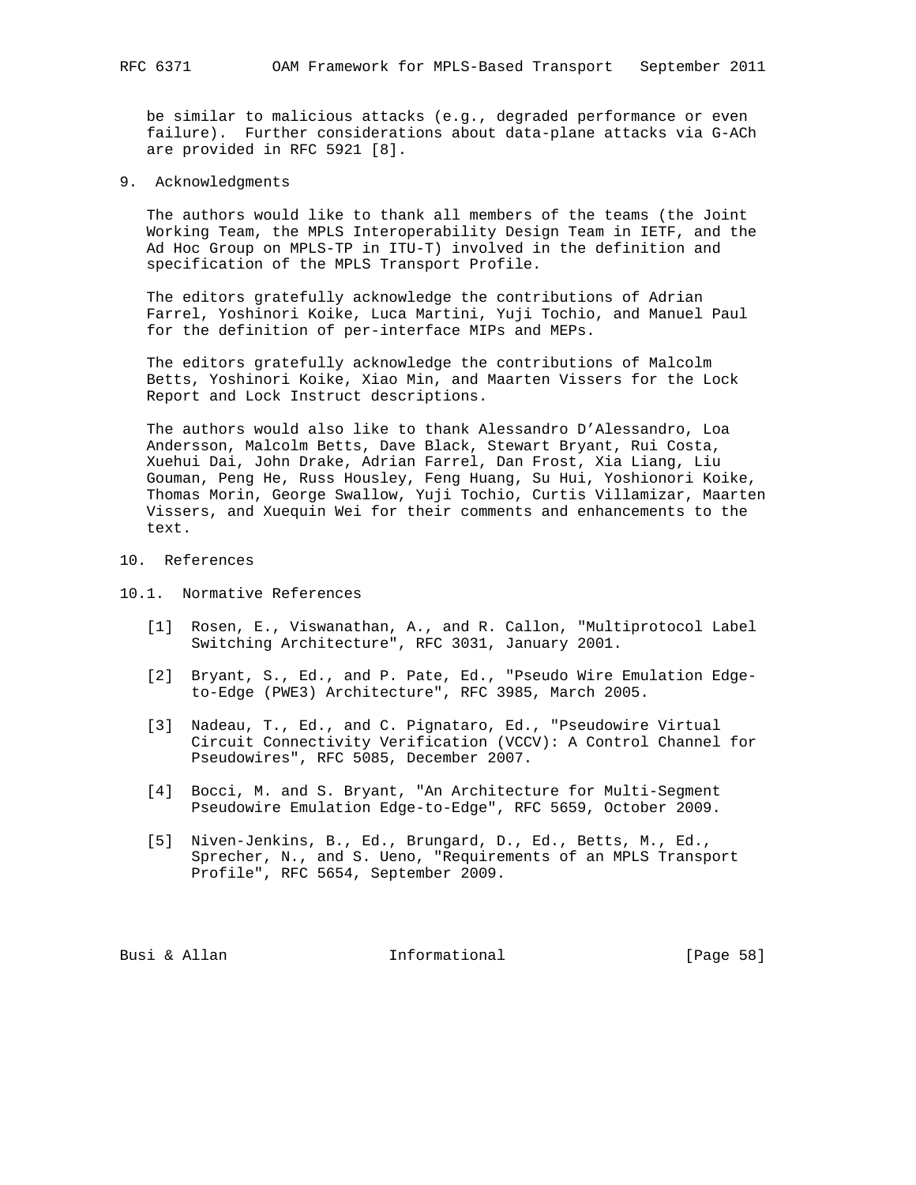be similar to malicious attacks (e.g., degraded performance or even failure). Further considerations about data-plane attacks via G-ACh are provided in RFC 5921 [8].

## 9. Acknowledgments

The authors would like to thank all members of the teams (the Joint Working Team, the MPLS Interoperability Design Team in IETF, and the Ad Hoc Group on MPLS-TP in ITU-T) involved in the definition and specification of the MPLS Transport Profile.

The editors gratefully acknowledge the contributions of Adrian Farrel, Yoshinori Koike, Luca Martini, Yuji Tochio, and Manuel Paul for the definition of per-interface MIPs and MEPs.

The editors gratefully acknowledge the contributions of Malcolm Betts, Yoshinori Koike, Xiao Min, and Maarten Vissers for the Lock Report and Lock Instruct descriptions.

The authors would also like to thank Alessandro D'Alessandro, Loa Andersson, Malcolm Betts, Dave Black, Stewart Bryant, Rui Costa, Xuehui Dai, John Drake, Adrian Farrel, Dan Frost, Xia Liang, Liu Gouman, Peng He, Russ Housley, Feng Huang, Su Hui, Yoshionori Koike, Thomas Morin, George Swallow, Yuji Tochio, Curtis Villamizar, Maarten Vissers, and Xuequin Wei for their comments and enhancements to the text.

## 10. References

### 10.1. Normative References

[1] Rosen, E., Viswanathan, A., and R. Callon, "Multiprotocol Label Switching Architecture", RFC 3031, January 2001.

[2] Bryant, S., Ed., and P. Pate, Ed., "Pseudo Wire Emulation Edge-to-Edge (PWE3) Architecture", RFC 3985, March 2005.

[3] Nadeau, T., Ed., and C. Pignataro, Ed., "Pseudowire Virtual Circuit Connectivity Verification (VCCV): A Control Channel for Pseudowires", RFC 5085, December 2007.

[4] Bocci, M. and S. Bryant, "An Architecture for Multi-Segment Pseudowire Emulation Edge-to-Edge", RFC 5659, October 2009.

[5] Niven-Jenkins, B., Ed., Brungard, D., Ed., Betts, M., Ed., Sprecher, N., and S. Ueno, "Requirements of an MPLS Transport Profile", RFC 5654, September 2009.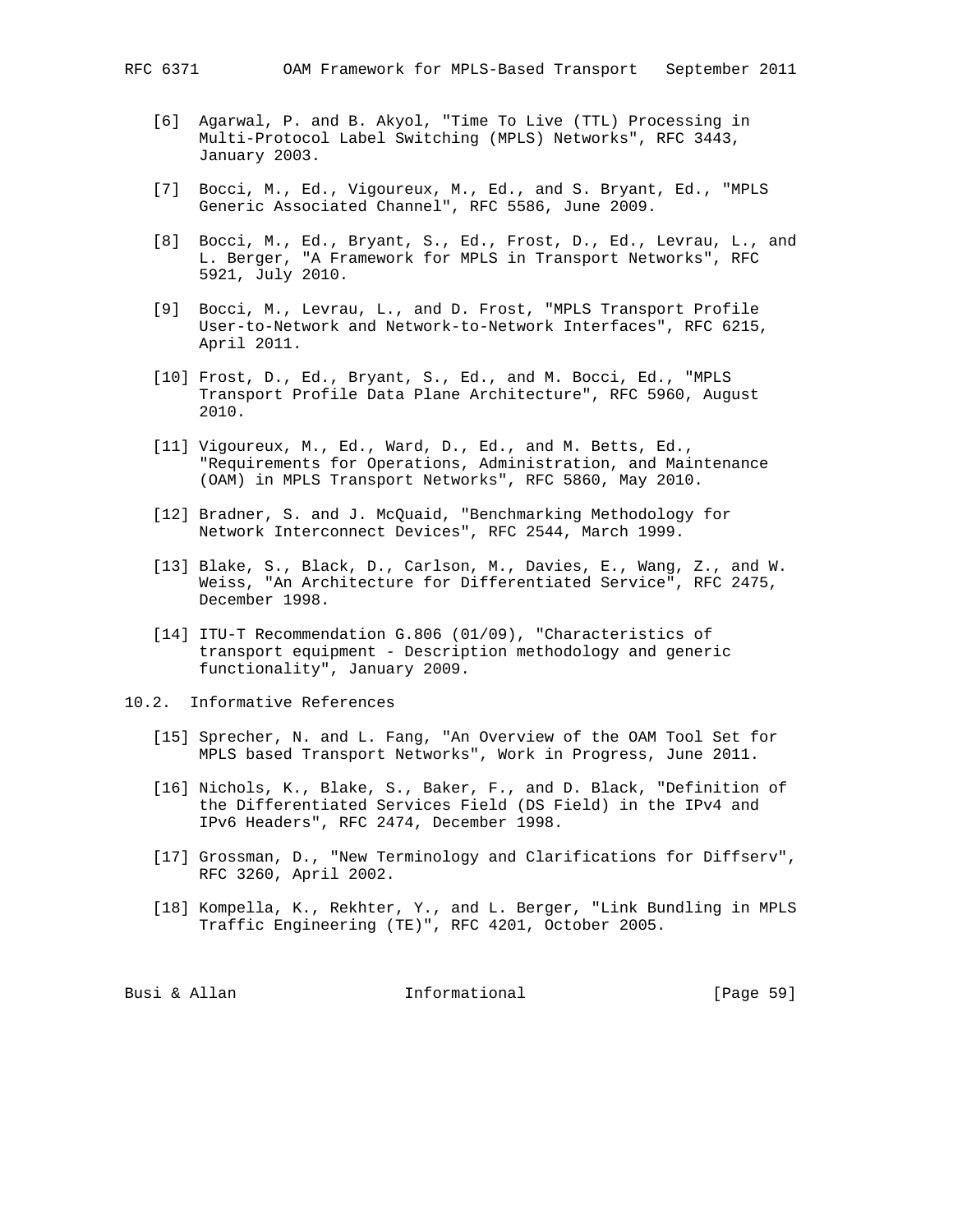[6] Agarwal, P. and B. Akyol, "Time To Live (TTL) Processing in Multi-Protocol Label Switching (MPLS) Networks", RFC 3443, January 2003.

[7] Bocci, M., Ed., Vigoureux, M., Ed., and S. Bryant, Ed., "MPLS Generic Associated Channel", RFC 5586, June 2009.

[8] Bocci, M., Ed., Bryant, S., Ed., Frost, D., Ed., Levrau, L., and L. Berger, "A Framework for MPLS in Transport Networks", RFC 5921, July 2010.

[9] Bocci, M., Levrau, L., and D. Frost, "MPLS Transport Profile User-to-Network and Network-to-Network Interfaces", RFC 6215, April 2011.

[10] Frost, D., Ed., Bryant, S., Ed., and M. Bocci, Ed., "MPLS Transport Profile Data Plane Architecture", RFC 5960, August 2010.

[11] Vigoureux, M., Ed., Ward, D., Ed., and M. Betts, Ed., "Requirements for Operations, Administration, and Maintenance (OAM) in MPLS Transport Networks", RFC 5860, May 2010.

[12] Bradner, S. and J. McQuaid, "Benchmarking Methodology for Network Interconnect Devices", RFC 2544, March 1999.

[13] Blake, S., Black, D., Carlson, M., Davies, E., Wang, Z., and W. Weiss, "An Architecture for Differentiated Service", RFC 2475, December 1998.

[14] ITU-T Recommendation G.806 (01/09), "Characteristics of transport equipment - Description methodology and generic functionality", January 2009.

## 10.2. Informative References

[15] Sprecher, N. and L. Fang, "An Overview of the OAM Tool Set for MPLS based Transport Networks", Work in Progress, June 2011.

[16] Nichols, K., Blake, S., Baker, F., and D. Black, "Definition of the Differentiated Services Field (DS Field) in the IPv4 and IPv6 Headers", RFC 2474, December 1998.

[17] Grossman, D., "New Terminology and Clarifications for Diffserv", RFC 3260, April 2002.

[18] Kompella, K., Rekhter, Y., and L. Berger, "Link Bundling in MPLS Traffic Engineering (TE)", RFC 4201, October 2005.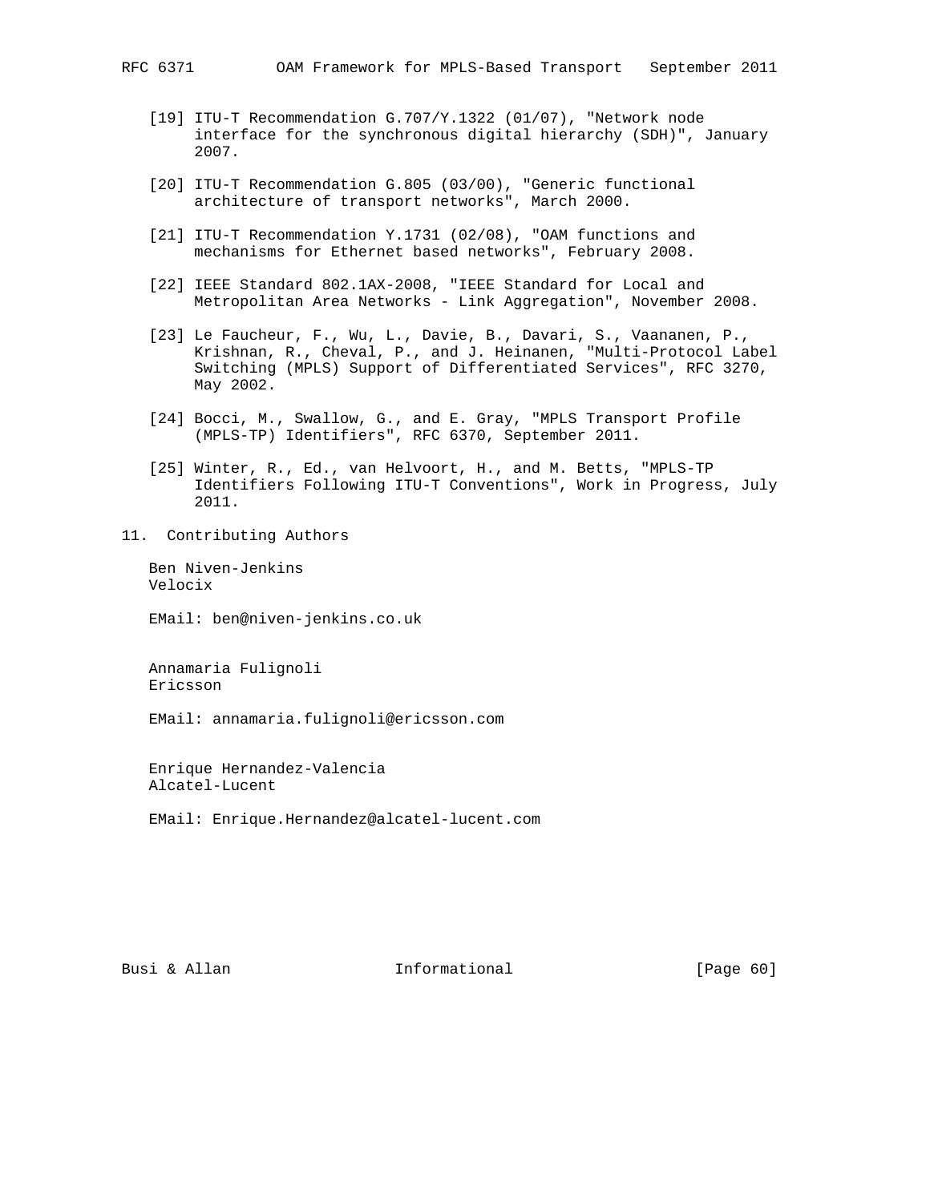[19] ITU-T Recommendation G.707/Y.1322 (01/07), "Network node interface for the synchronous digital hierarchy (SDH)", January 2007.

[20] ITU-T Recommendation G.805 (03/00), "Generic functional architecture of transport networks", March 2000.

[21] ITU-T Recommendation Y.1731 (02/08), "OAM functions and mechanisms for Ethernet based networks", February 2008.

[22] IEEE Standard 802.1AX-2008, "IEEE Standard for Local and Metropolitan Area Networks - Link Aggregation", November 2008.

[23] Le Faucheur, F., Wu, L., Davie, B., Davari, S., Vaananen, P., Krishnan, R., Cheval, P., and J. Heinanen, "Multi-Protocol Label Switching (MPLS) Support of Differentiated Services", RFC 3270, May 2002.

[24] Bocci, M., Swallow, G., and E. Gray, "MPLS Transport Profile (MPLS-TP) Identifiers", RFC 6370, September 2011.

[25] Winter, R., Ed., van Helvoort, H., and M. Betts, "MPLS-TP Identifiers Following ITU-T Conventions", Work in Progress, July 2011.

## 11. Contributing Authors

Ben Niven-Jenkins
Velocix

EMail: ben@niven-jenkins.co.uk

Annamaria Fulignoli
Ericsson

EMail: annamaria.fulignoli@ericsson.com

Enrique Hernandez-Valencia
Alcatel-Lucent

EMail: Enrique.Hernandez@alcatel-lucent.com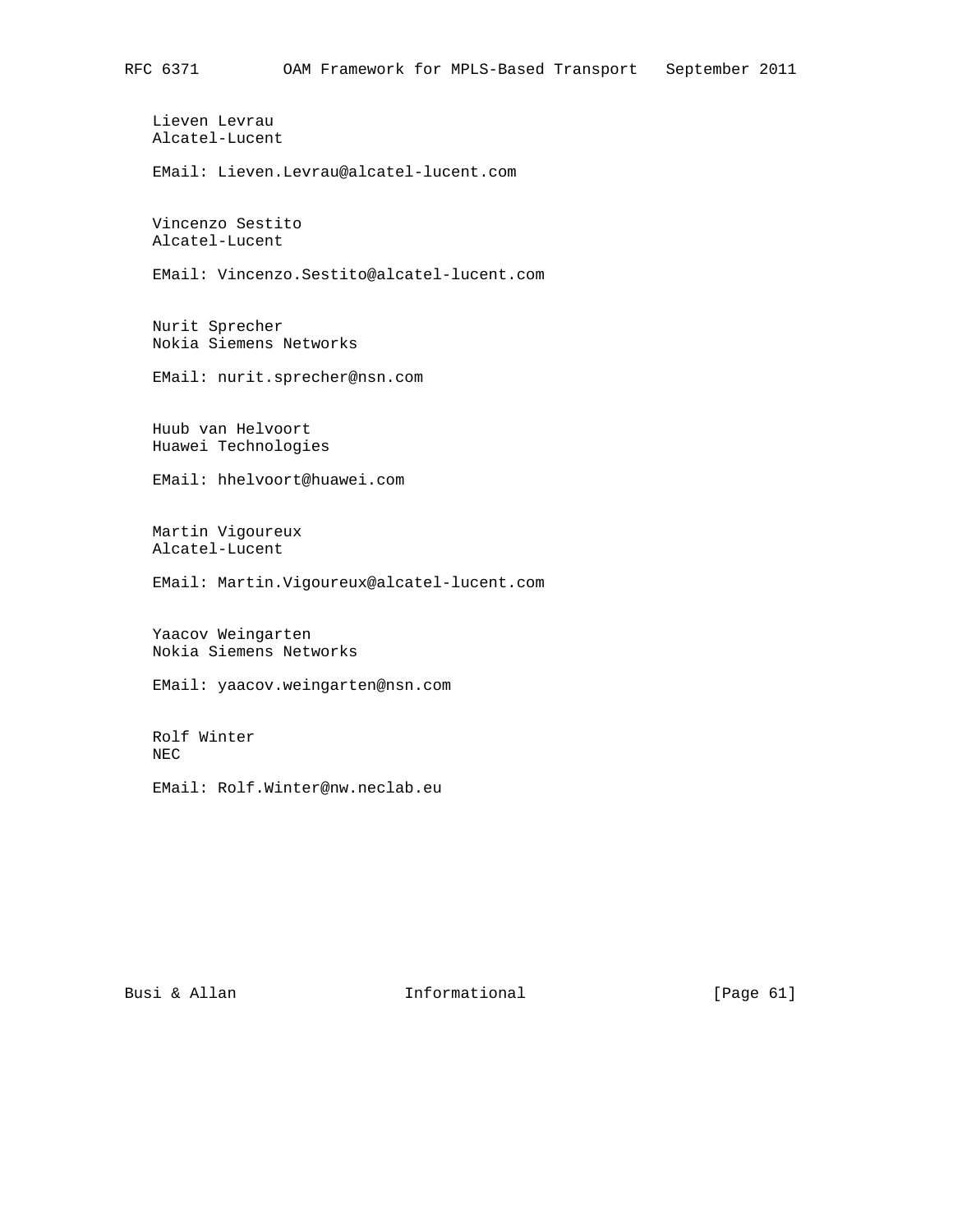Lieven Levrau
Alcatel-Lucent

EMail: Lieven.Levrau@alcatel-lucent.com

Vincenzo Sestito
Alcatel-Lucent

EMail: Vincenzo.Sestito@alcatel-lucent.com

Nurit Sprecher
Nokia Siemens Networks

EMail: nurit.sprecher@nsn.com

Huub van Helvoort
Huawei Technologies

EMail: hhelvoort@huawei.com

Martin Vigoureux
Alcatel-Lucent

EMail: Martin.Vigoureux@alcatel-lucent.com

Yaacov Weingarten
Nokia Siemens Networks

EMail: yaacov.weingarten@nsn.com

Rolf Winter
NEC

EMail: Rolf.Winter@nw.neclab.eu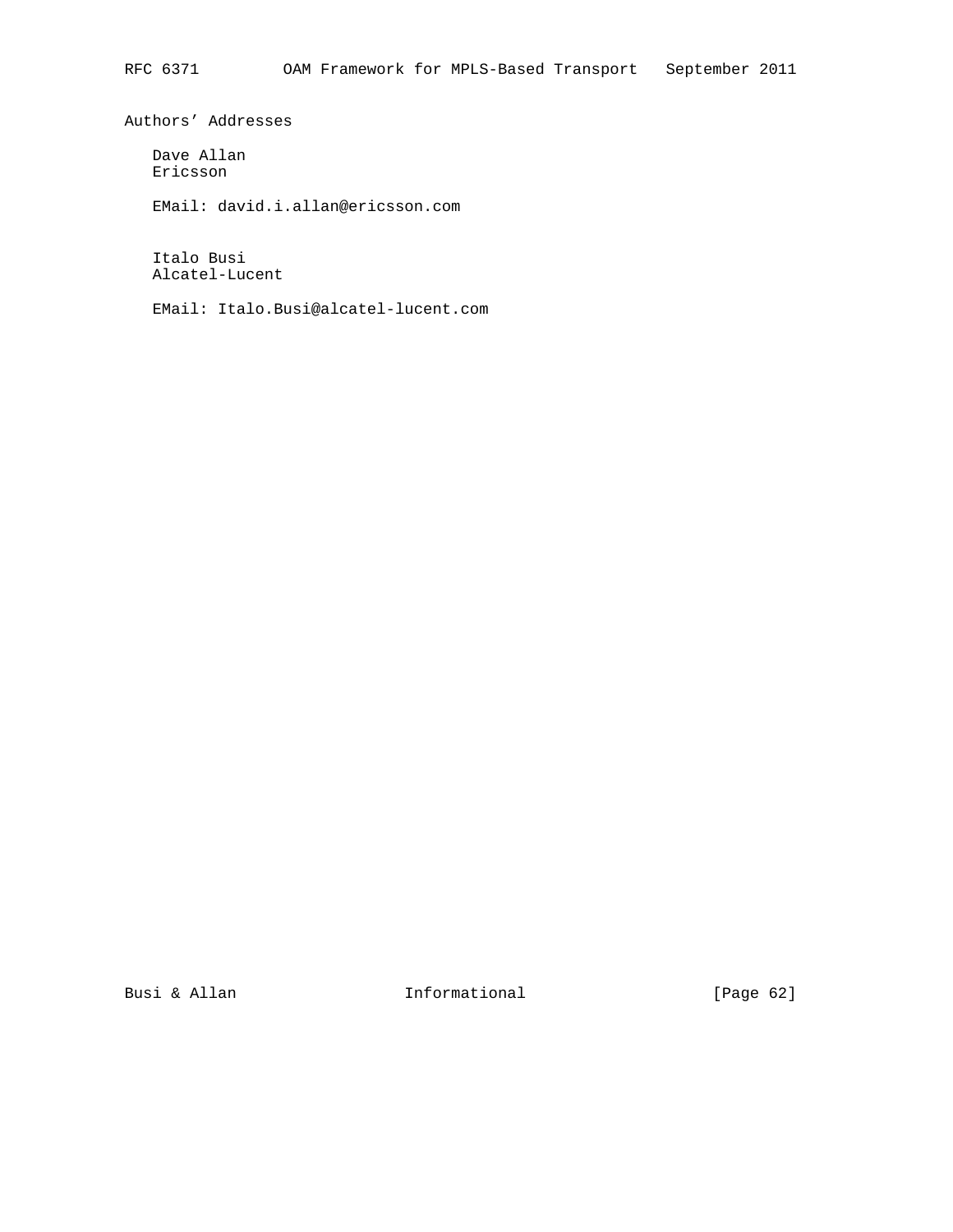# Authors' Addresses

Dave Allan
Ericsson

EMail: david.i.allan@ericsson.com

Italo Busi
Alcatel-Lucent

EMail: Italo.Busi@alcatel-lucent.com